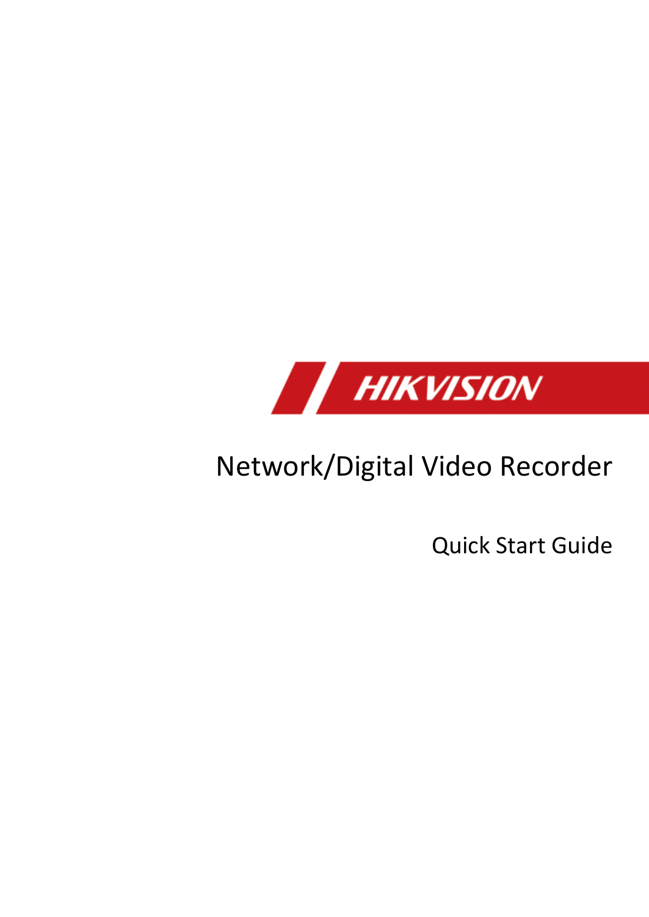HIKVISION

# Network/Digital Video Recorder

## Quick Start Guide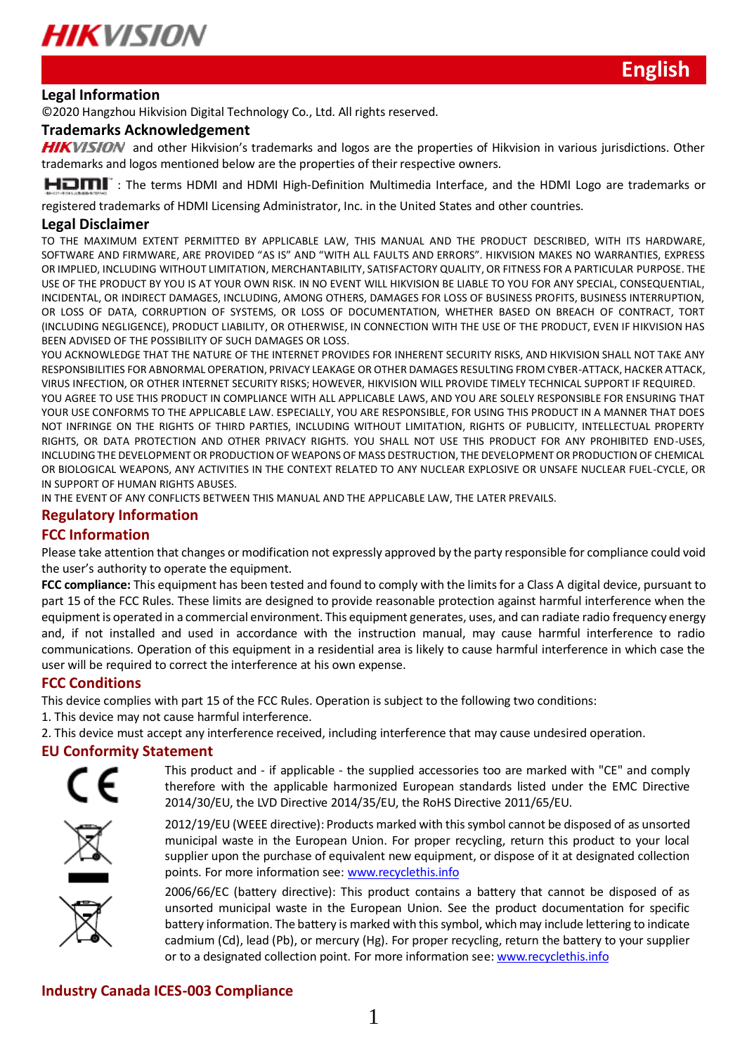English

## Legal Information

©2020 Hangzhou Hikvision Digital Technology Co., Ltd. All rights reserved.

## Trademarks Acknowledgement

HIKVISION and other Hikvision's trademarks and logos are the properties of Hikvision in various jurisdictions. Other trademarks and logos mentioned below are the properties of their respective owners.

HDMI : The terms HDMI and HDMI High-Definition Multimedia Interface, and the HDMI Logo are trademarks or registered trademarks of HDMI Licensing Administrator, Inc. in the United States and other countries.

## Legal Disclaimer

TO THE MAXIMUM EXTENT PERMITTED BY APPLICABLE LAW, THIS MANUAL AND THE PRODUCT DESCRIBED, WITH ITS HARDWARE, SOFTWARE AND FIRMWARE, ARE PROVIDED "AS IS" AND "WITH ALL FAULTS AND ERRORS". HIKVISION MAKES NO WARRANTIES, EXPRESS OR IMPLIED, INCLUDING WITHOUT LIMITATION, MERCHANTABILITY, SATISFACTORY QUALITY, OR FITNESS FOR A PARTICULAR PURPOSE. THE USE OF THE PRODUCT BY YOU IS AT YOUR OWN RISK. IN NO EVENT WILL HIKVISION BE LIABLE TO YOU FOR ANY SPECIAL, CONSEQUENTIAL, INCIDENTAL, OR INDIRECT DAMAGES, INCLUDING, AMONG OTHERS, DAMAGES FOR LOSS OF BUSINESS PROFITS, BUSINESS INTERRUPTION, OR LOSS OF DATA, CORRUPTION OF SYSTEMS, OR LOSS OF DOCUMENTATION, WHETHER BASED ON BREACH OF CONTRACT, TORT (INCLUDING NEGLIGENCE), PRODUCT LIABILITY, OR OTHERWISE, IN CONNECTION WITH THE USE OF THE PRODUCT, EVEN IF HIKVISION HAS BEEN ADVISED OF THE POSSIBILITY OF SUCH DAMAGES OR LOSS.

YOU ACKNOWLEDGE THAT THE NATURE OF THE INTERNET PROVIDES FOR INHERENT SECURITY RISKS, AND HIKVISION SHALL NOT TAKE ANY RESPONSIBILITIES FOR ABNORMAL OPERATION, PRIVACY LEAKAGE OR OTHER DAMAGES RESULTING FROM CYBER-ATTACK, HACKER ATTACK, VIRUS INFECTION, OR OTHER INTERNET SECURITY RISKS; HOWEVER, HIKVISION WILL PROVIDE TIMELY TECHNICAL SUPPORT IF REQUIRED.

YOU AGREE TO USE THIS PRODUCT IN COMPLIANCE WITH ALL APPLICABLE LAWS, AND YOU ARE SOLELY RESPONSIBLE FOR ENSURING THAT YOUR USE CONFORMS TO THE APPLICABLE LAW. ESPECIALLY, YOU ARE RESPONSIBLE, FOR USING THIS PRODUCT IN A MANNER THAT DOES NOT INFRINGE ON THE RIGHTS OF THIRD PARTIES, INCLUDING WITHOUT LIMITATION, RIGHTS OF PUBLICITY, INTELLECTUAL PROPERTY RIGHTS, OR DATA PROTECTION AND OTHER PRIVACY RIGHTS. YOU SHALL NOT USE THIS PRODUCT FOR ANY PROHIBITED END-USES, INCLUDING THE DEVELOPMENT OR PRODUCTION OF WEAPONS OF MASS DESTRUCTION, THE DEVELOPMENT OR PRODUCTION OF CHEMICAL OR BIOLOGICAL WEAPONS, ANY ACTIVITIES IN THE CONTEXT RELATED TO ANY NUCLEAR EXPLOSIVE OR UNSAFE NUCLEAR FUEL-CYCLE, OR IN SUPPORT OF HUMAN RIGHTS ABUSES.

IN THE EVENT OF ANY CONFLICTS BETWEEN THIS MANUAL AND THE APPLICABLE LAW, THE LATER PREVAILS.

## Regulatory Information

### FCC Information

Please take attention that changes or modification not expressly approved by the party responsible for compliance could void the user's authority to operate the equipment.

**FCC compliance:** This equipment has been tested and found to comply with the limits for a Class A digital device, pursuant to part 15 of the FCC Rules. These limits are designed to provide reasonable protection against harmful interference when the equipment is operated in a commercial environment. This equipment generates, uses, and can radiate radio frequency energy and, if not installed and used in accordance with the instruction manual, may cause harmful interference to radio communications. Operation of this equipment in a residential area is likely to cause harmful interference in which case the user will be required to correct the interference at his own expense.

### FCC Conditions

This device complies with part 15 of the FCC Rules. Operation is subject to the following two conditions:

1. This device may not cause harmful interference.
2. This device must accept any interference received, including interference that may cause undesired operation.

### EU Conformity Statement

This product and - if applicable - the supplied accessories too are marked with "CE" and comply therefore with the applicable harmonized European standards listed under the EMC Directive 2014/30/EU, the LVD Directive 2014/35/EU, the RoHS Directive 2011/65/EU.

2012/19/EU (WEEE directive): Products marked with this symbol cannot be disposed of as unsorted municipal waste in the European Union. For proper recycling, return this product to your local supplier upon the purchase of equivalent new equipment, or dispose of it at designated collection points. For more information see: www.recyclethis.info

2006/66/EC (battery directive): This product contains a battery that cannot be disposed of as unsorted municipal waste in the European Union. See the product documentation for specific battery information. The battery is marked with this symbol, which may include lettering to indicate cadmium (Cd), lead (Pb), or mercury (Hg). For proper recycling, return the battery to your supplier or to a designated collection point. For more information see: www.recyclethis.info

### Industry Canada ICES-003 Compliance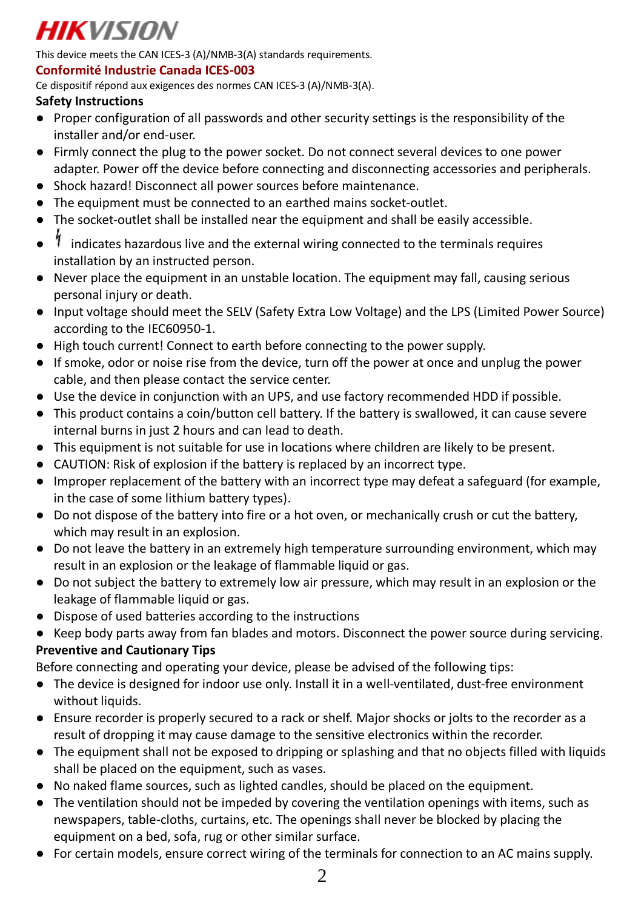HIKVISION

This device meets the CAN ICES-3 (A)/NMB-3(A) standards requirements.

**Conformité Industrie Canada ICES-003**

Ce dispositif répond aux exigences des normes CAN ICES-3 (A)/NMB-3(A).

**Safety Instructions**

- Proper configuration of all passwords and other security settings is the responsibility of the installer and/or end-user.
- Firmly connect the plug to the power socket. Do not connect several devices to one power adapter. Power off the device before connecting and disconnecting accessories and peripherals.
- Shock hazard! Disconnect all power sources before maintenance.
- The equipment must be connected to an earthed mains socket-outlet.
- The socket-outlet shall be installed near the equipment and shall be easily accessible.
- ϟ indicates hazardous live and the external wiring connected to the terminals requires installation by an instructed person.
- Never place the equipment in an unstable location. The equipment may fall, causing serious personal injury or death.
- Input voltage should meet the SELV (Safety Extra Low Voltage) and the LPS (Limited Power Source) according to the IEC60950-1.
- High touch current! Connect to earth before connecting to the power supply.
- If smoke, odor or noise rise from the device, turn off the power at once and unplug the power cable, and then please contact the service center.
- Use the device in conjunction with an UPS, and use factory recommended HDD if possible.
- This product contains a coin/button cell battery. If the battery is swallowed, it can cause severe internal burns in just 2 hours and can lead to death.
- This equipment is not suitable for use in locations where children are likely to be present.
- CAUTION: Risk of explosion if the battery is replaced by an incorrect type.
- Improper replacement of the battery with an incorrect type may defeat a safeguard (for example, in the case of some lithium battery types).
- Do not dispose of the battery into fire or a hot oven, or mechanically crush or cut the battery, which may result in an explosion.
- Do not leave the battery in an extremely high temperature surrounding environment, which may result in an explosion or the leakage of flammable liquid or gas.
- Do not subject the battery to extremely low air pressure, which may result in an explosion or the leakage of flammable liquid or gas.
- Dispose of used batteries according to the instructions
- Keep body parts away from fan blades and motors. Disconnect the power source during servicing.

**Preventive and Cautionary Tips**

Before connecting and operating your device, please be advised of the following tips:

- The device is designed for indoor use only. Install it in a well-ventilated, dust-free environment without liquids.
- Ensure recorder is properly secured to a rack or shelf. Major shocks or jolts to the recorder as a result of dropping it may cause damage to the sensitive electronics within the recorder.
- The equipment shall not be exposed to dripping or splashing and that no objects filled with liquids shall be placed on the equipment, such as vases.
- No naked flame sources, such as lighted candles, should be placed on the equipment.
- The ventilation should not be impeded by covering the ventilation openings with items, such as newspapers, table-cloths, curtains, etc. The openings shall never be blocked by placing the equipment on a bed, sofa, rug or other similar surface.
- For certain models, ensure correct wiring of the terminals for connection to an AC mains supply.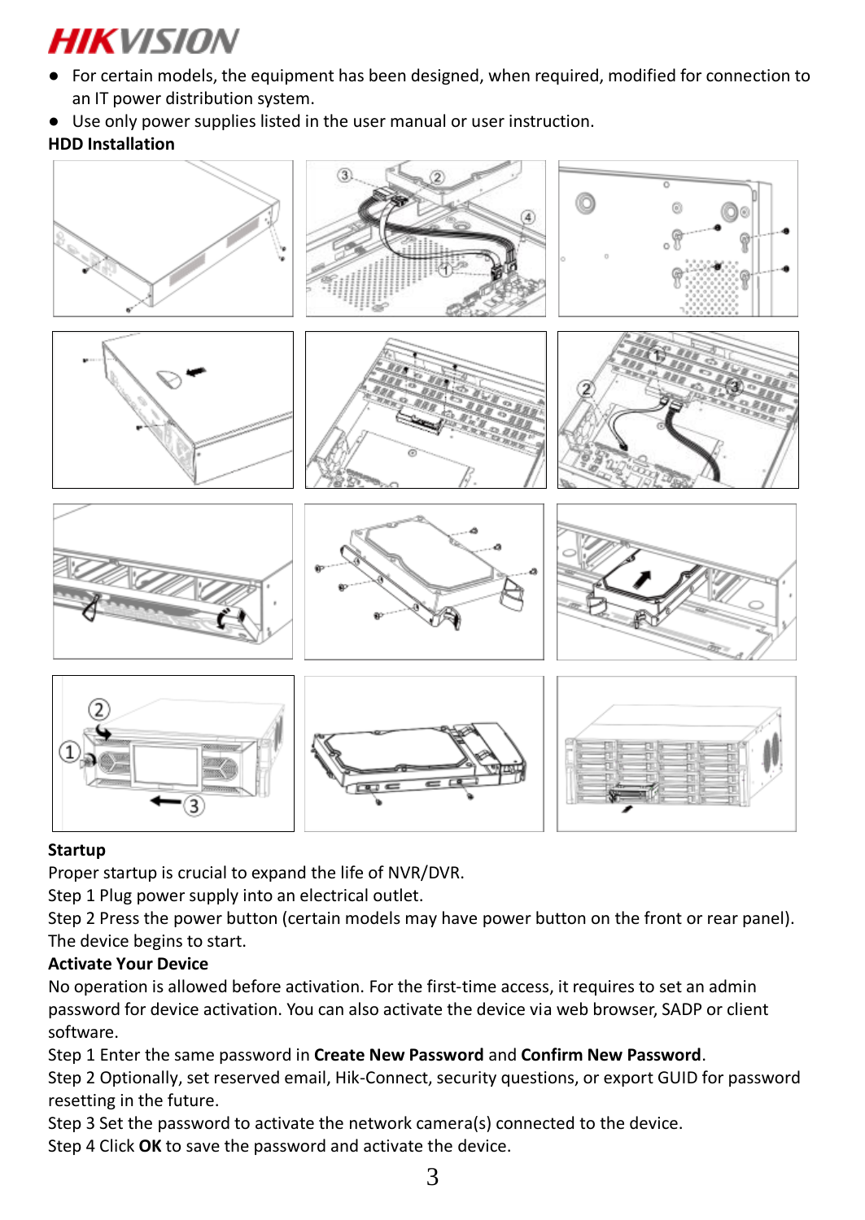- For certain models, the equipment has been designed, when required, modified for connection to an IT power distribution system.
- Use only power supplies listed in the user manual or user instruction.

**HDD Installation**

**Startup**

Proper startup is crucial to expand the life of NVR/DVR.

Step 1 Plug power supply into an electrical outlet.

Step 2 Press the power button (certain models may have power button on the front or rear panel). The device begins to start.

**Activate Your Device**

No operation is allowed before activation. For the first-time access, it requires to set an admin password for device activation. You can also activate the device via web browser, SADP or client software.

Step 1 Enter the same password in **Create New Password** and **Confirm New Password**.

Step 2 Optionally, set reserved email, Hik-Connect, security questions, or export GUID for password resetting in the future.

Step 3 Set the password to activate the network camera(s) connected to the device.

Step 4 Click **OK** to save the password and activate the device.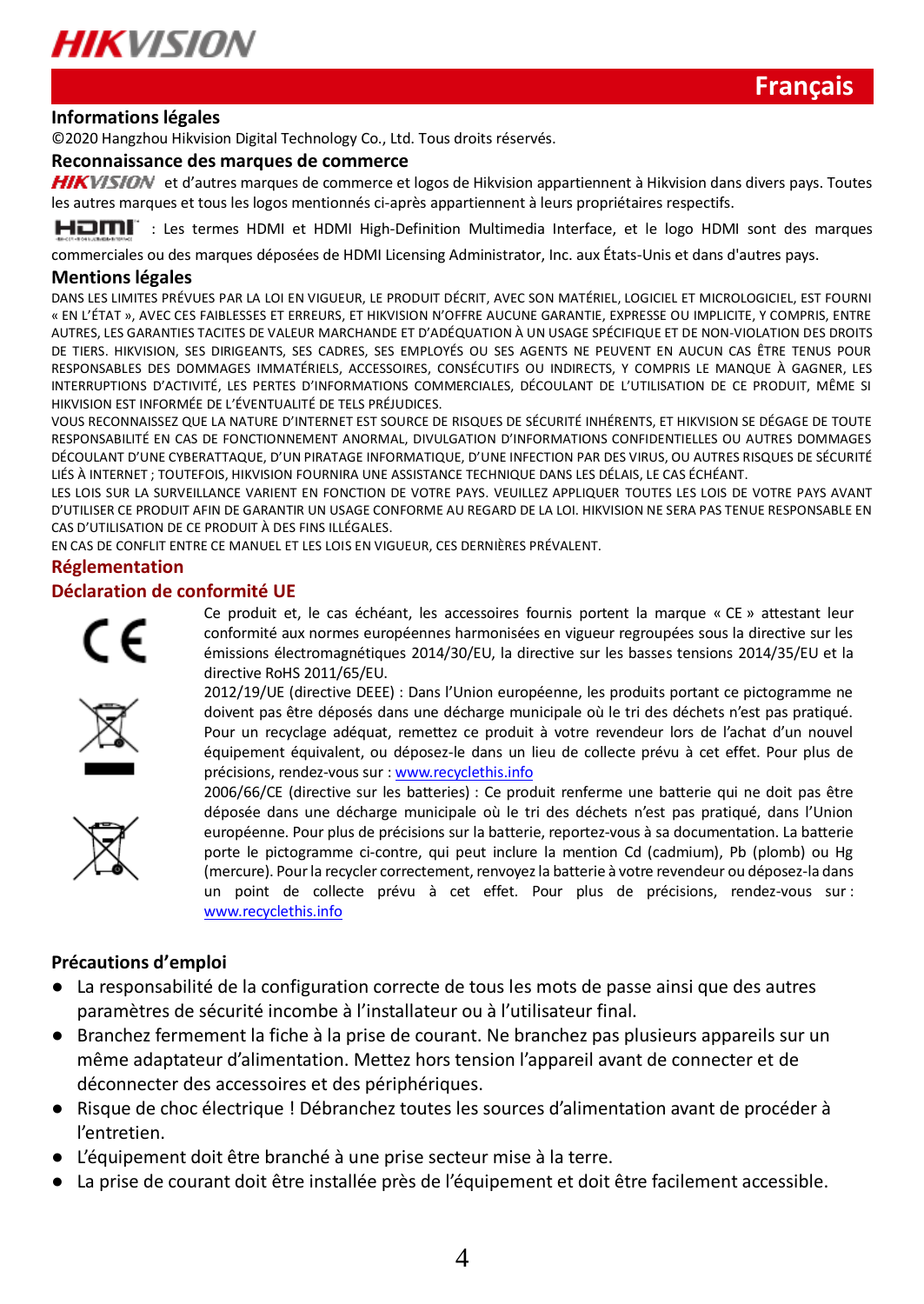Français

## Informations légales

©2020 Hangzhou Hikvision Digital Technology Co., Ltd. Tous droits réservés.

## Reconnaissance des marques de commerce

HIKVISION et d'autres marques de commerce et logos de Hikvision appartiennent à Hikvision dans divers pays. Toutes les autres marques et tous les logos mentionnés ci-après appartiennent à leurs propriétaires respectifs.

HDMI : Les termes HDMI et HDMI High-Definition Multimedia Interface, et le logo HDMI sont des marques commerciales ou des marques déposées de HDMI Licensing Administrator, Inc. aux États-Unis et dans d'autres pays.

## Mentions légales

DANS LES LIMITES PRÉVUES PAR LA LOI EN VIGUEUR, LE PRODUIT DÉCRIT, AVEC SON MATÉRIEL, LOGICIEL ET MICROLOGICIEL, EST FOURNI « EN L'ÉTAT », AVEC CES FAIBLESSES ET ERREURS, ET HIKVISION N'OFFRE AUCUNE GARANTIE, EXPRESSE OU IMPLICITE, Y COMPRIS, ENTRE AUTRES, LES GARANTIES TACITES DE VALEUR MARCHANDE ET D'ADÉQUATION À UN USAGE SPÉCIFIQUE ET DE NON-VIOLATION DES DROITS DE TIERS. HIKVISION, SES DIRIGEANTS, SES CADRES, SES EMPLOYÉS OU SES AGENTS NE PEUVENT EN AUCUN CAS ÊTRE TENUS POUR RESPONSABLES DES DOMMAGES IMMATÉRIELS, ACCESSOIRES, CONSÉCUTIFS OU INDIRECTS, Y COMPRIS LE MANQUE À GAGNER, LES INTERRUPTIONS D'ACTIVITÉ, LES PERTES D'INFORMATIONS COMMERCIALES, DÉCOULANT DE L'UTILISATION DE CE PRODUIT, MÊME SI HIKVISION EST INFORMÉE DE L'ÉVENTUALITÉ DE TELS PRÉJUDICES.

VOUS RECONNAISSEZ QUE LA NATURE D'INTERNET EST SOURCE DE RISQUES DE SÉCURITÉ INHÉRENTS, ET HIKVISION SE DÉGAGE DE TOUTE RESPONSABILITÉ EN CAS DE FONCTIONNEMENT ANORMAL, DIVULGATION D'INFORMATIONS CONFIDENTIELLES OU AUTRES DOMMAGES DÉCOULANT D'UNE CYBERATTAQUE, D'UN PIRATAGE INFORMATIQUE, D'UNE INFECTION PAR DES VIRUS, OU AUTRES RISQUES DE SÉCURITÉ LIÉS À INTERNET ; TOUTEFOIS, HIKVISION FOURNIRA UNE ASSISTANCE TECHNIQUE DANS LES DÉLAIS, LE CAS ÉCHÉANT.

LES LOIS SUR LA SURVEILLANCE VARIENT EN FONCTION DE VOTRE PAYS. VEUILLEZ APPLIQUER TOUTES LES LOIS DE VOTRE PAYS AVANT D'UTILISER CE PRODUIT AFIN DE GARANTIR UN USAGE CONFORME AU REGARD DE LA LOI. HIKVISION NE SERA PAS TENUE RESPONSABLE EN CAS D'UTILISATION DE CE PRODUIT À DES FINS ILLÉGALES.

EN CAS DE CONFLIT ENTRE CE MANUEL ET LES LOIS EN VIGUEUR, CES DERNIÈRES PRÉVALENT.

## Réglementation

## Déclaration de conformité UE

Ce produit et, le cas échéant, les accessoires fournis portent la marque « CE » attestant leur conformité aux normes européennes harmonisées en vigueur regroupées sous la directive sur les émissions électromagnétiques 2014/30/EU, la directive sur les basses tensions 2014/35/EU et la directive RoHS 2011/65/EU.

2012/19/UE (directive DEEE) : Dans l'Union européenne, les produits portant ce pictogramme ne doivent pas être déposés dans une décharge municipale où le tri des déchets n'est pas pratiqué. Pour un recyclage adéquat, remettez ce produit à votre revendeur lors de l'achat d'un nouvel équipement équivalent, ou déposez-le dans un lieu de collecte prévu à cet effet. Pour plus de précisions, rendez-vous sur : www.recyclethis.info

2006/66/CE (directive sur les batteries) : Ce produit renferme une batterie qui ne doit pas être déposée dans une décharge municipale où le tri des déchets n'est pas pratiqué, dans l'Union européenne. Pour plus de précisions sur la batterie, reportez-vous à sa documentation. La batterie porte le pictogramme ci-contre, qui peut inclure la mention Cd (cadmium), Pb (plomb) ou Hg (mercure). Pour la recycler correctement, renvoyez la batterie à votre revendeur ou déposez-la dans un point de collecte prévu à cet effet. Pour plus de précisions, rendez-vous sur : www.recyclethis.info

## Précautions d'emploi

- La responsabilité de la configuration correcte de tous les mots de passe ainsi que des autres paramètres de sécurité incombe à l'installateur ou à l'utilisateur final.
- Branchez fermement la fiche à la prise de courant. Ne branchez pas plusieurs appareils sur un même adaptateur d'alimentation. Mettez hors tension l'appareil avant de connecter et de déconnecter des accessoires et des périphériques.
- Risque de choc électrique ! Débranchez toutes les sources d'alimentation avant de procéder à l'entretien.
- L'équipement doit être branché à une prise secteur mise à la terre.
- La prise de courant doit être installée près de l'équipement et doit être facilement accessible.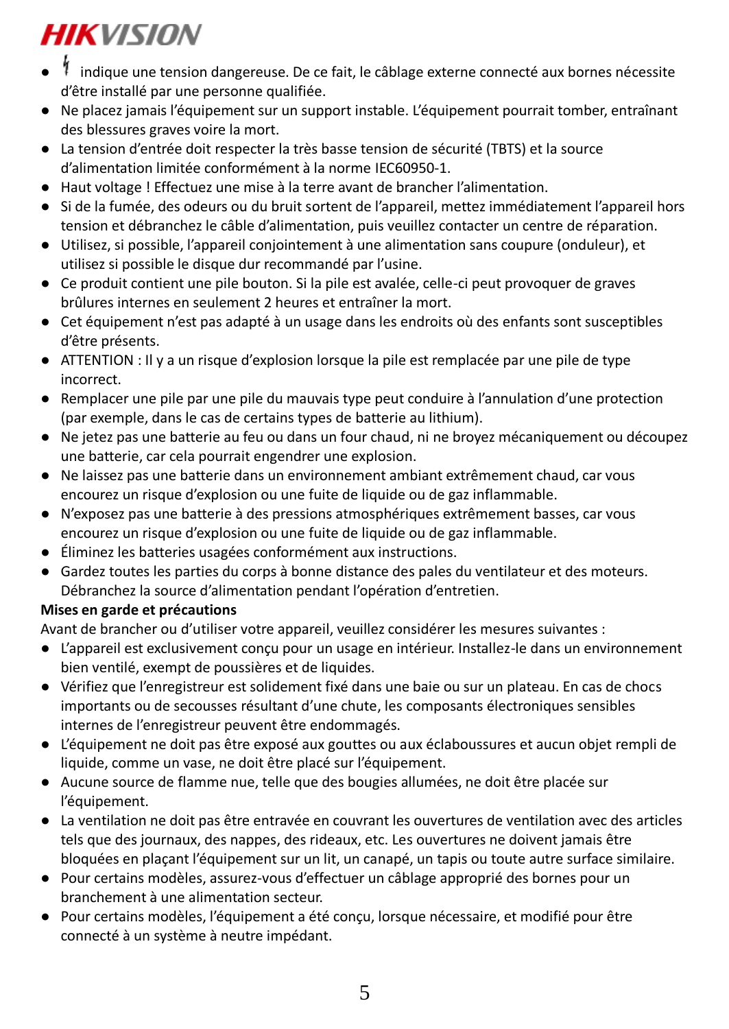- ϟ indique une tension dangereuse. De ce fait, le câblage externe connecté aux bornes nécessite d'être installé par une personne qualifiée.
- Ne placez jamais l'équipement sur un support instable. L'équipement pourrait tomber, entraînant des blessures graves voire la mort.
- La tension d'entrée doit respecter la très basse tension de sécurité (TBTS) et la source d'alimentation limitée conformément à la norme IEC60950-1.
- Haut voltage ! Effectuez une mise à la terre avant de brancher l'alimentation.
- Si de la fumée, des odeurs ou du bruit sortent de l'appareil, mettez immédiatement l'appareil hors tension et débranchez le câble d'alimentation, puis veuillez contacter un centre de réparation.
- Utilisez, si possible, l'appareil conjointement à une alimentation sans coupure (onduleur), et utilisez si possible le disque dur recommandé par l'usine.
- Ce produit contient une pile bouton. Si la pile est avalée, celle-ci peut provoquer de graves brûlures internes en seulement 2 heures et entraîner la mort.
- Cet équipement n'est pas adapté à un usage dans les endroits où des enfants sont susceptibles d'être présents.
- ATTENTION : Il y a un risque d'explosion lorsque la pile est remplacée par une pile de type incorrect.
- Remplacer une pile par une pile du mauvais type peut conduire à l'annulation d'une protection (par exemple, dans le cas de certains types de batterie au lithium).
- Ne jetez pas une batterie au feu ou dans un four chaud, ni ne broyez mécaniquement ou découpez une batterie, car cela pourrait engendrer une explosion.
- Ne laissez pas une batterie dans un environnement ambiant extrêmement chaud, car vous encourez un risque d'explosion ou une fuite de liquide ou de gaz inflammable.
- N'exposez pas une batterie à des pressions atmosphériques extrêmement basses, car vous encourez un risque d'explosion ou une fuite de liquide ou de gaz inflammable.
- Éliminez les batteries usagées conformément aux instructions.
- Gardez toutes les parties du corps à bonne distance des pales du ventilateur et des moteurs. Débranchez la source d'alimentation pendant l'opération d'entretien.

**Mises en garde et précautions**

Avant de brancher ou d'utiliser votre appareil, veuillez considérer les mesures suivantes :

- L'appareil est exclusivement conçu pour un usage en intérieur. Installez-le dans un environnement bien ventilé, exempt de poussières et de liquides.
- Vérifiez que l'enregistreur est solidement fixé dans une baie ou sur un plateau. En cas de chocs importants ou de secousses résultant d'une chute, les composants électroniques sensibles internes de l'enregistreur peuvent être endommagés.
- L'équipement ne doit pas être exposé aux gouttes ou aux éclaboussures et aucun objet rempli de liquide, comme un vase, ne doit être placé sur l'équipement.
- Aucune source de flamme nue, telle que des bougies allumées, ne doit être placée sur l'équipement.
- La ventilation ne doit pas être entravée en couvrant les ouvertures de ventilation avec des articles tels que des journaux, des nappes, des rideaux, etc. Les ouvertures ne doivent jamais être bloquées en plaçant l'équipement sur un lit, un canapé, un tapis ou toute autre surface similaire.
- Pour certains modèles, assurez-vous d'effectuer un câblage approprié des bornes pour un branchement à une alimentation secteur.
- Pour certains modèles, l'équipement a été conçu, lorsque nécessaire, et modifié pour être connecté à un système à neutre impédant.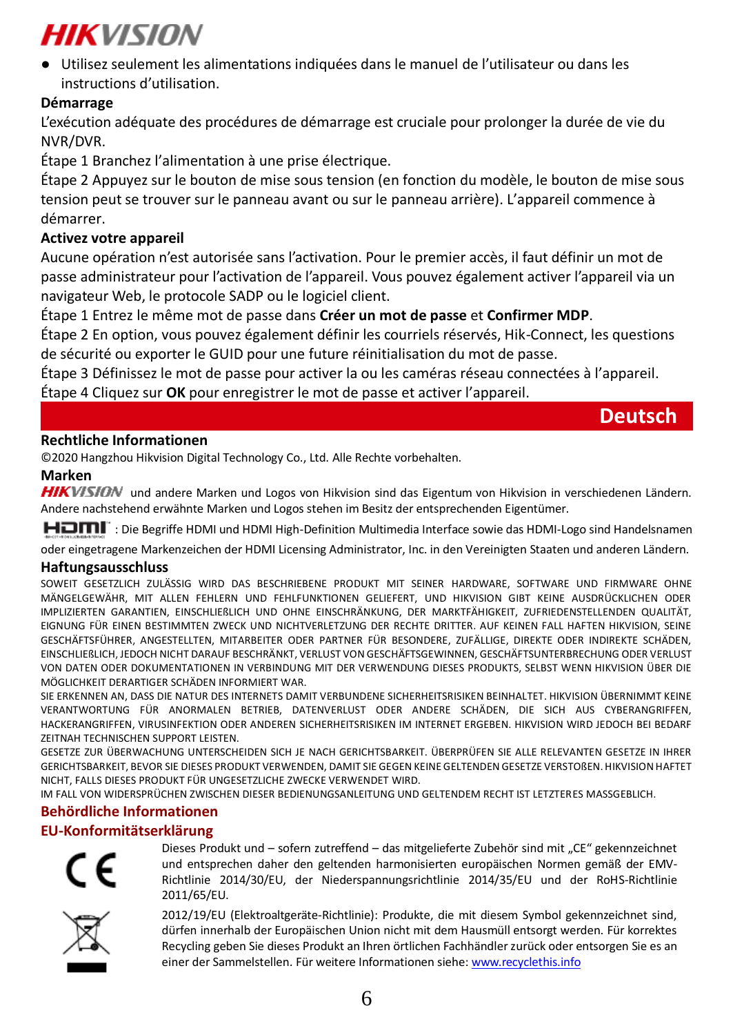- Utilisez seulement les alimentations indiquées dans le manuel de l'utilisateur ou dans les instructions d'utilisation.

**Démarrage**

L'exécution adéquate des procédures de démarrage est cruciale pour prolonger la durée de vie du NVR/DVR.

Étape 1 Branchez l'alimentation à une prise électrique.

Étape 2 Appuyez sur le bouton de mise sous tension (en fonction du modèle, le bouton de mise sous tension peut se trouver sur le panneau avant ou sur le panneau arrière). L'appareil commence à démarrer.

**Activez votre appareil**

Aucune opération n'est autorisée sans l'activation. Pour le premier accès, il faut définir un mot de passe administrateur pour l'activation de l'appareil. Vous pouvez également activer l'appareil via un navigateur Web, le protocole SADP ou le logiciel client.

Étape 1 Entrez le même mot de passe dans **Créer un mot de passe** et **Confirmer MDP**.

Étape 2 En option, vous pouvez également définir les courriels réservés, Hik-Connect, les questions de sécurité ou exporter le GUID pour une future réinitialisation du mot de passe.

Étape 3 Définissez le mot de passe pour activer la ou les caméras réseau connectées à l'appareil.

Étape 4 Cliquez sur **OK** pour enregistrer le mot de passe et activer l'appareil.

# Deutsch

**Rechtliche Informationen**

©2020 Hangzhou Hikvision Digital Technology Co., Ltd. Alle Rechte vorbehalten.

**Marken**

HIKVISION und andere Marken und Logos von Hikvision sind das Eigentum von Hikvision in verschiedenen Ländern. Andere nachstehend erwähnte Marken und Logos stehen im Besitz der entsprechenden Eigentümer.

HDMI: Die Begriffe HDMI und HDMI High-Definition Multimedia Interface sowie das HDMI-Logo sind Handelsnamen oder eingetragene Markenzeichen der HDMI Licensing Administrator, Inc. in den Vereinigten Staaten und anderen Ländern.

**Haftungsausschluss**

SOWEIT GESETZLICH ZULÄSSIG WIRD DAS BESCHRIEBENE PRODUKT MIT SEINER HARDWARE, SOFTWARE UND FIRMWARE OHNE MÄNGELGEWÄHR, MIT ALLEN FEHLERN UND FEHLFUNKTIONEN GELIEFERT, UND HIKVISION GIBT KEINE AUSDRÜCKLICHEN ODER IMPLIZIERTEN GARANTIEN, EINSCHLIEßLICH UND OHNE EINSCHRÄNKUNG, DER MARKTFÄHIGKEIT, ZUFRIEDENSTELLENDEN QUALITÄT, EIGNUNG FÜR EINEN BESTIMMTEN ZWECK UND NICHTVERLETZUNG DER RECHTE DRITTER. AUF KEINEN FALL HAFTEN HIKVISION, SEINE GESCHÄFTSFÜHRER, ANGESTELLTEN, MITARBEITER ODER PARTNER FÜR BESONDERE, ZUFÄLLIGE, DIREKTE ODER INDIREKTE SCHÄDEN, EINSCHLIEßLICH, JEDOCH NICHT DARAUF BESCHRÄNKT, VERLUST VON GESCHÄFTSGEWINNEN, GESCHÄFTSUNTERBRECHUNG ODER VERLUST VON DATEN ODER DOKUMENTATIONEN IN VERBINDUNG MIT DER VERWENDUNG DIESES PRODUKTS, SELBST WENN HIKVISION ÜBER DIE MÖGLICHKEIT DERARTIGER SCHÄDEN INFORMIERT WAR.

SIE ERKENNEN AN, DASS DIE NATUR DES INTERNETS DAMIT VERBUNDENE SICHERHEITSRISIKEN BEINHALTET. HIKVISION ÜBERNIMMT KEINE VERANTWORTUNG FÜR ANORMALEN BETRIEB, DATENVERLUST ODER ANDERE SCHÄDEN, DIE SICH AUS CYBERANGRIFFEN, HACKERANGRIFFEN, VIRUSINFEKTION ODER ANDEREN SICHERHEITSRISIKEN IM INTERNET ERGEBEN. HIKVISION WIRD JEDOCH BEI BEDARF ZEITNAH TECHNISCHEN SUPPORT LEISTEN.

GESETZE ZUR ÜBERWACHUNG UNTERSCHEIDEN SICH JE NACH GERICHTSBARKEIT. ÜBERPRÜFEN SIE ALLE RELEVANTEN GESETZE IN IHRER GERICHTSBARKEIT, BEVOR SIE DIESES PRODUKT VERWENDEN, DAMIT SIE GEGEN KEINE GELTENDEN GESETZE VERSTOßEN. HIKVISION HAFTET NICHT, FALLS DIESES PRODUKT FÜR UNGESETZLICHE ZWECKE VERWENDET WIRD.

IM FALL VON WIDERSPRÜCHEN ZWISCHEN DIESER BEDIENUNGSANLEITUNG UND GELTENDEM RECHT IST LETZTERES MASSGEBLICH.

**Behördliche Informationen**

**EU-Konformitätserklärung**

Dieses Produkt und – sofern zutreffend – das mitgelieferte Zubehör sind mit „CE" gekennzeichnet und entsprechen daher den geltenden harmonisierten europäischen Normen gemäß der EMV-Richtlinie 2014/30/EU, der Niederspannungsrichtlinie 2014/35/EU und der RoHS-Richtlinie 2011/65/EU.

2012/19/EU (Elektroaltgeräte-Richtlinie): Produkte, die mit diesem Symbol gekennzeichnet sind, dürfen innerhalb der Europäischen Union nicht mit dem Hausmüll entsorgt werden. Für korrektes Recycling geben Sie dieses Produkt an Ihren örtlichen Fachhändler zurück oder entsorgen Sie es an einer der Sammelstellen. Für weitere Informationen siehe: www.recyclethis.info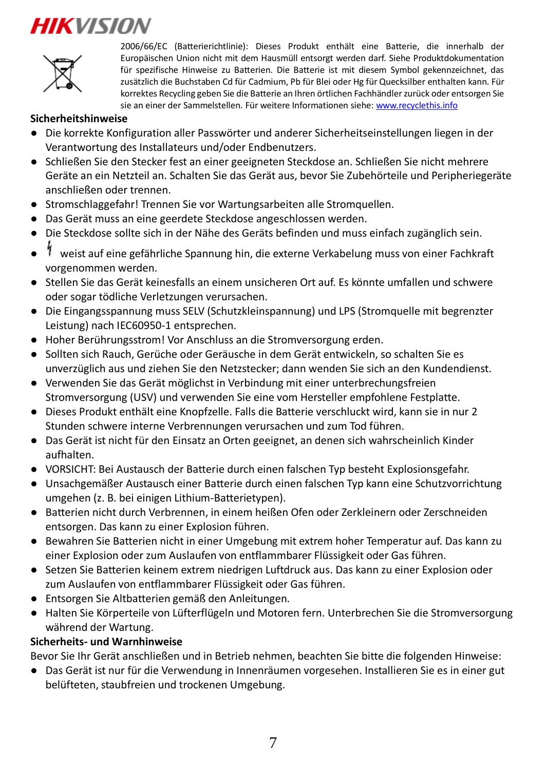2006/66/EC (Batterierichtlinie): Dieses Produkt enthält eine Batterie, die innerhalb der Europäischen Union nicht mit dem Hausmüll entsorgt werden darf. Siehe Produktdokumentation für spezifische Hinweise zu Batterien. Die Batterie ist mit diesem Symbol gekennzeichnet, das zusätzlich die Buchstaben Cd für Cadmium, Pb für Blei oder Hg für Quecksilber enthalten kann. Für korrektes Recycling geben Sie die Batterie an Ihren örtlichen Fachhändler zurück oder entsorgen Sie sie an einer der Sammelstellen. Für weitere Informationen siehe: www.recyclethis.info

**Sicherheitshinweise**

- Die korrekte Konfiguration aller Passwörter und anderer Sicherheitseinstellungen liegen in der Verantwortung des Installateurs und/oder Endbenutzers.
- Schließen Sie den Stecker fest an einer geeigneten Steckdose an. Schließen Sie nicht mehrere Geräte an ein Netzteil an. Schalten Sie das Gerät aus, bevor Sie Zubehörteile und Peripheriegeräte anschließen oder trennen.
- Stromschlaggefahr! Trennen Sie vor Wartungsarbeiten alle Stromquellen.
- Das Gerät muss an eine geerdete Steckdose angeschlossen werden.
- Die Steckdose sollte sich in der Nähe des Geräts befinden und muss einfach zugänglich sein.
- ϟ weist auf eine gefährliche Spannung hin, die externe Verkabelung muss von einer Fachkraft vorgenommen werden.
- Stellen Sie das Gerät keinesfalls an einem unsicheren Ort auf. Es könnte umfallen und schwere oder sogar tödliche Verletzungen verursachen.
- Die Eingangsspannung muss SELV (Schutzkleinspannung) und LPS (Stromquelle mit begrenzter Leistung) nach IEC60950-1 entsprechen.
- Hoher Berührungsstrom! Vor Anschluss an die Stromversorgung erden.
- Sollten sich Rauch, Gerüche oder Geräusche in dem Gerät entwickeln, so schalten Sie es unverzüglich aus und ziehen Sie den Netzstecker; dann wenden Sie sich an den Kundendienst.
- Verwenden Sie das Gerät möglichst in Verbindung mit einer unterbrechungsfreien Stromversorgung (USV) und verwenden Sie eine vom Hersteller empfohlene Festplatte.
- Dieses Produkt enthält eine Knopfzelle. Falls die Batterie verschluckt wird, kann sie in nur 2 Stunden schwere interne Verbrennungen verursachen und zum Tod führen.
- Das Gerät ist nicht für den Einsatz an Orten geeignet, an denen sich wahrscheinlich Kinder aufhalten.
- VORSICHT: Bei Austausch der Batterie durch einen falschen Typ besteht Explosionsgefahr.
- Unsachgemäßer Austausch einer Batterie durch einen falschen Typ kann eine Schutzvorrichtung umgehen (z. B. bei einigen Lithium-Batterietypen).
- Batterien nicht durch Verbrennen, in einem heißen Ofen oder Zerkleinern oder Zerschneiden entsorgen. Das kann zu einer Explosion führen.
- Bewahren Sie Batterien nicht in einer Umgebung mit extrem hoher Temperatur auf. Das kann zu einer Explosion oder zum Auslaufen von entflammbarer Flüssigkeit oder Gas führen.
- Setzen Sie Batterien keinem extrem niedrigen Luftdruck aus. Das kann zu einer Explosion oder zum Auslaufen von entflammbarer Flüssigkeit oder Gas führen.
- Entsorgen Sie Altbatterien gemäß den Anleitungen.
- Halten Sie Körperteile von Lüfterflügeln und Motoren fern. Unterbrechen Sie die Stromversorgung während der Wartung.

**Sicherheits- und Warnhinweise**

Bevor Sie Ihr Gerät anschließen und in Betrieb nehmen, beachten Sie bitte die folgenden Hinweise:

- Das Gerät ist nur für die Verwendung in Innenräumen vorgesehen. Installieren Sie es in einer gut belüfteten, staubfreien und trockenen Umgebung.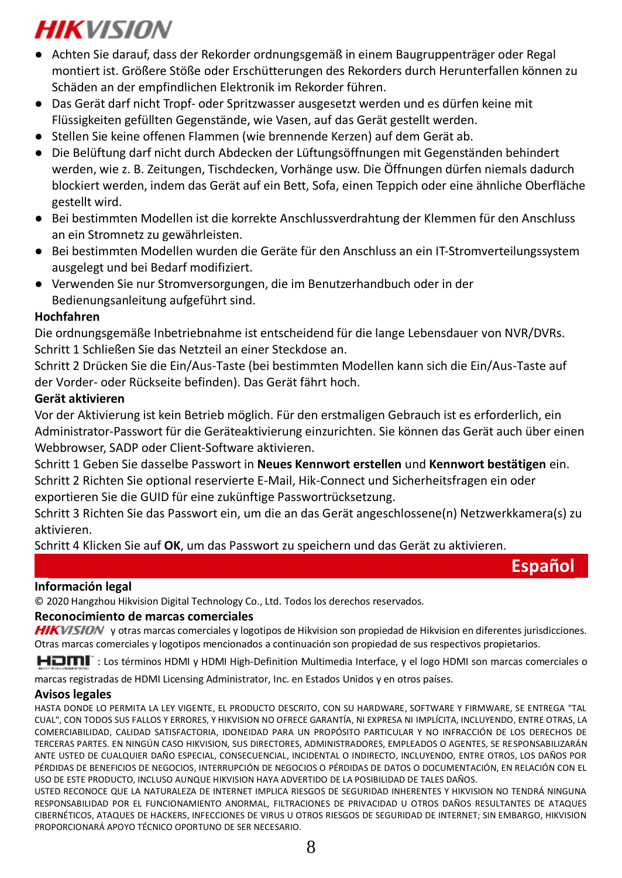- Achten Sie darauf, dass der Rekorder ordnungsgemäß in einem Baugruppenträger oder Regal montiert ist. Größere Stöße oder Erschütterungen des Rekorders durch Herunterfallen können zu Schäden an der empfindlichen Elektronik im Rekorder führen.
- Das Gerät darf nicht Tropf- oder Spritzwasser ausgesetzt werden und es dürfen keine mit Flüssigkeiten gefüllten Gegenstände, wie Vasen, auf das Gerät gestellt werden.
- Stellen Sie keine offenen Flammen (wie brennende Kerzen) auf dem Gerät ab.
- Die Belüftung darf nicht durch Abdecken der Lüftungsöffnungen mit Gegenständen behindert werden, wie z. B. Zeitungen, Tischdecken, Vorhänge usw. Die Öffnungen dürfen niemals dadurch blockiert werden, indem das Gerät auf ein Bett, Sofa, einen Teppich oder eine ähnliche Oberfläche gestellt wird.
- Bei bestimmten Modellen ist die korrekte Anschlussverdrahtung der Klemmen für den Anschluss an ein Stromnetz zu gewährleisten.
- Bei bestimmten Modellen wurden die Geräte für den Anschluss an ein IT-Stromverteilungssystem ausgelegt und bei Bedarf modifiziert.
- Verwenden Sie nur Stromversorgungen, die im Benutzerhandbuch oder in der Bedienungsanleitung aufgeführt sind.

**Hochfahren**

Die ordnungsgemäße Inbetriebnahme ist entscheidend für die lange Lebensdauer von NVR/DVRs.
Schritt 1 Schließen Sie das Netzteil an einer Steckdose an.
Schritt 2 Drücken Sie die Ein/Aus-Taste (bei bestimmten Modellen kann sich die Ein/Aus-Taste auf der Vorder- oder Rückseite befinden). Das Gerät fährt hoch.

**Gerät aktivieren**

Vor der Aktivierung ist kein Betrieb möglich. Für den erstmaligen Gebrauch ist es erforderlich, ein Administrator-Passwort für die Geräteaktivierung einzurichten. Sie können das Gerät auch über einen Webbrowser, SADP oder Client-Software aktivieren.
Schritt 1 Geben Sie dasselbe Passwort in **Neues Kennwort erstellen** und **Kennwort bestätigen** ein.
Schritt 2 Richten Sie optional reservierte E-Mail, Hik-Connect und Sicherheitsfragen ein oder exportieren Sie die GUID für eine zukünftige Passwortrücksetzung.
Schritt 3 Richten Sie das Passwort ein, um die an das Gerät angeschlossene(n) Netzwerkkamera(s) zu aktivieren.
Schritt 4 Klicken Sie auf **OK**, um das Passwort zu speichern und das Gerät zu aktivieren.

# Español

**Información legal**

© 2020 Hangzhou Hikvision Digital Technology Co., Ltd. Todos los derechos reservados.

**Reconocimiento de marcas comerciales**

HIKVISION y otras marcas comerciales y logotipos de Hikvision son propiedad de Hikvision en diferentes jurisdicciones. Otras marcas comerciales y logotipos mencionados a continuación son propiedad de sus respectivos propietarios.

HDMI: Los términos HDMI y HDMI High-Definition Multimedia Interface, y el logo HDMI son marcas comerciales o marcas registradas de HDMI Licensing Administrator, Inc. en Estados Unidos y en otros países.

**Avisos legales**

HASTA DONDE LO PERMITA LA LEY VIGENTE, EL PRODUCTO DESCRITO, CON SU HARDWARE, SOFTWARE Y FIRMWARE, SE ENTREGA "TAL CUAL", CON TODOS SUS FALLOS Y ERRORES, Y HIKVISION NO OFRECE GARANTÍA, NI EXPRESA NI IMPLÍCITA, INCLUYENDO, ENTRE OTRAS, LA COMERCIABILIDAD, CALIDAD SATISFACTORIA, IDONEIDAD PARA UN PROPÓSITO PARTICULAR Y NO INFRACCIÓN DE LOS DERECHOS DE TERCERAS PARTES. EN NINGÚN CASO HIKVISION, SUS DIRECTORES, ADMINISTRADORES, EMPLEADOS O AGENTES, SE RESPONSABILIZARÁN ANTE USTED DE CUALQUIER DAÑO ESPECIAL, CONSECUENCIAL, INCIDENTAL O INDIRECTO, INCLUYENDO, ENTRE OTROS, LOS DAÑOS POR PÉRDIDAS DE BENEFICIOS DE NEGOCIOS, INTERRUPCIÓN DE NEGOCIOS O PÉRDIDAS DE DATOS O DOCUMENTACIÓN, EN RELACIÓN CON EL USO DE ESTE PRODUCTO, INCLUSO AUNQUE HIKVISION HAYA ADVERTIDO DE LA POSIBILIDAD DE TALES DAÑOS.

USTED RECONOCE QUE LA NATURALEZA DE INTERNET IMPLICA RIESGOS DE SEGURIDAD INHERENTES Y HIKVISION NO TENDRÁ NINGUNA RESPONSABILIDAD POR EL FUNCIONAMIENTO ANORMAL, FILTRACIONES DE PRIVACIDAD U OTROS DAÑOS RESULTANTES DE ATAQUES CIBERNÉTICOS, ATAQUES DE HACKERS, INFECCIONES DE VIRUS U OTROS RIESGOS DE SEGURIDAD DE INTERNET; SIN EMBARGO, HIKVISION PROPORCIONARÁ APOYO TÉCNICO OPORTUNO DE SER NECESARIO.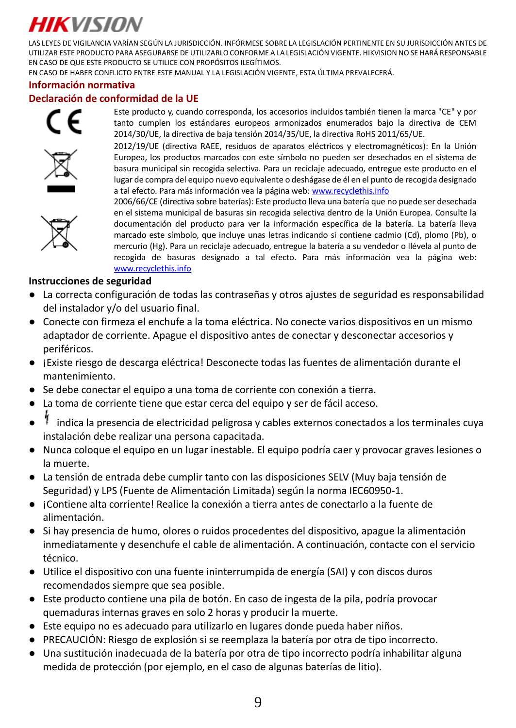HIKVISION

LAS LEYES DE VIGILANCIA VARÍAN SEGÚN LA JURISDICCIÓN. INFÓRMESE SOBRE LA LEGISLACIÓN PERTINENTE EN SU JURISDICCIÓN ANTES DE UTILIZAR ESTE PRODUCTO PARA ASEGURARSE DE UTILIZARLO CONFORME A LA LEGISLACIÓN VIGENTE. HIKVISION NO SE HARÁ RESPONSABLE EN CASO DE QUE ESTE PRODUCTO SE UTILICE CON PROPÓSITOS ILEGÍTIMOS.

EN CASO DE HABER CONFLICTO ENTRE ESTE MANUAL Y LA LEGISLACIÓN VIGENTE, ESTA ÚLTIMA PREVALECERÁ.

## Información normativa

## Declaración de conformidad de la UE

Este producto y, cuando corresponda, los accesorios incluidos también tienen la marca "CE" y por tanto cumplen los estándares europeos armonizados enumerados bajo la directiva de CEM 2014/30/UE, la directiva de baja tensión 2014/35/UE, la directiva RoHS 2011/65/UE.

2012/19/UE (directiva RAEE, residuos de aparatos eléctricos y electromagnéticos): En la Unión Europea, los productos marcados con este símbolo no pueden ser desechados en el sistema de basura municipal sin recogida selectiva. Para un reciclaje adecuado, entregue este producto en el lugar de compra del equipo nuevo equivalente o deshágase de él en el punto de recogida designado a tal efecto. Para más información vea la página web: www.recyclethis.info

2006/66/CE (directiva sobre baterías): Este producto lleva una batería que no puede ser desechada en el sistema municipal de basuras sin recogida selectiva dentro de la Unión Europea. Consulte la documentación del producto para ver la información específica de la batería. La batería lleva marcado este símbolo, que incluye unas letras indicando si contiene cadmio (Cd), plomo (Pb), o mercurio (Hg). Para un reciclaje adecuado, entregue la batería a su vendedor o llévela al punto de recogida de basuras designado a tal efecto. Para más información vea la página web: www.recyclethis.info

### Instrucciones de seguridad

- La correcta configuración de todas las contraseñas y otros ajustes de seguridad es responsabilidad del instalador y/o del usuario final.
- Conecte con firmeza el enchufe a la toma eléctrica. No conecte varios dispositivos en un mismo adaptador de corriente. Apague el dispositivo antes de conectar y desconectar accesorios y periféricos.
- ¡Existe riesgo de descarga eléctrica! Desconecte todas las fuentes de alimentación durante el mantenimiento.
- Se debe conectar el equipo a una toma de corriente con conexión a tierra.
- La toma de corriente tiene que estar cerca del equipo y ser de fácil acceso.
- ϟ indica la presencia de electricidad peligrosa y cables externos conectados a los terminales cuya instalación debe realizar una persona capacitada.
- Nunca coloque el equipo en un lugar inestable. El equipo podría caer y provocar graves lesiones o la muerte.
- La tensión de entrada debe cumplir tanto con las disposiciones SELV (Muy baja tensión de Seguridad) y LPS (Fuente de Alimentación Limitada) según la norma IEC60950-1.
- ¡Contiene alta corriente! Realice la conexión a tierra antes de conectarlo a la fuente de alimentación.
- Si hay presencia de humo, olores o ruidos procedentes del dispositivo, apague la alimentación inmediatamente y desenchufe el cable de alimentación. A continuación, contacte con el servicio técnico.
- Utilice el dispositivo con una fuente ininterrumpida de energía (SAI) y con discos duros recomendados siempre que sea posible.
- Este producto contiene una pila de botón. En caso de ingesta de la pila, podría provocar quemaduras internas graves en solo 2 horas y producir la muerte.
- Este equipo no es adecuado para utilizarlo en lugares donde pueda haber niños.
- PRECAUCIÓN: Riesgo de explosión si se reemplaza la batería por otra de tipo incorrecto.
- Una sustitución inadecuada de la batería por otra de tipo incorrecto podría inhabilitar alguna medida de protección (por ejemplo, en el caso de algunas baterías de litio).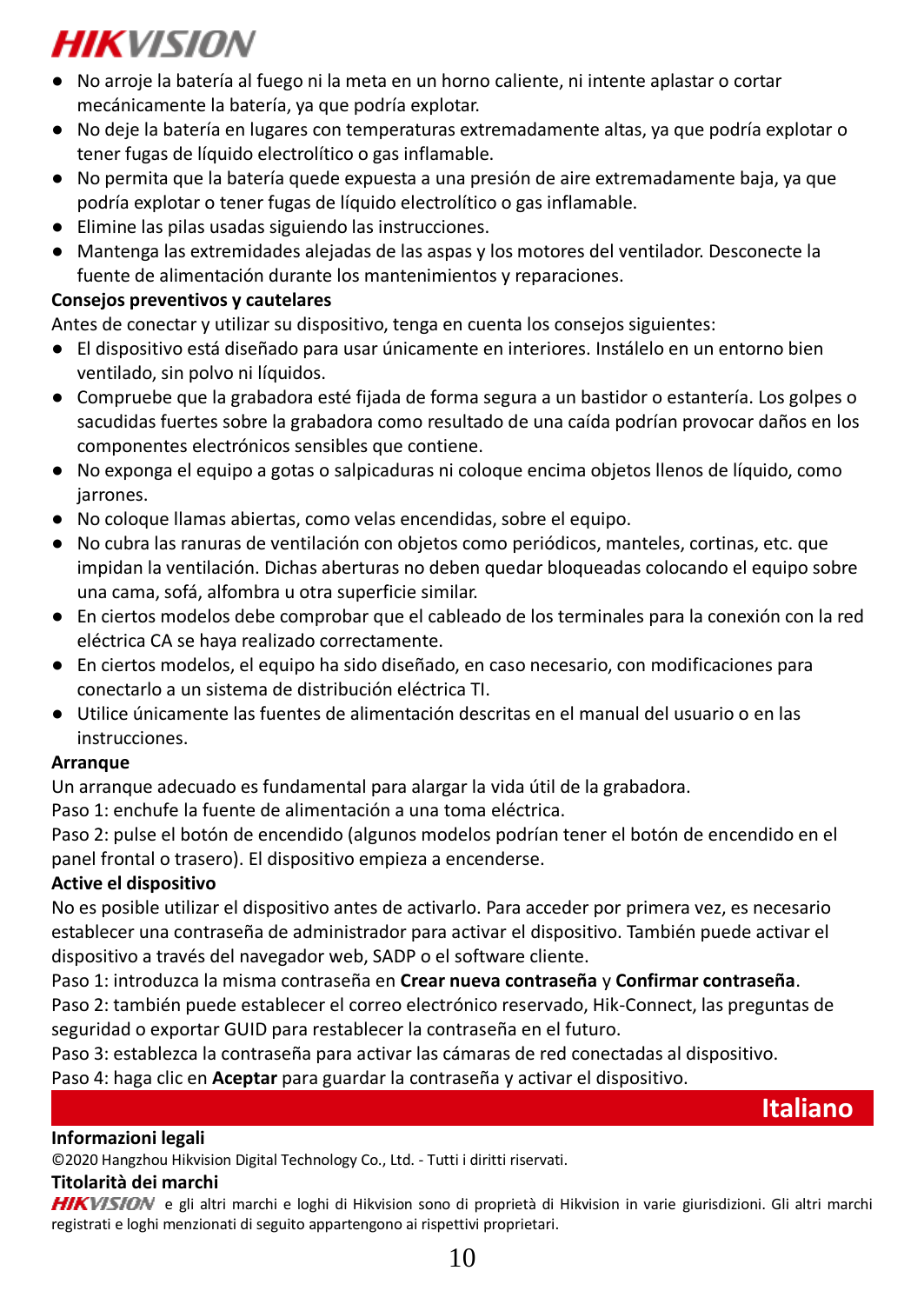- No arroje la batería al fuego ni la meta en un horno caliente, ni intente aplastar o cortar mecánicamente la batería, ya que podría explotar.
- No deje la batería en lugares con temperaturas extremadamente altas, ya que podría explotar o tener fugas de líquido electrolítico o gas inflamable.
- No permita que la batería quede expuesta a una presión de aire extremadamente baja, ya que podría explotar o tener fugas de líquido electrolítico o gas inflamable.
- Elimine las pilas usadas siguiendo las instrucciones.
- Mantenga las extremidades alejadas de las aspas y los motores del ventilador. Desconecte la fuente de alimentación durante los mantenimientos y reparaciones.

**Consejos preventivos y cautelares**

Antes de conectar y utilizar su dispositivo, tenga en cuenta los consejos siguientes:

- El dispositivo está diseñado para usar únicamente en interiores. Instálelo en un entorno bien ventilado, sin polvo ni líquidos.
- Compruebe que la grabadora esté fijada de forma segura a un bastidor o estantería. Los golpes o sacudidas fuertes sobre la grabadora como resultado de una caída podrían provocar daños en los componentes electrónicos sensibles que contiene.
- No exponga el equipo a gotas o salpicaduras ni coloque encima objetos llenos de líquido, como jarrones.
- No coloque llamas abiertas, como velas encendidas, sobre el equipo.
- No cubra las ranuras de ventilación con objetos como periódicos, manteles, cortinas, etc. que impidan la ventilación. Dichas aberturas no deben quedar bloqueadas colocando el equipo sobre una cama, sofá, alfombra u otra superficie similar.
- En ciertos modelos debe comprobar que el cableado de los terminales para la conexión con la red eléctrica CA se haya realizado correctamente.
- En ciertos modelos, el equipo ha sido diseñado, en caso necesario, con modificaciones para conectarlo a un sistema de distribución eléctrica TI.
- Utilice únicamente las fuentes de alimentación descritas en el manual del usuario o en las instrucciones.

**Arranque**

Un arranque adecuado es fundamental para alargar la vida útil de la grabadora.

Paso 1: enchufe la fuente de alimentación a una toma eléctrica.

Paso 2: pulse el botón de encendido (algunos modelos podrían tener el botón de encendido en el panel frontal o trasero). El dispositivo empieza a encenderse.

**Active el dispositivo**

No es posible utilizar el dispositivo antes de activarlo. Para acceder por primera vez, es necesario establecer una contraseña de administrador para activar el dispositivo. También puede activar el dispositivo a través del navegador web, SADP o el software cliente.

Paso 1: introduzca la misma contraseña en **Crear nueva contraseña** y **Confirmar contraseña**.

Paso 2: también puede establecer el correo electrónico reservado, Hik-Connect, las preguntas de seguridad o exportar GUID para restablecer la contraseña en el futuro.

Paso 3: establezca la contraseña para activar las cámaras de red conectadas al dispositivo.

Paso 4: haga clic en **Aceptar** para guardar la contraseña y activar el dispositivo.

# Italiano

**Informazioni legali**

©2020 Hangzhou Hikvision Digital Technology Co., Ltd. - Tutti i diritti riservati.

**Titolarità dei marchi**

HIKVISION e gli altri marchi e loghi di Hikvision sono di proprietà di Hikvision in varie giurisdizioni. Gli altri marchi registrati e loghi menzionati di seguito appartengono ai rispettivi proprietari.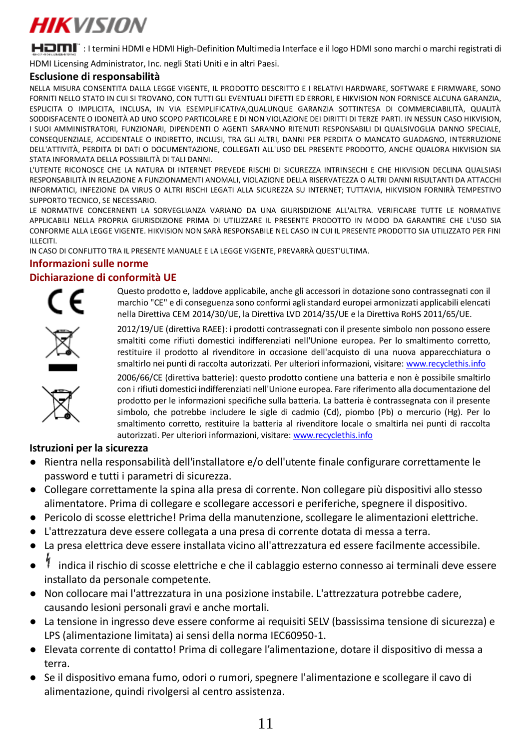HIKVISION

HDMI: I termini HDMI e HDMI High-Definition Multimedia Interface e il logo HDMI sono marchi o marchi registrati di HDMI Licensing Administrator, Inc. negli Stati Uniti e in altri Paesi.

## Esclusione di responsabilità

NELLA MISURA CONSENTITA DALLA LEGGE VIGENTE, IL PRODOTTO DESCRITTO E I RELATIVI HARDWARE, SOFTWARE E FIRMWARE, SONO FORNITI NELLO STATO IN CUI SI TROVANO, CON TUTTI GLI EVENTUALI DIFETTI ED ERRORI, E HIKVISION NON FORNISCE ALCUNA GARANZIA, ESPLICITA O IMPLICITA, INCLUSA, IN VIA ESEMPLIFICATIVA,QUALUNQUE GARANZIA SOTTINTESA DI COMMERCIABILITÀ, QUALITÀ SODDISFACENTE O IDONEITÀ AD UNO SCOPO PARTICOLARE E DI NON VIOLAZIONE DEI DIRITTI DI TERZE PARTI. IN NESSUN CASO HIKVISION, I SUOI AMMINISTRATORI, FUNZIONARI, DIPENDENTI O AGENTI SARANNO RITENUTI RESPONSABILI DI QUALSIVOGLIA DANNO SPECIALE, CONSEQUENZIALE, ACCIDENTALE O INDIRETTO, INCLUSI, TRA GLI ALTRI, DANNI PER PERDITA O MANCATO GUADAGNO, INTERRUZIONE DELL'ATTIVITÀ, PERDITA DI DATI O DOCUMENTAZIONE, COLLEGATI ALL'USO DEL PRESENTE PRODOTTO, ANCHE QUALORA HIKVISION SIA STATA INFORMATA DELLA POSSIBILITÀ DI TALI DANNI.

L'UTENTE RICONOSCE CHE LA NATURA DI INTERNET PREVEDE RISCHI DI SICUREZZA INTRINSECHI E CHE HIKVISION DECLINA QUALSIASI RESPONSABILITÀ IN RELAZIONE A FUNZIONAMENTI ANOMALI, VIOLAZIONE DELLA RISERVATEZZA O ALTRI DANNI RISULTANTI DA ATTACCHI INFORMATICI, INFEZIONE DA VIRUS O ALTRI RISCHI LEGATI ALLA SICUREZZA SU INTERNET; TUTTAVIA, HIKVISION FORNIRÀ TEMPESTIVO SUPPORTO TECNICO, SE NECESSARIO.

LE NORMATIVE CONCERNENTI LA SORVEGLIANZA VARIANO DA UNA GIURISDIZIONE ALL'ALTRA. VERIFICARE TUTTE LE NORMATIVE APPLICABILI NELLA PROPRIA GIURISDIZIONE PRIMA DI UTILIZZARE IL PRESENTE PRODOTTO IN MODO DA GARANTIRE CHE L'USO SIA CONFORME ALLA LEGGE VIGENTE. HIKVISION NON SARÀ RESPONSABILE NEL CASO IN CUI IL PRESENTE PRODOTTO SIA UTILIZZATO PER FINI ILLECITI.

IN CASO DI CONFLITTO TRA IL PRESENTE MANUALE E LA LEGGE VIGENTE, PREVARRÀ QUEST'ULTIMA.

## Informazioni sulle norme

### Dichiarazione di conformità UE

Questo prodotto e, laddove applicabile, anche gli accessori in dotazione sono contrassegnati con il marchio "CE" e di conseguenza sono conformi agli standard europei armonizzati applicabili elencati nella Direttiva CEM 2014/30/UE, la Direttiva LVD 2014/35/UE e la Direttiva RoHS 2011/65/UE.

2012/19/UE (direttiva RAEE): i prodotti contrassegnati con il presente simbolo non possono essere smaltiti come rifiuti domestici indifferenziati nell'Unione europea. Per lo smaltimento corretto, restituire il prodotto al rivenditore in occasione dell'acquisto di una nuova apparecchiatura o smaltirlo nei punti di raccolta autorizzati. Per ulteriori informazioni, visitare: www.recyclethis.info

2006/66/CE (direttiva batterie): questo prodotto contiene una batteria e non è possibile smaltirlo con i rifiuti domestici indifferenziati nell'Unione europea. Fare riferimento alla documentazione del prodotto per le informazioni specifiche sulla batteria. La batteria è contrassegnata con il presente simbolo, che potrebbe includere le sigle di cadmio (Cd), piombo (Pb) o mercurio (Hg). Per lo smaltimento corretto, restituire la batteria al rivenditore locale o smaltirla nei punti di raccolta autorizzati. Per ulteriori informazioni, visitare: www.recyclethis.info

## Istruzioni per la sicurezza

- Rientra nella responsabilità dell'installatore e/o dell'utente finale configurare correttamente le password e tutti i parametri di sicurezza.
- Collegare correttamente la spina alla presa di corrente. Non collegare più dispositivi allo stesso alimentatore. Prima di collegare e scollegare accessori e periferiche, spegnere il dispositivo.
- Pericolo di scosse elettriche! Prima della manutenzione, scollegare le alimentazioni elettriche.
- L'attrezzatura deve essere collegata a una presa di corrente dotata di messa a terra.
- La presa elettrica deve essere installata vicino all'attrezzatura ed essere facilmente accessibile.
- ϟ indica il rischio di scosse elettriche e che il cablaggio esterno connesso ai terminali deve essere installato da personale competente.
- Non collocare mai l'attrezzatura in una posizione instabile. L'attrezzatura potrebbe cadere, causando lesioni personali gravi e anche mortali.
- La tensione in ingresso deve essere conforme ai requisiti SELV (bassissima tensione di sicurezza) e LPS (alimentazione limitata) ai sensi della norma IEC60950-1.
- Elevata corrente di contatto! Prima di collegare l'alimentazione, dotare il dispositivo di messa a terra.
- Se il dispositivo emana fumo, odori o rumori, spegnere l'alimentazione e scollegare il cavo di alimentazione, quindi rivolgersi al centro assistenza.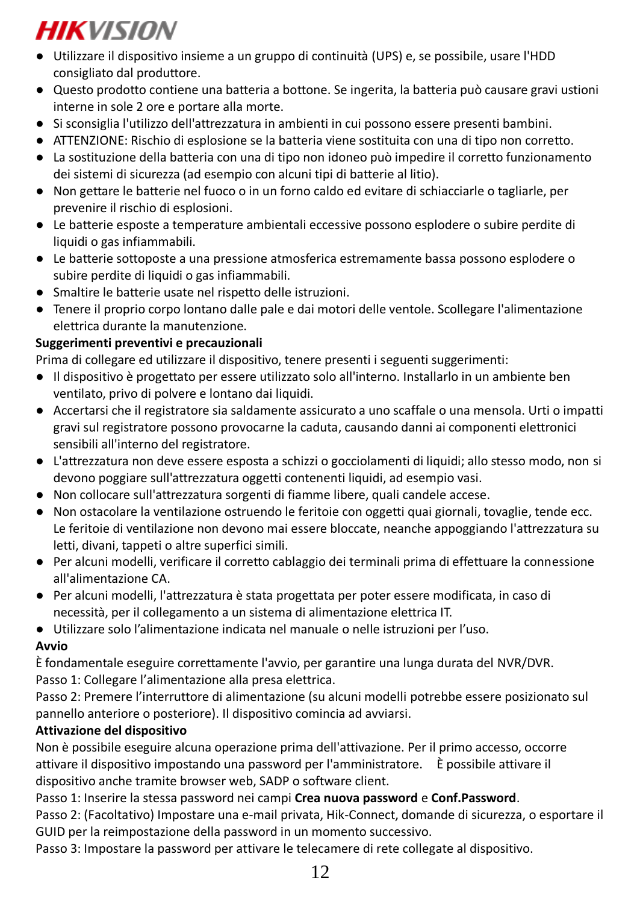- Utilizzare il dispositivo insieme a un gruppo di continuità (UPS) e, se possibile, usare l'HDD consigliato dal produttore.
- Questo prodotto contiene una batteria a bottone. Se ingerita, la batteria può causare gravi ustioni interne in sole 2 ore e portare alla morte.
- Si sconsiglia l'utilizzo dell'attrezzatura in ambienti in cui possono essere presenti bambini.
- ATTENZIONE: Rischio di esplosione se la batteria viene sostituita con una di tipo non corretto.
- La sostituzione della batteria con una di tipo non idoneo può impedire il corretto funzionamento dei sistemi di sicurezza (ad esempio con alcuni tipi di batterie al litio).
- Non gettare le batterie nel fuoco o in un forno caldo ed evitare di schiacciarle o tagliarle, per prevenire il rischio di esplosioni.
- Le batterie esposte a temperature ambientali eccessive possono esplodere o subire perdite di liquidi o gas infiammabili.
- Le batterie sottoposte a una pressione atmosferica estremamente bassa possono esplodere o subire perdite di liquidi o gas infiammabili.
- Smaltire le batterie usate nel rispetto delle istruzioni.
- Tenere il proprio corpo lontano dalle pale e dai motori delle ventole. Scollegare l'alimentazione elettrica durante la manutenzione.

**Suggerimenti preventivi e precauzionali**

Prima di collegare ed utilizzare il dispositivo, tenere presenti i seguenti suggerimenti:

- Il dispositivo è progettato per essere utilizzato solo all'interno. Installarlo in un ambiente ben ventilato, privo di polvere e lontano dai liquidi.
- Accertarsi che il registratore sia saldamente assicurato a uno scaffale o una mensola. Urti o impatti gravi sul registratore possono provocarne la caduta, causando danni ai componenti elettronici sensibili all'interno del registratore.
- L'attrezzatura non deve essere esposta a schizzi o gocciolamenti di liquidi; allo stesso modo, non si devono poggiare sull'attrezzatura oggetti contenenti liquidi, ad esempio vasi.
- Non collocare sull'attrezzatura sorgenti di fiamme libere, quali candele accese.
- Non ostacolare la ventilazione ostruendo le feritoie con oggetti quai giornali, tovaglie, tende ecc. Le feritoie di ventilazione non devono mai essere bloccate, neanche appoggiando l'attrezzatura su letti, divani, tappeti o altre superfici simili.
- Per alcuni modelli, verificare il corretto cablaggio dei terminali prima di effettuare la connessione all'alimentazione CA.
- Per alcuni modelli, l'attrezzatura è stata progettata per poter essere modificata, in caso di necessità, per il collegamento a un sistema di alimentazione elettrica IT.
- Utilizzare solo l'alimentazione indicata nel manuale o nelle istruzioni per l'uso.

**Avvio**

È fondamentale eseguire correttamente l'avvio, per garantire una lunga durata del NVR/DVR.

Passo 1: Collegare l'alimentazione alla presa elettrica.

Passo 2: Premere l'interruttore di alimentazione (su alcuni modelli potrebbe essere posizionato sul pannello anteriore o posteriore). Il dispositivo comincia ad avviarsi.

**Attivazione del dispositivo**

Non è possibile eseguire alcuna operazione prima dell'attivazione. Per il primo accesso, occorre attivare il dispositivo impostando una password per l'amministratore. È possibile attivare il dispositivo anche tramite browser web, SADP o software client.

Passo 1: Inserire la stessa password nei campi **Crea nuova password** e **Conf.Password**.

Passo 2: (Facoltativo) Impostare una e-mail privata, Hik-Connect, domande di sicurezza, o esportare il GUID per la reimpostazione della password in un momento successivo.

Passo 3: Impostare la password per attivare le telecamere di rete collegate al dispositivo.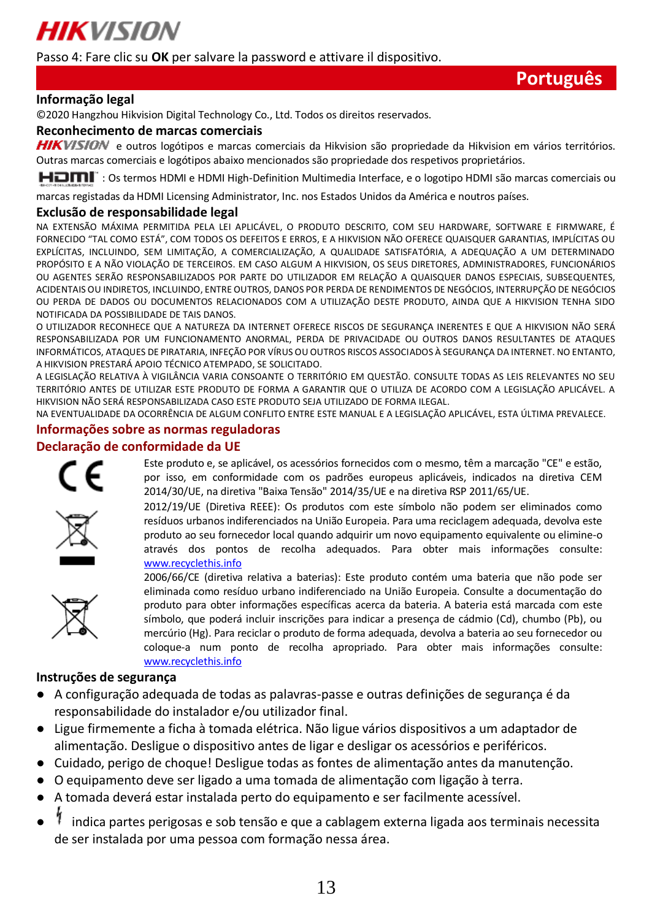Passo 4: Fare clic su **OK** per salvare la password e attivare il dispositivo.

# Português

## Informação legal

©2020 Hangzhou Hikvision Digital Technology Co., Ltd. Todos os direitos reservados.

## Reconhecimento de marcas comerciais

HIKVISION e outros logótipos e marcas comerciais da Hikvision são propriedade da Hikvision em vários territórios. Outras marcas comerciais e logótipos abaixo mencionados são propriedade dos respetivos proprietários.

HDMI : Os termos HDMI e HDMI High-Definition Multimedia Interface, e o logotipo HDMI são marcas comerciais ou marcas registadas da HDMI Licensing Administrator, Inc. nos Estados Unidos da América e noutros países.

## Exclusão de responsabilidade legal

NA EXTENSÃO MÁXIMA PERMITIDA PELA LEI APLICÁVEL, O PRODUTO DESCRITO, COM SEU HARDWARE, SOFTWARE E FIRMWARE, É FORNECIDO "TAL COMO ESTÁ", COM TODOS OS DEFEITOS E ERROS, E A HIKVISION NÃO OFERECE QUAISQUER GARANTIAS, IMPLÍCITAS OU EXPLÍCITAS, INCLUINDO, SEM LIMITAÇÃO, A COMERCIALIZAÇÃO, A QUALIDADE SATISFATÓRIA, A ADEQUAÇÃO A UM DETERMINADO PROPÓSITO E A NÃO VIOLAÇÃO DE TERCEIROS. EM CASO ALGUM A HIKVISION, OS SEUS DIRETORES, ADMINISTRADORES, FUNCIONÁRIOS OU AGENTES SERÃO RESPONSABILIZADOS POR PARTE DO UTILIZADOR EM RELAÇÃO A QUAISQUER DANOS ESPECIAIS, SUBSEQUENTES, ACIDENTAIS OU INDIRETOS, INCLUINDO, ENTRE OUTROS, DANOS POR PERDA DE RENDIMENTOS DE NEGÓCIOS, INTERRUPÇÃO DE NEGÓCIOS OU PERDA DE DADOS OU DOCUMENTOS RELACIONADOS COM A UTILIZAÇÃO DESTE PRODUTO, AINDA QUE A HIKVISION TENHA SIDO NOTIFICADA DA POSSIBILIDADE DE TAIS DANOS.

O UTILIZADOR RECONHECE QUE A NATUREZA DA INTERNET OFERECE RISCOS DE SEGURANÇA INERENTES E QUE A HIKVISION NÃO SERÁ RESPONSABILIZADA POR UM FUNCIONAMENTO ANORMAL, PERDA DE PRIVACIDADE OU OUTROS DANOS RESULTANTES DE ATAQUES INFORMÁTICOS, ATAQUES DE PIRATARIA, INFEÇÃO POR VÍRUS OU OUTROS RISCOS ASSOCIADOS À SEGURANÇA DA INTERNET. NO ENTANTO, A HIKVISION PRESTARÁ APOIO TÉCNICO ATEMPADO, SE SOLICITADO.

A LEGISLAÇÃO RELATIVA À VIGILÂNCIA VARIA CONSOANTE O TERRITÓRIO EM QUESTÃO. CONSULTE TODAS AS LEIS RELEVANTES NO SEU TERRITÓRIO ANTES DE UTILIZAR ESTE PRODUTO DE FORMA A GARANTIR QUE O UTILIZA DE ACORDO COM A LEGISLAÇÃO APLICÁVEL. A HIKVISION NÃO SERÁ RESPONSABILIZADA CASO ESTE PRODUTO SEJA UTILIZADO DE FORMA ILEGAL.

NA EVENTUALIDADE DA OCORRÊNCIA DE ALGUM CONFLITO ENTRE ESTE MANUAL E A LEGISLAÇÃO APLICÁVEL, ESTA ÚLTIMA PREVALECE.

## Informações sobre as normas reguladoras

### Declaração de conformidade da UE

Este produto e, se aplicável, os acessórios fornecidos com o mesmo, têm a marcação "CE" e estão, por isso, em conformidade com os padrões europeus aplicáveis, indicados na diretiva CEM 2014/30/UE, na diretiva "Baixa Tensão" 2014/35/UE e na diretiva RSP 2011/65/UE.

2012/19/UE (Diretiva REEE): Os produtos com este símbolo não podem ser eliminados como resíduos urbanos indiferenciados na União Europeia. Para uma reciclagem adequada, devolva este produto ao seu fornecedor local quando adquirir um novo equipamento equivalente ou elimine-o através dos pontos de recolha adequados. Para obter mais informações consulte: www.recyclethis.info

2006/66/CE (diretiva relativa a baterias): Este produto contém uma bateria que não pode ser eliminada como resíduo urbano indiferenciado na União Europeia. Consulte a documentação do produto para obter informações específicas acerca da bateria. A bateria está marcada com este símbolo, que poderá incluir inscrições para indicar a presença de cádmio (Cd), chumbo (Pb), ou mercúrio (Hg). Para reciclar o produto de forma adequada, devolva a bateria ao seu fornecedor ou coloque-a num ponto de recolha apropriado. Para obter mais informações consulte: www.recyclethis.info

## Instruções de segurança

- A configuração adequada de todas as palavras-passe e outras definições de segurança é da responsabilidade do instalador e/ou utilizador final.
- Ligue firmemente a ficha à tomada elétrica. Não ligue vários dispositivos a um adaptador de alimentação. Desligue o dispositivo antes de ligar e desligar os acessórios e periféricos.
- Cuidado, perigo de choque! Desligue todas as fontes de alimentação antes da manutenção.
- O equipamento deve ser ligado a uma tomada de alimentação com ligação à terra.
- A tomada deverá estar instalada perto do equipamento e ser facilmente acessível.
- ⚡ indica partes perigosas e sob tensão e que a cablagem externa ligada aos terminais necessita de ser instalada por uma pessoa com formação nessa área.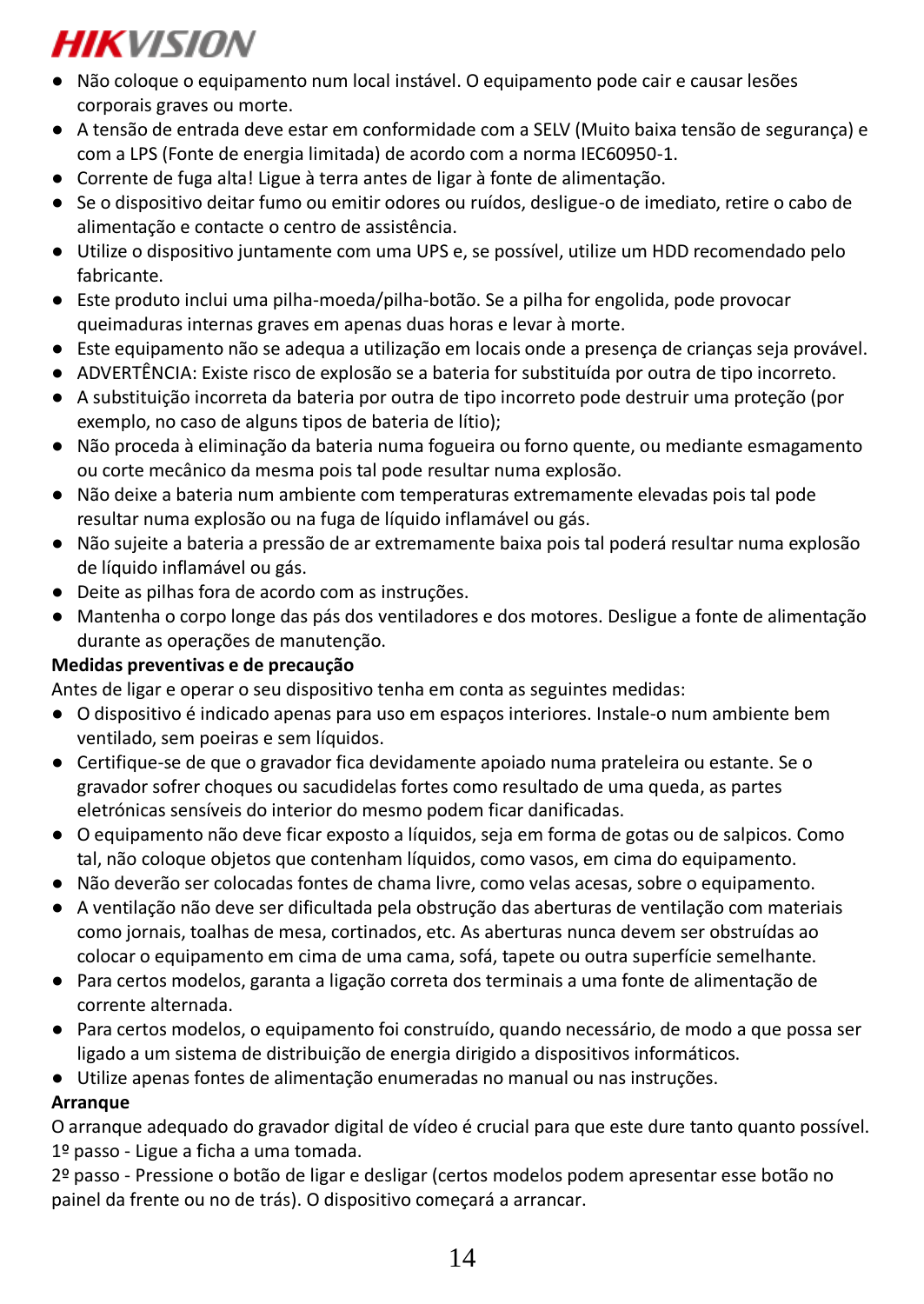- Não coloque o equipamento num local instável. O equipamento pode cair e causar lesões corporais graves ou morte.
- A tensão de entrada deve estar em conformidade com a SELV (Muito baixa tensão de segurança) e com a LPS (Fonte de energia limitada) de acordo com a norma IEC60950-1.
- Corrente de fuga alta! Ligue à terra antes de ligar à fonte de alimentação.
- Se o dispositivo deitar fumo ou emitir odores ou ruídos, desligue-o de imediato, retire o cabo de alimentação e contacte o centro de assistência.
- Utilize o dispositivo juntamente com uma UPS e, se possível, utilize um HDD recomendado pelo fabricante.
- Este produto inclui uma pilha-moeda/pilha-botão. Se a pilha for engolida, pode provocar queimaduras internas graves em apenas duas horas e levar à morte.
- Este equipamento não se adequa a utilização em locais onde a presença de crianças seja provável.
- ADVERTÊNCIA: Existe risco de explosão se a bateria for substituída por outra de tipo incorreto.
- A substituição incorreta da bateria por outra de tipo incorreto pode destruir uma proteção (por exemplo, no caso de alguns tipos de bateria de lítio);
- Não proceda à eliminação da bateria numa fogueira ou forno quente, ou mediante esmagamento ou corte mecânico da mesma pois tal pode resultar numa explosão.
- Não deixe a bateria num ambiente com temperaturas extremamente elevadas pois tal pode resultar numa explosão ou na fuga de líquido inflamável ou gás.
- Não sujeite a bateria a pressão de ar extremamente baixa pois tal poderá resultar numa explosão de líquido inflamável ou gás.
- Deite as pilhas fora de acordo com as instruções.
- Mantenha o corpo longe das pás dos ventiladores e dos motores. Desligue a fonte de alimentação durante as operações de manutenção.

**Medidas preventivas e de precaução**

Antes de ligar e operar o seu dispositivo tenha em conta as seguintes medidas:

- O dispositivo é indicado apenas para uso em espaços interiores. Instale-o num ambiente bem ventilado, sem poeiras e sem líquidos.
- Certifique-se de que o gravador fica devidamente apoiado numa prateleira ou estante. Se o gravador sofrer choques ou sacudidelas fortes como resultado de uma queda, as partes eletrónicas sensíveis do interior do mesmo podem ficar danificadas.
- O equipamento não deve ficar exposto a líquidos, seja em forma de gotas ou de salpicos. Como tal, não coloque objetos que contenham líquidos, como vasos, em cima do equipamento.
- Não deverão ser colocadas fontes de chama livre, como velas acesas, sobre o equipamento.
- A ventilação não deve ser dificultada pela obstrução das aberturas de ventilação com materiais como jornais, toalhas de mesa, cortinados, etc. As aberturas nunca devem ser obstruídas ao colocar o equipamento em cima de uma cama, sofá, tapete ou outra superfície semelhante.
- Para certos modelos, garanta a ligação correta dos terminais a uma fonte de alimentação de corrente alternada.
- Para certos modelos, o equipamento foi construído, quando necessário, de modo a que possa ser ligado a um sistema de distribuição de energia dirigido a dispositivos informáticos.
- Utilize apenas fontes de alimentação enumeradas no manual ou nas instruções.

**Arranque**

O arranque adequado do gravador digital de vídeo é crucial para que este dure tanto quanto possível.

1º passo - Ligue a ficha a uma tomada.

2º passo - Pressione o botão de ligar e desligar (certos modelos podem apresentar esse botão no painel da frente ou no de trás). O dispositivo começará a arrancar.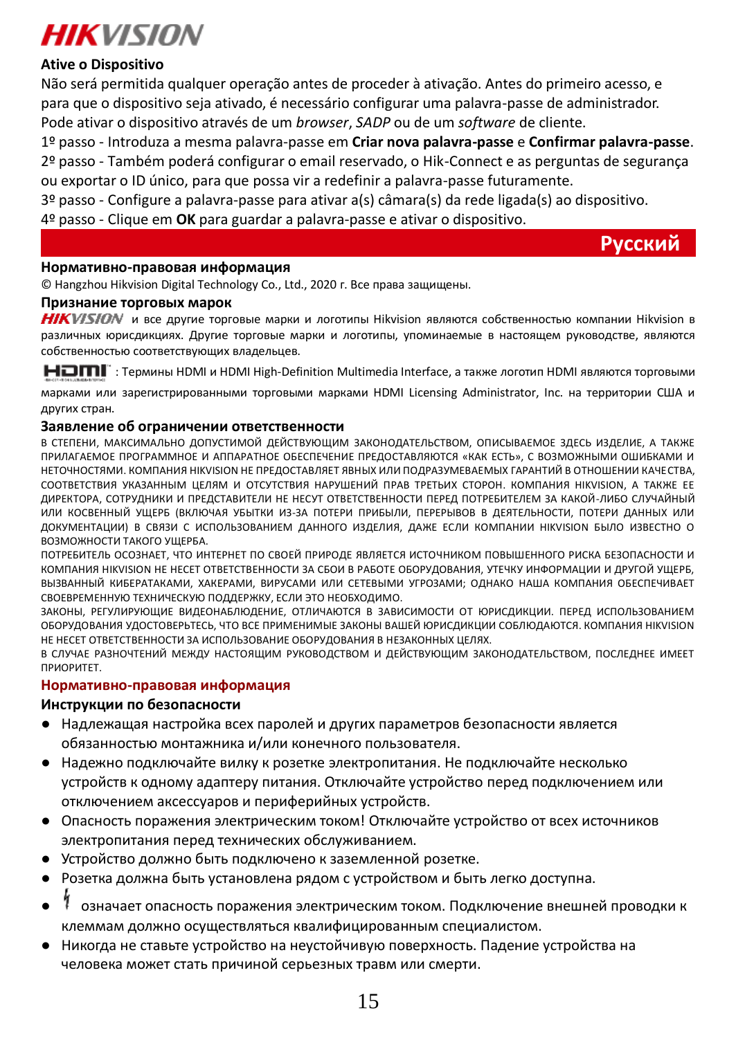**Ative o Dispositivo**

Não será permitida qualquer operação antes de proceder à ativação. Antes do primeiro acesso, e para que o dispositivo seja ativado, é necessário configurar uma palavra-passe de administrador. Pode ativar o dispositivo através de um *browser*, *SADP* ou de um *software* de cliente.

1º passo - Introduza a mesma palavra-passe em **Criar nova palavra-passe** e **Confirmar palavra-passe**.

2º passo - Também poderá configurar o email reservado, o Hik-Connect e as perguntas de segurança ou exportar o ID único, para que possa vir a redefinir a palavra-passe futuramente.

3º passo - Configure a palavra-passe para ativar a(s) câmara(s) da rede ligada(s) ao dispositivo.

4º passo - Clique em **OK** para guardar a palavra-passe e ativar o dispositivo.

# Русский

**Нормативно-правовая информация**

© Hangzhou Hikvision Digital Technology Co., Ltd., 2020 г. Все права защищены.

**Признание торговых марок**

HIKVISION и все другие торговые марки и логотипы Hikvision являются собственностью компании Hikvision в различных юрисдикциях. Другие торговые марки и логотипы, упоминаемые в настоящем руководстве, являются собственностью соответствующих владельцев.

HDMI: Термины HDMI и HDMI High-Definition Multimedia Interface, а также логотип HDMI являются торговыми марками или зарегистрированными торговыми марками HDMI Licensing Administrator, Inc. на территории США и других стран.

**Заявление об ограничении ответственности**

В СТЕПЕНИ, МАКСИМАЛЬНО ДОПУСТИМОЙ ДЕЙСТВУЮЩИМ ЗАКОНОДАТЕЛЬСТВОМ, ОПИСЫВАЕМОЕ ЗДЕСЬ ИЗДЕЛИЕ, А ТАКЖЕ ПРИЛАГАЕМОЕ ПРОГРАММНОЕ И АППАРАТНОЕ ОБЕСПЕЧЕНИЕ ПРЕДОСТАВЛЯЮТСЯ «КАК ЕСТЬ», С ВОЗМОЖНЫМИ ОШИБКАМИ И НЕТОЧНОСТЯМИ. КОМПАНИЯ HIKVISION НЕ ПРЕДОСТАВЛЯЕТ ЯВНЫХ ИЛИ ПОДРАЗУМЕВАЕМЫХ ГАРАНТИЙ В ОТНОШЕНИИ КАЧЕСТВА, СООТВЕТСТВИЯ УКАЗАННЫМ ЦЕЛЯМ И ОТСУТСТВИЯ НАРУШЕНИЙ ПРАВ ТРЕТЬИХ СТОРОН. КОМПАНИЯ HIKVISION, А ТАКЖЕ ЕЕ ДИРЕКТОРА, СОТРУДНИКИ И ПРЕДСТАВИТЕЛИ НЕ НЕСУТ ОТВЕТСТВЕННОСТИ ПЕРЕД ПОТРЕБИТЕЛЕМ ЗА КАКОЙ-ЛИБО СЛУЧАЙНЫЙ ИЛИ КОСВЕННЫЙ УЩЕРБ (ВКЛЮЧАЯ УБЫТКИ ИЗ-ЗА ПОТЕРИ ПРИБЫЛИ, ПЕРЕРЫВОВ В ДЕЯТЕЛЬНОСТИ, ПОТЕРИ ДАННЫХ ИЛИ ДОКУМЕНТАЦИИ) В СВЯЗИ С ИСПОЛЬЗОВАНИЕМ ДАННОГО ИЗДЕЛИЯ, ДАЖЕ ЕСЛИ КОМПАНИИ HIKVISION БЫЛО ИЗВЕСТНО О ВОЗМОЖНОСТИ ТАКОГО УЩЕРБА.

ПОТРЕБИТЕЛЬ ОСОЗНАЕТ, ЧТО ИНТЕРНЕТ ПО СВОЕЙ ПРИРОДЕ ЯВЛЯЕТСЯ ИСТОЧНИКОМ ПОВЫШЕННОГО РИСКА БЕЗОПАСНОСТИ И КОМПАНИЯ HIKVISION НЕ НЕСЕТ ОТВЕТСТВЕННОСТИ ЗА СБОИ В РАБОТЕ ОБОРУДОВАНИЯ, УТЕЧКУ ИНФОРМАЦИИ И ДРУГОЙ УЩЕРБ, ВЫЗВАННЫЙ КИБЕРАТАКАМИ, ХАКЕРАМИ, ВИРУСАМИ ИЛИ СЕТЕВЫМИ УГРОЗАМИ; ОДНАКО НАША КОМПАНИЯ ОБЕСПЕЧИВАЕТ СВОЕВРЕМЕННУЮ ТЕХНИЧЕСКУЮ ПОДДЕРЖКУ, ЕСЛИ ЭТО НЕОБХОДИМО.

ЗАКОНЫ, РЕГУЛИРУЮЩИЕ ВИДЕОНАБЛЮДЕНИЕ, ОТЛИЧАЮТСЯ В ЗАВИСИМОСТИ ОТ ЮРИСДИКЦИИ. ПЕРЕД ИСПОЛЬЗОВАНИЕМ ОБОРУДОВАНИЯ УДОСТОВЕРЬТЕСЬ, ЧТО ВСЕ ПРИМЕНИМЫЕ ЗАКОНЫ ВАШЕЙ ЮРИСДИКЦИИ СОБЛЮДАЮТСЯ. КОМПАНИЯ HIKVISION НЕ НЕСЕТ ОТВЕТСТВЕННОСТИ ЗА ИСПОЛЬЗОВАНИЕ ОБОРУДОВАНИЯ В НЕЗАКОННЫХ ЦЕЛЯХ.

В СЛУЧАЕ РАЗНОЧТЕНИЙ МЕЖДУ НАСТОЯЩИМ РУКОВОДСТВОМ И ДЕЙСТВУЮЩИМ ЗАКОНОДАТЕЛЬСТВОМ, ПОСЛЕДНЕЕ ИМЕЕТ ПРИОРИТЕТ.

## Нормативно-правовая информация

**Инструкции по безопасности**

- Надлежащая настройка всех паролей и других параметров безопасности является обязанностью монтажника и/или конечного пользователя.
- Надежно подключайте вилку к розетке электропитания. Не подключайте несколько устройств к одному адаптеру питания. Отключайте устройство перед подключением или отключением аксессуаров и периферийных устройств.
- Опасность поражения электрическим током! Отключайте устройство от всех источников электропитания перед технических обслуживанием.
- Устройство должно быть подключено к заземленной розетке.
- Розетка должна быть установлена рядом с устройством и быть легко доступна.
- ⚡ означает опасность поражения электрическим током. Подключение внешней проводки к клеммам должно осуществляться квалифицированным специалистом.
- Никогда не ставьте устройство на неустойчивую поверхность. Падение устройства на человека может стать причиной серьезных травм или смерти.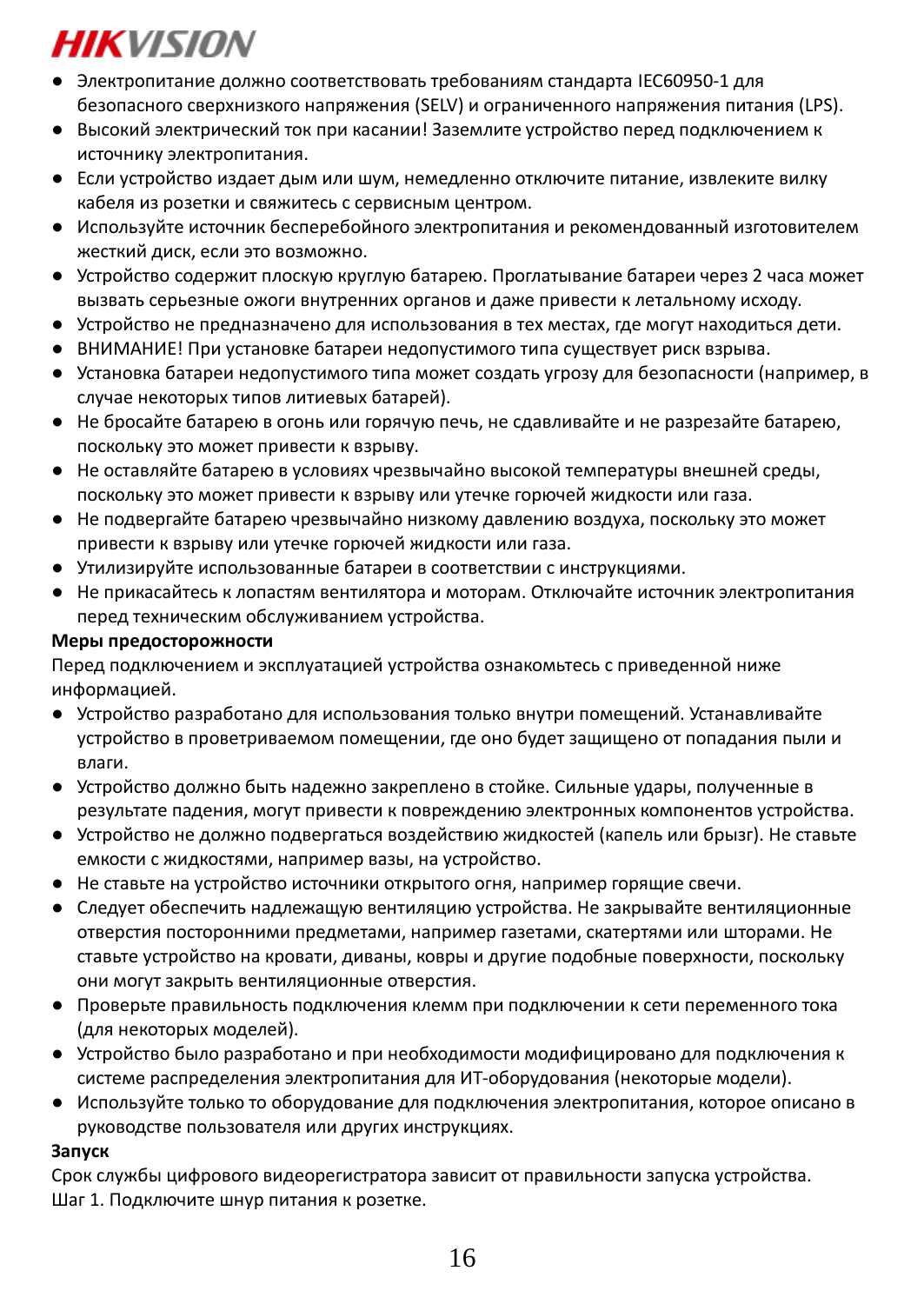- Электропитание должно соответствовать требованиям стандарта IEC60950-1 для безопасного сверхнизкого напряжения (SELV) и ограниченного напряжения питания (LPS).
- Высокий электрический ток при касании! Заземлите устройство перед подключением к источнику электропитания.
- Если устройство издает дым или шум, немедленно отключите питание, извлеките вилку кабеля из розетки и свяжитесь с сервисным центром.
- Используйте источник бесперебойного электропитания и рекомендованный изготовителем жесткий диск, если это возможно.
- Устройство содержит плоскую круглую батарею. Проглатывание батареи через 2 часа может вызвать серьезные ожоги внутренних органов и даже привести к летальному исходу.
- Устройство не предназначено для использования в тех местах, где могут находиться дети.
- ВНИМАНИЕ! При установке батареи недопустимого типа существует риск взрыва.
- Установка батареи недопустимого типа может создать угрозу для безопасности (например, в случае некоторых типов литиевых батарей).
- Не бросайте батарею в огонь или горячую печь, не сдавливайте и не разрезайте батарею, поскольку это может привести к взрыву.
- Не оставляйте батарею в условиях чрезвычайно высокой температуры внешней среды, поскольку это может привести к взрыву или утечке горючей жидкости или газа.
- Не подвергайте батарею чрезвычайно низкому давлению воздуха, поскольку это может привести к взрыву или утечке горючей жидкости или газа.
- Утилизируйте использованные батареи в соответствии с инструкциями.
- Не прикасайтесь к лопастям вентилятора и моторам. Отключайте источник электропитания перед техническим обслуживанием устройства.

**Меры предосторожности**

Перед подключением и эксплуатацией устройства ознакомьтесь с приведенной ниже информацией.

- Устройство разработано для использования только внутри помещений. Устанавливайте устройство в проветриваемом помещении, где оно будет защищено от попадания пыли и влаги.
- Устройство должно быть надежно закреплено в стойке. Сильные удары, полученные в результате падения, могут привести к повреждению электронных компонентов устройства.
- Устройство не должно подвергаться воздействию жидкостей (капель или брызг). Не ставьте емкости с жидкостями, например вазы, на устройство.
- Не ставьте на устройство источники открытого огня, например горящие свечи.
- Следует обеспечить надлежащую вентиляцию устройства. Не закрывайте вентиляционные отверстия посторонними предметами, например газетами, скатертями или шторами. Не ставьте устройство на кровати, диваны, ковры и другие подобные поверхности, поскольку они могут закрыть вентиляционные отверстия.
- Проверьте правильность подключения клемм при подключении к сети переменного тока (для некоторых моделей).
- Устройство было разработано и при необходимости модифицировано для подключения к системе распределения электропитания для ИТ-оборудования (некоторые модели).
- Используйте только то оборудование для подключения электропитания, которое описано в руководстве пользователя или других инструкциях.

**Запуск**

Срок службы цифрового видеорегистратора зависит от правильности запуска устройства.

Шаг 1. Подключите шнур питания к розетке.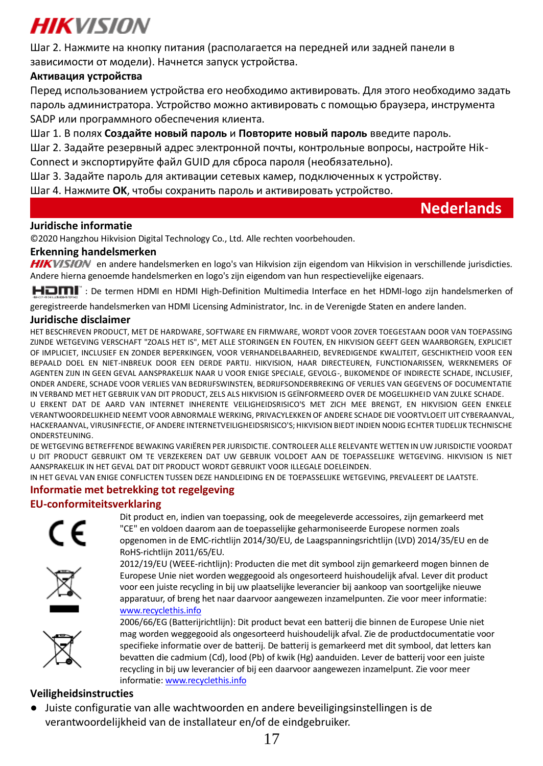Шаг 2. Нажмите на кнопку питания (располагается на передней или задней панели в зависимости от модели). Начнется запуск устройства.

**Активация устройства**

Перед использованием устройства его необходимо активировать. Для этого необходимо задать пароль администратора. Устройство можно активировать с помощью браузера, инструмента SADP или программного обеспечения клиента.

Шаг 1. В полях **Создайте новый пароль** и **Повторите новый пароль** введите пароль.

Шаг 2. Задайте резервный адрес электронной почты, контрольные вопросы, настройте Hik-Connect и экспортируйте файл GUID для сброса пароля (необязательно).

Шаг 3. Задайте пароль для активации сетевых камер, подключенных к устройству.

Шаг 4. Нажмите **OK**, чтобы сохранить пароль и активировать устройство.

# Nederlands

## Juridische informatie

©2020 Hangzhou Hikvision Digital Technology Co., Ltd. Alle rechten voorbehouden.

## Erkenning handelsmerken

HIKVISION en andere handelsmerken en logo's van Hikvision zijn eigendom van Hikvision in verschillende jurisdicties. Andere hierna genoemde handelsmerken en logo's zijn eigendom van hun respectievelijke eigenaars.

HDMI: De termen HDMI en HDMI High-Definition Multimedia Interface en het HDMI-logo zijn handelsmerken of geregistreerde handelsmerken van HDMI Licensing Administrator, Inc. in de Verenigde Staten en andere landen.

## Juridische disclaimer

HET BESCHREVEN PRODUCT, MET DE HARDWARE, SOFTWARE EN FIRMWARE, WORDT VOOR ZOVER TOEGESTAAN DOOR VAN TOEPASSING ZIJNDE WETGEVING VERSCHAFT "ZOALS HET IS", MET ALLE STORINGEN EN FOUTEN, EN HIKVISION GEEFT GEEN WAARBORGEN, EXPLICIET OF IMPLICIET, INCLUSIEF EN ZONDER BEPERKINGEN, VOOR VERHANDELBAARHEID, BEVREDIGENDE KWALITEIT, GESCHIKTHEID VOOR EEN BEPAALD DOEL EN NIET-INBREUK DOOR EEN DERDE PARTIJ. HIKVISION, HAAR DIRECTEUREN, FUNCTIONARISSEN, WERKNEMERS OF AGENTEN ZIJN IN GEEN GEVAL AANSPRAKELIJK NAAR U VOOR ENIGE SPECIALE, GEVOLG-, BIJKOMENDE OF INDIRECTE SCHADE, INCLUSIEF, ONDER ANDERE, SCHADE VOOR VERLIES VAN BEDRIJFSWINSTEN, BEDRIJFSONDERBREKING OF VERLIES VAN GEGEVENS OF DOCUMENTATIE IN VERBAND MET HET GEBRUIK VAN DIT PRODUCT, ZELS ALS HIKVISION IS GEÏNFORMEERD OVER DE MOGELIJKHEID VAN ZULKE SCHADE.

U ERKENT DAT DE AARD VAN INTERNET INHERENTE VEILIGHEIDSRISICO'S MET ZICH MEE BRENGT, EN HIKVISION GEEN ENKELE VERANTWOORDELIJKHEID NEEMT VOOR ABNORMALE WERKING, PRIVACYLEKKEN OF ANDERE SCHADE DIE VOORTVLOEIT UIT CYBERAANVAL, HACKERAANVAL, VIRUSINFECTIE, OF ANDERE INTERNETVEILIGHEIDSRISICO'S; HIKVISION BIEDT INDIEN NODIG ECHTER TIJDELIJK TECHNISCHE ONDERSTEUNING.

DE WETGEVING BETREFFENDE BEWAKING VARIËREN PER JURISDICTIE. CONTROLEER ALLE RELEVANTE WETTEN IN UW JURISDICTIE VOORDAT U DIT PRODUCT GEBRUIKT OM TE VERZEKEREN DAT UW GEBRUIK VOLDOET AAN DE TOEPASSELIJKE WETGEVING. HIKVISION IS NIET AANSPRAKELIJK IN HET GEVAL DAT DIT PRODUCT WORDT GEBRUIKT VOOR ILLEGALE DOELEINDEN.

IN HET GEVAL VAN ENIGE CONFLICTEN TUSSEN DEZE HANDLEIDING EN DE TOEPASSELIJKE WETGEVING, PREVALEERT DE LAATSTE.

## Informatie met betrekking tot regelgeving

### EU-conformiteitsverklaring

Dit product en, indien van toepassing, ook de meegeleverde accessoires, zijn gemarkeerd met "CE" en voldoen daarom aan de toepasselijke geharmoniseerde Europese normen zoals opgenomen in de EMC-richtlijn 2014/30/EU, de Laagspanningsrichtlijn (LVD) 2014/35/EU en de RoHS-richtlijn 2011/65/EU.

2012/19/EU (WEEE-richtlijn): Producten die met dit symbool zijn gemarkeerd mogen binnen de Europese Unie niet worden weggegooid als ongesorteerd huishoudelijk afval. Lever dit product voor een juiste recycling in bij uw plaatselijke leverancier bij aankoop van soortgelijke nieuwe apparatuur, of breng het naar daarvoor aangewezen inzamelpunten. Zie voor meer informatie: www.recyclethis.info

2006/66/EG (Batterijrichtlijn): Dit product bevat een batterij die binnen de Europese Unie niet mag worden weggegooid als ongesorteerd huishoudelijk afval. Zie de productdocumentatie voor specifieke informatie over de batterij. De batterij is gemarkeerd met dit symbool, dat letters kan bevatten die cadmium (Cd), lood (Pb) of kwik (Hg) aanduiden. Lever de batterij voor een juiste recycling in bij uw leverancier of bij een daarvoor aangewezen inzamelpunt. Zie voor meer informatie: www.recyclethis.info

## Veiligheidsinstructies

- Juiste configuratie van alle wachtwoorden en andere beveiligingsinstellingen is de verantwoordelijkheid van de installateur en/of de eindgebruiker.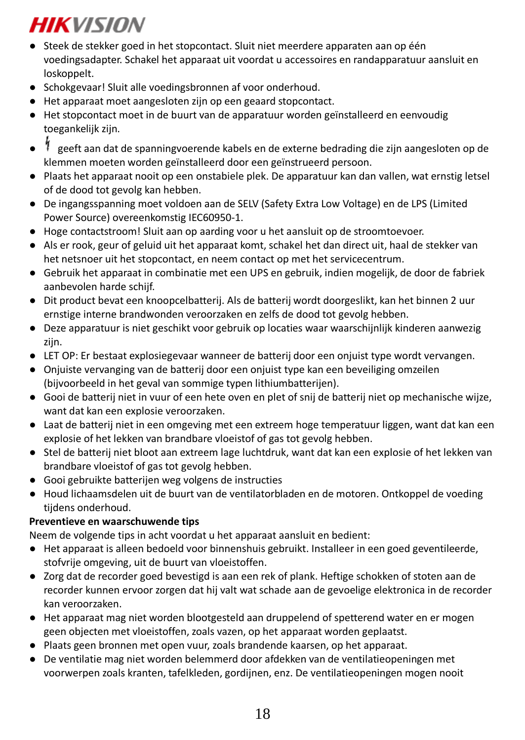- Steek de stekker goed in het stopcontact. Sluit niet meerdere apparaten aan op één voedingsadapter. Schakel het apparaat uit voordat u accessoires en randapparatuur aansluit en loskoppelt.
- Schokgevaar! Sluit alle voedingsbronnen af voor onderhoud.
- Het apparaat moet aangesloten zijn op een geaard stopcontact.
- Het stopcontact moet in de buurt van de apparatuur worden geïnstalleerd en eenvoudig toegankelijk zijn.
- ⚡ geeft aan dat de spanningvoerende kabels en de externe bedrading die zijn aangesloten op de klemmen moeten worden geïnstalleerd door een geïnstrueerd persoon.
- Plaats het apparaat nooit op een onstabiele plek. De apparatuur kan dan vallen, wat ernstig letsel of de dood tot gevolg kan hebben.
- De ingangsspanning moet voldoen aan de SELV (Safety Extra Low Voltage) en de LPS (Limited Power Source) overeenkomstig IEC60950-1.
- Hoge contactstroom! Sluit aan op aarding voor u het aansluit op de stroomtoevoer.
- Als er rook, geur of geluid uit het apparaat komt, schakel het dan direct uit, haal de stekker van het netsnoer uit het stopcontact, en neem contact op met het servicecentrum.
- Gebruik het apparaat in combinatie met een UPS en gebruik, indien mogelijk, de door de fabriek aanbevolen harde schijf.
- Dit product bevat een knoopcelbatterij. Als de batterij wordt doorgeslikt, kan het binnen 2 uur ernstige interne brandwonden veroorzaken en zelfs de dood tot gevolg hebben.
- Deze apparatuur is niet geschikt voor gebruik op locaties waar waarschijnlijk kinderen aanwezig zijn.
- LET OP: Er bestaat explosiegevaar wanneer de batterij door een onjuist type wordt vervangen.
- Onjuiste vervanging van de batterij door een onjuist type kan een beveiliging omzeilen (bijvoorbeeld in het geval van sommige typen lithiumbatterijen).
- Gooi de batterij niet in vuur of een hete oven en plet of snij de batterij niet op mechanische wijze, want dat kan een explosie veroorzaken.
- Laat de batterij niet in een omgeving met een extreem hoge temperatuur liggen, want dat kan een explosie of het lekken van brandbare vloeistof of gas tot gevolg hebben.
- Stel de batterij niet bloot aan extreem lage luchtdruk, want dat kan een explosie of het lekken van brandbare vloeistof of gas tot gevolg hebben.
- Gooi gebruikte batterijen weg volgens de instructies
- Houd lichaamsdelen uit de buurt van de ventilatorbladen en de motoren. Ontkoppel de voeding tijdens onderhoud.

**Preventieve en waarschuwende tips**

Neem de volgende tips in acht voordat u het apparaat aansluit en bedient:

- Het apparaat is alleen bedoeld voor binnenshuis gebruikt. Installeer in een goed geventileerde, stofvrije omgeving, uit de buurt van vloeistoffen.
- Zorg dat de recorder goed bevestigd is aan een rek of plank. Heftige schokken of stoten aan de recorder kunnen ervoor zorgen dat hij valt wat schade aan de gevoelige elektronica in de recorder kan veroorzaken.
- Het apparaat mag niet worden blootgesteld aan druppelend of spetterend water en er mogen geen objecten met vloeistoffen, zoals vazen, op het apparaat worden geplaatst.
- Plaats geen bronnen met open vuur, zoals brandende kaarsen, op het apparaat.
- De ventilatie mag niet worden belemmerd door afdekken van de ventilatieopeningen met voorwerpen zoals kranten, tafelkleden, gordijnen, enz. De ventilatieopeningen mogen nooit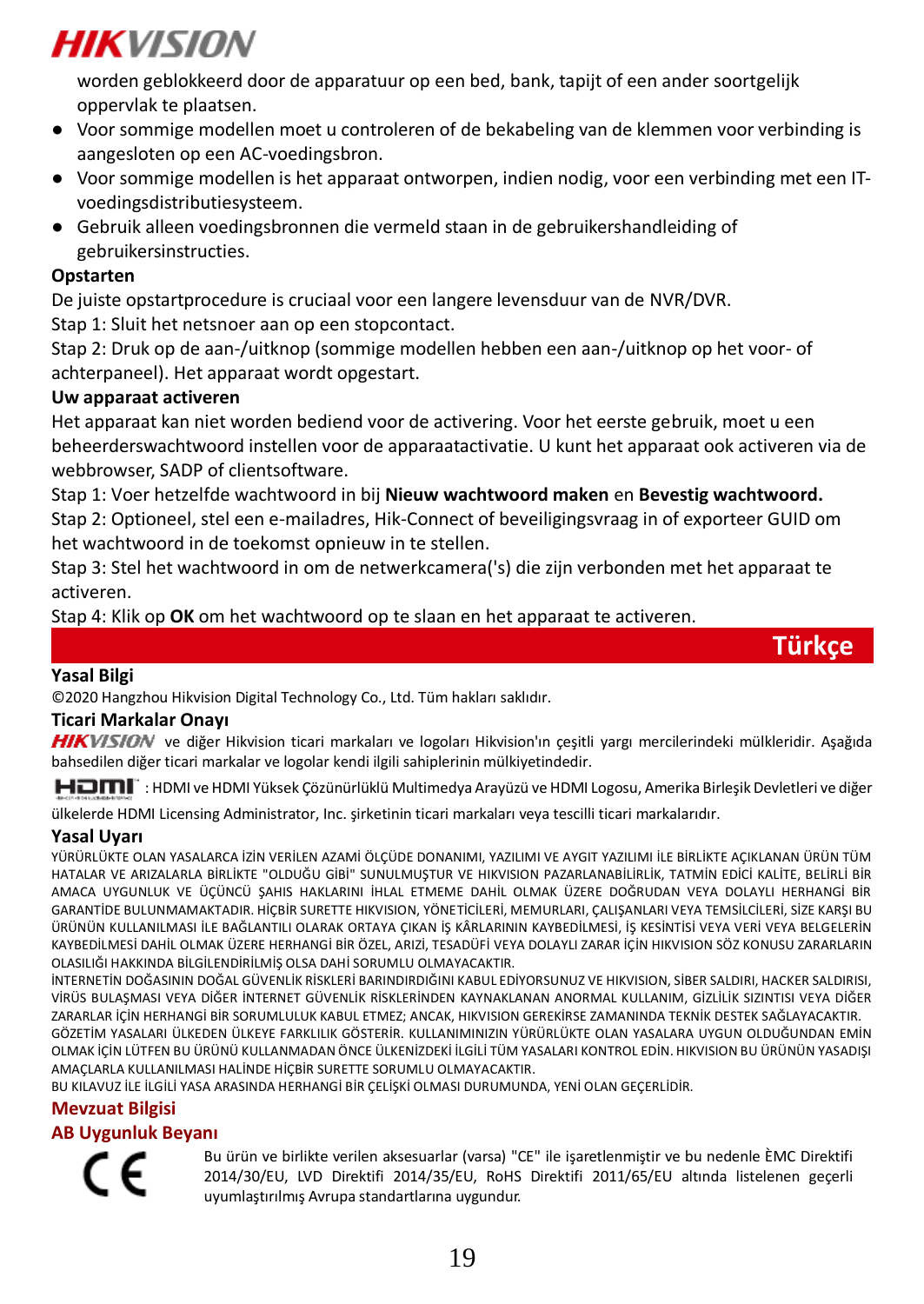worden geblokkeerd door de apparatuur op een bed, bank, tapijt of een ander soortgelijk oppervlak te plaatsen.

- Voor sommige modellen moet u controleren of de bekabeling van de klemmen voor verbinding is aangesloten op een AC-voedingsbron.
- Voor sommige modellen is het apparaat ontworpen, indien nodig, voor een verbinding met een IT-voedingsdistributiesysteem.
- Gebruik alleen voedingsbronnen die vermeld staan in de gebruikershandleiding of gebruikersinstructies.

**Opstarten**

De juiste opstartprocedure is cruciaal voor een langere levensduur van de NVR/DVR.

Stap 1: Sluit het netsnoer aan op een stopcontact.

Stap 2: Druk op de aan-/uitknop (sommige modellen hebben een aan-/uitknop op het voor- of achterpaneel). Het apparaat wordt opgestart.

**Uw apparaat activeren**

Het apparaat kan niet worden bediend voor de activering. Voor het eerste gebruik, moet u een beheerderswachtwoord instellen voor de apparaatactivatie. U kunt het apparaat ook activeren via de webbrowser, SADP of clientsoftware.

Stap 1: Voer hetzelfde wachtwoord in bij **Nieuw wachtwoord maken** en **Bevestig wachtwoord.**

Stap 2: Optioneel, stel een e-mailadres, Hik-Connect of beveiligingsvraag in of exporteer GUID om het wachtwoord in de toekomst opnieuw in te stellen.

Stap 3: Stel het wachtwoord in om de netwerkcamera('s) die zijn verbonden met het apparaat te activeren.

Stap 4: Klik op **OK** om het wachtwoord op te slaan en het apparaat te activeren.

# Türkçe

**Yasal Bilgi**

©2020 Hangzhou Hikvision Digital Technology Co., Ltd. Tüm hakları saklıdır.

**Ticari Markalar Onayı**

HIKVISION ve diğer Hikvision ticari markaları ve logoları Hikvision'ın çeşitli yargı mercilerindeki mülkleridir. Aşağıda bahsedilen diğer ticari markalar ve logolar kendi ilgili sahiplerinin mülkiyetindedir.

HDMI : HDMI ve HDMI Yüksek Çözünürlüklü Multimedya Arayüzü ve HDMI Logosu, Amerika Birleşik Devletleri ve diğer ülkelerde HDMI Licensing Administrator, Inc. şirketinin ticari markaları veya tescilli ticari markalarıdır.

**Yasal Uyarı**

YÜRÜRLÜKTE OLAN YASALARCA İZİN VERİLEN AZAMİ ÖLÇÜDE DONANIMI, YAZILIMI VE AYGIT YAZILIMI İLE BİRLİKTE AÇIKLANAN ÜRÜN TÜM HATALAR VE ARIZALARLA BİRLİKTE "OLDUĞU GİBİ" SUNULMUŞTUR VE HIKVISION PAZARLANABİLİRLİK, TATMİN EDİCİ KALİTE, BELİRLİ BİR AMACA UYGUNLUK VE ÜÇÜNCÜ ŞAHIS HAKLARINI İHLAL ETMEME DAHİL OLMAK ÜZERE DOĞRUDAN VEYA DOLAYLI HERHANGİ BİR GARANTİDE BULUNMAMAKTADIR. HİÇBİR SURETTE HIKVISION, YÖNETİCİLERİ, MEMURLARI, ÇALIŞANLARI VEYA TEMSİLCİLERİ, SİZE KARŞI BU ÜRÜNÜN KULLANILMASI İLE BAĞLANTILI OLARAK ORTAYA ÇIKAN İŞ KÂRLARININ KAYBEDİLMESİ, İŞ KESİNTİSİ VEYA VERİ VEYA BELGELERİN KAYBEDİLMESİ DAHİL OLMAK ÜZERE HERHANGİ BİR ÖZEL, ARIZİ, TESADÜFİ VEYA DOLAYLI ZARAR İÇİN HIKVISION SÖZ KONUSU ZARARLARIN OLASILIĞI HAKKINDA BİLGİLENDİRİLMİŞ OLSA DAHİ SORUMLU OLMAYACAKTIR.

İNTERNETİN DOĞASININ DOĞAL GÜVENLİK RİSKLERİ BARINDIRDIĞINI KABUL EDİYORSUNUZ VE HIKVISION, SİBER SALDIRI, HACKER SALDIRISI, VİRÜS BULAŞMASI VEYA DİĞER İNTERNET GÜVENLİK RİSKLERİNDEN KAYNAKLANAN ANORMAL KULLANIM, GİZLİLİK SIZINTISI VEYA DİĞER ZARARLAR İÇİN HERHANGİ BİR SORUMLULUK KABUL ETMEZ; ANCAK, HIKVISION GEREKİRSE ZAMANINDA TEKNİK DESTEK SAĞLAYACAKTIR.

GÖZETİM YASALARI ÜLKEDEN ÜLKEYE FARKLILIK GÖSTERİR. KULLANIMINIZIN YÜRÜRLÜKTE OLAN YASALARA UYGUN OLDUĞUNDAN EMİN OLMAK İÇİN LÜTFEN BU ÜRÜNÜ KULLANMADAN ÖNCE ÜLKENİZDEKİ İLGİLİ TÜM YASALARI KONTROL EDİN. HIKVISION BU ÜRÜNÜN YASADIŞI AMAÇLARLA KULLANILMASI HALİNDE HİÇBİR SURETTE SORUMLU OLMAYACAKTIR.

BU KILAVUZ İLE İLGİLİ YASA ARASINDA HERHANGİ BİR ÇELİŞKİ OLMASI DURUMUNDA, YENİ OLAN GEÇERLİDİR.

**Mevzuat Bilgisi**

**AB Uygunluk Beyanı**

Bu ürün ve birlikte verilen aksesuarlar (varsa) "CE" ile işaretlenmiştir ve bu nedenle ÈMC Direktifi 2014/30/EU, LVD Direktifi 2014/35/EU, RoHS Direktifi 2011/65/EU altında listelenen geçerli uyumlaştırılmış Avrupa standartlarına uygundur.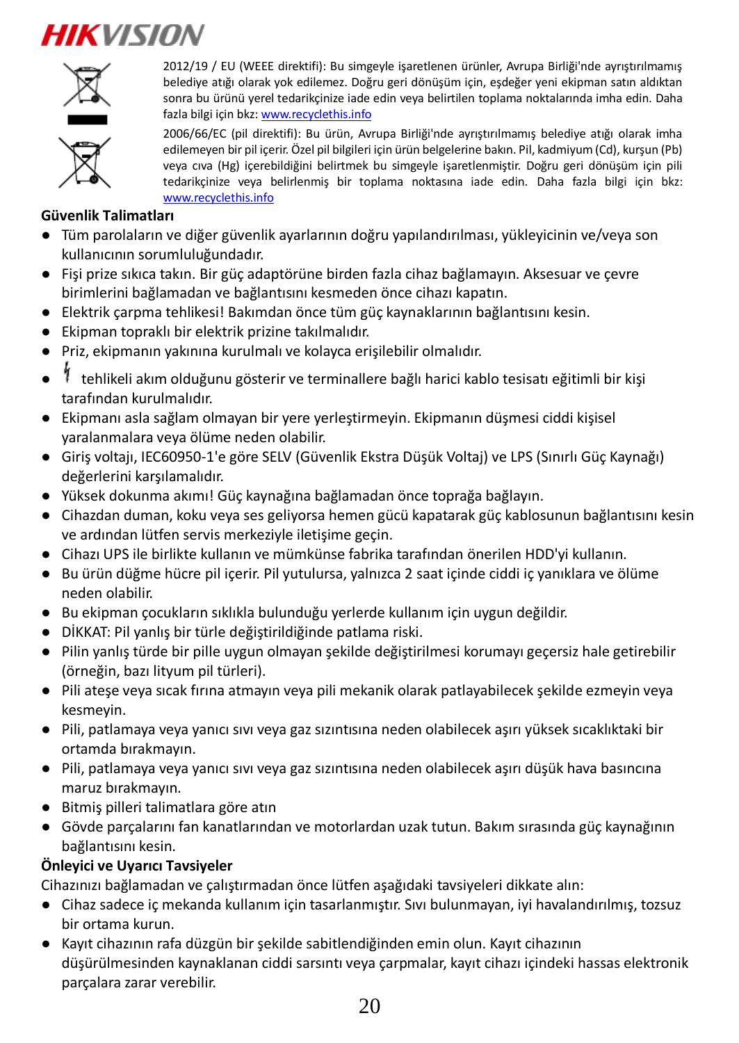2012/19 / EU (WEEE direktifi): Bu simgeyle işaretlenen ürünler, Avrupa Birliği'nde ayrıştırılmamış belediye atığı olarak yok edilemez. Doğru geri dönüşüm için, eşdeğer yeni ekipman satın aldıktan sonra bu ürünü yerel tedarikçinize iade edin veya belirtilen toplama noktalarında imha edin. Daha fazla bilgi için bkz: www.recyclethis.info

2006/66/EC (pil direktifi): Bu ürün, Avrupa Birliği'nde ayrıştırılmamış belediye atığı olarak imha edilemeyen bir pil içerir. Özel pil bilgileri için ürün belgelerine bakın. Pil, kadmiyum (Cd), kurşun (Pb) veya cıva (Hg) içerebildiğini belirtmek bu simgeyle işaretlenmiştir. Doğru geri dönüşüm için pili tedarikçinize veya belirlenmiş bir toplama noktasına iade edin. Daha fazla bilgi için bkz: www.recyclethis.info

**Güvenlik Talimatları**

- Tüm parolaların ve diğer güvenlik ayarlarının doğru yapılandırılması, yükleyicinin ve/veya son kullanıcının sorumluluğundadır.
- Fişi prize sıkıca takın. Bir güç adaptörüne birden fazla cihaz bağlamayın. Aksesuar ve çevre birimlerini bağlamadan ve bağlantısını kesmeden önce cihazı kapatın.
- Elektrik çarpma tehlikesi! Bakımdan önce tüm güç kaynaklarının bağlantısını kesin.
- Ekipman topraklı bir elektrik prizine takılmalıdır.
- Priz, ekipmanın yakınına kurulmalı ve kolayca erişilebilir olmalıdır.
- ϟ tehlikeli akım olduğunu gösterir ve terminallere bağlı harici kablo tesisatı eğitimli bir kişi tarafından kurulmalıdır.
- Ekipmanı asla sağlam olmayan bir yere yerleştirmeyin. Ekipmanın düşmesi ciddi kişisel yaralanmalara veya ölüme neden olabilir.
- Giriş voltajı, IEC60950-1'e göre SELV (Güvenlik Ekstra Düşük Voltaj) ve LPS (Sınırlı Güç Kaynağı) değerlerini karşılamalıdır.
- Yüksek dokunma akımı! Güç kaynağına bağlamadan önce toprağa bağlayın.
- Cihazdan duman, koku veya ses geliyorsa hemen gücü kapatarak güç kablosunun bağlantısını kesin ve ardından lütfen servis merkeziyle iletişime geçin.
- Cihazı UPS ile birlikte kullanın ve mümkünse fabrika tarafından önerilen HDD'yi kullanın.
- Bu ürün düğme hücre pil içerir. Pil yutulursa, yalnızca 2 saat içinde ciddi iç yanıklara ve ölüme neden olabilir.
- Bu ekipman çocukların sıklıkla bulunduğu yerlerde kullanım için uygun değildir.
- DİKKAT: Pil yanlış bir türle değiştirildiğinde patlama riski.
- Pilin yanlış türde bir pille uygun olmayan şekilde değiştirilmesi korumayı geçersiz hale getirebilir (örneğin, bazı lityum pil türleri).
- Pili ateşe veya sıcak fırına atmayın veya pili mekanik olarak patlayabilecek şekilde ezmeyin veya kesmeyin.
- Pili, patlamaya veya yanıcı sıvı veya gaz sızıntısına neden olabilecek aşırı yüksek sıcaklıktaki bir ortamda bırakmayın.
- Pili, patlamaya veya yanıcı sıvı veya gaz sızıntısına neden olabilecek aşırı düşük hava basıncına maruz bırakmayın.
- Bitmiş pilleri talimatlara göre atın
- Gövde parçalarını fan kanatlarından ve motorlardan uzak tutun. Bakım sırasında güç kaynağının bağlantısını kesin.

**Önleyici ve Uyarıcı Tavsiyeler**

Cihazınızı bağlamadan ve çalıştırmadan önce lütfen aşağıdaki tavsiyeleri dikkate alın:

- Cihaz sadece iç mekanda kullanım için tasarlanmıştır. Sıvı bulunmayan, iyi havalandırılmış, tozsuz bir ortama kurun.
- Kayıt cihazının rafa düzgün bir şekilde sabitlendiğinden emin olun. Kayıt cihazının düşürülmesinden kaynaklanan ciddi sarsıntı veya çarpmalar, kayıt cihazı içindeki hassas elektronik parçalara zarar verebilir.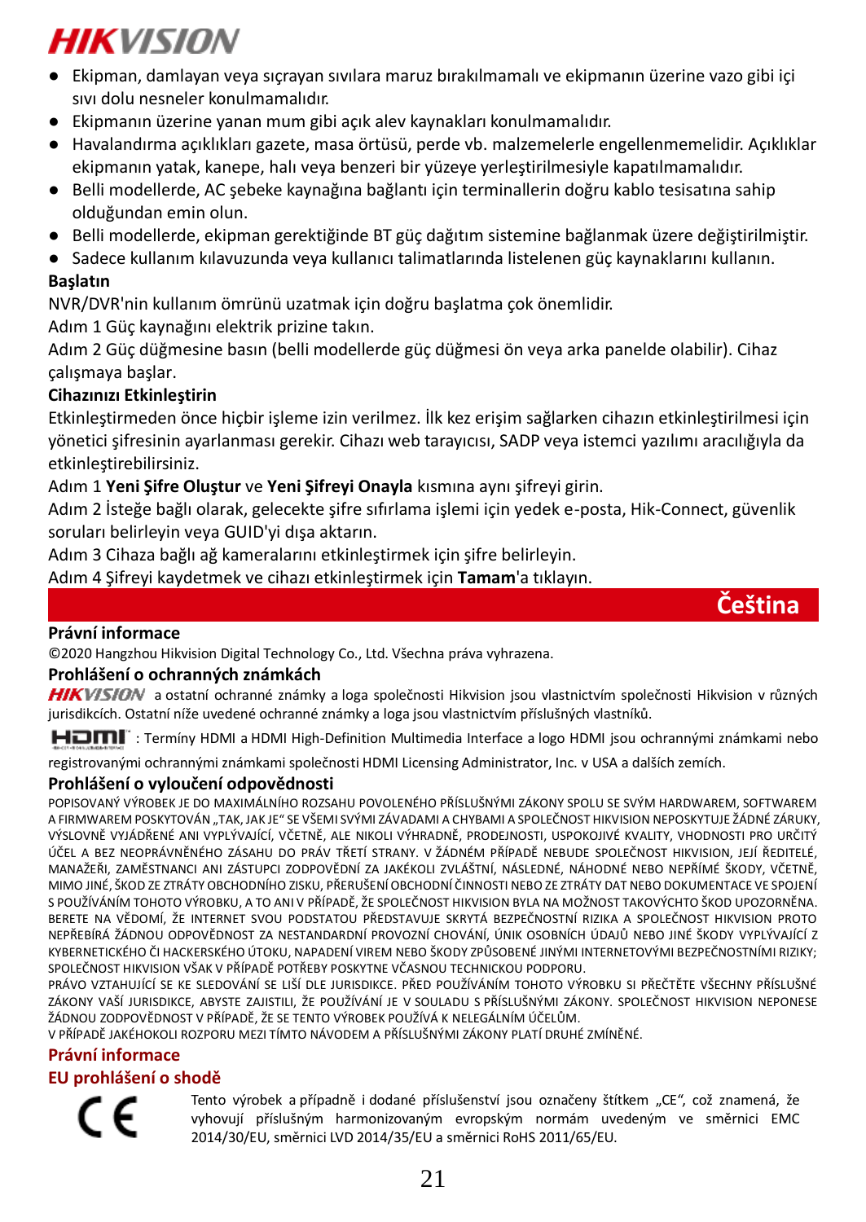- Ekipman, damlayan veya sıçrayan sıvılara maruz bırakılmamalı ve ekipmanın üzerine vazo gibi içi sıvı dolu nesneler konulmamalıdır.
- Ekipmanın üzerine yanan mum gibi açık alev kaynakları konulmamalıdır.
- Havalandırma açıklıkları gazete, masa örtüsü, perde vb. malzemelerle engellenmemelidir. Açıklıklar ekipmanın yatak, kanepe, halı veya benzeri bir yüzeye yerleştirilmesiyle kapatılmamalıdır.
- Belli modellerde, AC şebeke kaynağına bağlantı için terminallerin doğru kablo tesisatına sahip olduğundan emin olun.
- Belli modellerde, ekipman gerektiğinde BT güç dağıtım sistemine bağlanmak üzere değiştirilmiştir.
- Sadece kullanım kılavuzunda veya kullanıcı talimatlarında listelenen güç kaynaklarını kullanın.

**Başlatın**

NVR/DVR'nin kullanım ömrünü uzatmak için doğru başlatma çok önemlidir.

Adım 1 Güç kaynağını elektrik prizine takın.

Adım 2 Güç düğmesine basın (belli modellerde güç düğmesi ön veya arka panelde olabilir). Cihaz çalışmaya başlar.

**Cihazınızı Etkinleştirin**

Etkinleştirmeden önce hiçbir işleme izin verilmez. İlk kez erişim sağlarken cihazın etkinleştirilmesi için yönetici şifresinin ayarlanması gerekir. Cihazı web tarayıcısı, SADP veya istemci yazılımı aracılığıyla da etkinleştirebilirsiniz.

Adım 1 **Yeni Şifre Oluştur** ve **Yeni Şifreyi Onayla** kısmına aynı şifreyi girin.

Adım 2 İsteğe bağlı olarak, gelecekte şifre sıfırlama işlemi için yedek e-posta, Hik-Connect, güvenlik soruları belirleyin veya GUID'yi dışa aktarın.

Adım 3 Cihaza bağlı ağ kameralarını etkinleştirmek için şifre belirleyin.

Adım 4 Şifreyi kaydetmek ve cihazı etkinleştirmek için **Tamam**'a tıklayın.

# Čeština

**Právní informace**

©2020 Hangzhou Hikvision Digital Technology Co., Ltd. Všechna práva vyhrazena.

**Prohlášení o ochranných známkách**

HIKVISION a ostatní ochranné známky a loga společnosti Hikvision jsou vlastnictvím společnosti Hikvision v různých jurisdikcích. Ostatní níže uvedené ochranné známky a loga jsou vlastnictvím příslušných vlastníků.

HDMI: Termíny HDMI a HDMI High-Definition Multimedia Interface a logo HDMI jsou ochrannými známkami nebo registrovanými ochrannými známkami společnosti HDMI Licensing Administrator, Inc. v USA a dalších zemích.

**Prohlášení o vyloučení odpovědnosti**

POPISOVANÝ VÝROBEK JE DO MAXIMÁLNÍHO ROZSAHU POVOLENÉHO PŘÍSLUŠNÝMI ZÁKONY SPOLU SE SVÝM HARDWAREM, SOFTWAREM A FIRMWAREM POSKYTOVÁN „TAK, JAK JE" SE VŠEMI SVÝMI ZÁVADAMI A CHYBAMI A SPOLEČNOST HIKVISION NEPOSKYTUJE ŽÁDNÉ ZÁRUKY, VÝSLOVNĚ VYJÁDŘENÉ ANI VYPLÝVAJÍCÍ, VČETNĚ, ALE NIKOLI VÝHRADNĚ, PRODEJNOSTI, USPOKOJIVÉ KVALITY, VHODNOSTI PRO URČITÝ ÚČEL A BEZ NEOPRÁVNĚNÉHO ZÁSAHU DO PRÁV TŘETÍ STRANY. V ŽÁDNÉM PŘÍPADĚ NEBUDE SPOLEČNOST HIKVISION, JEJÍ ŘEDITELÉ, MANAŽEŘI, ZAMĚSTNANCI ANI ZÁSTUPCI ZODPOVĚDNÍ ZA JAKÉKOLI ZVLÁŠTNÍ, NÁSLEDNÉ, NÁHODNÉ NEBO NEPŘÍMÉ ŠKODY, VČETNĚ, MIMO JINÉ, ŠKOD ZE ZTRÁTY OBCHODNÍHO ZISKU, PŘERUŠENÍ OBCHODNÍ ČINNOSTI NEBO ZE ZTRÁTY DAT NEBO DOKUMENTACE VE SPOJENÍ S POUŽÍVÁNÍM TOHOTO VÝROBKU, A TO ANI V PŘÍPADĚ, ŽE SPOLEČNOST HIKVISION BYLA NA MOŽNOST TAKOVÝCHTO ŠKOD UPOZORNĚNA. BERETE NA VĚDOMÍ, ŽE INTERNET SVOU PODSTATOU PŘEDSTAVUJE SKRYTÁ BEZPEČNOSTNÍ RIZIKA A SPOLEČNOST HIKVISION PROTO NEPŘEBÍRÁ ŽÁDNOU ODPOVĚDNOST ZA NESTANDARDNÍ PROVOZNÍ CHOVÁNÍ, ÚNIK OSOBNÍCH ÚDAJŮ NEBO JINÉ ŠKODY VYPLÝVAJÍCÍ Z KYBERNETICKÉHO ČI HACKERSKÉHO ÚTOKU, NAPADENÍ VIREM NEBO ŠKODY ZPŮSOBENÉ JINÝMI INTERNETOVÝMI BEZPEČNOSTNÍMI RIZIKY; SPOLEČNOST HIKVISION VŠAK V PŘÍPADĚ POTŘEBY POSKYTNE VČASNOU TECHNICKOU PODPORU.

PRÁVO VZTAHUJÍCÍ SE KE SLEDOVÁNÍ SE LIŠÍ DLE JURISDIKCE. PŘED POUŽÍVÁNÍM TOHOTO VÝROBKU SI PŘEČTĚTE VŠECHNY PŘÍSLUŠNÉ ZÁKONY VAŠÍ JURISDIKCE, ABYSTE ZAJISTILI, ŽE POUŽÍVÁNÍ JE V SOULADU S PŘÍSLUŠNÝMI ZÁKONY. SPOLEČNOST HIKVISION NEPONESE ŽÁDNOU ZODPOVĚDNOST V PŘÍPADĚ, ŽE SE TENTO VÝROBEK POUŽÍVÁ K NELEGÁLNÍM ÚČELŮM.

V PŘÍPADĚ JAKÉHOKOLI ROZPORU MEZI TÍMTO NÁVODEM A PŘÍSLUŠNÝMI ZÁKONY PLATÍ DRUHÉ ZMÍNĚNÉ.

**Právní informace**

**EU prohlášení o shodě**

Tento výrobek a případně i dodané příslušenství jsou označeny štítkem „CE", což znamená, že vyhovují příslušným harmonizovaným evropským normám uvedeným ve směrnici EMC 2014/30/EU, směrnici LVD 2014/35/EU a směrnici RoHS 2011/65/EU.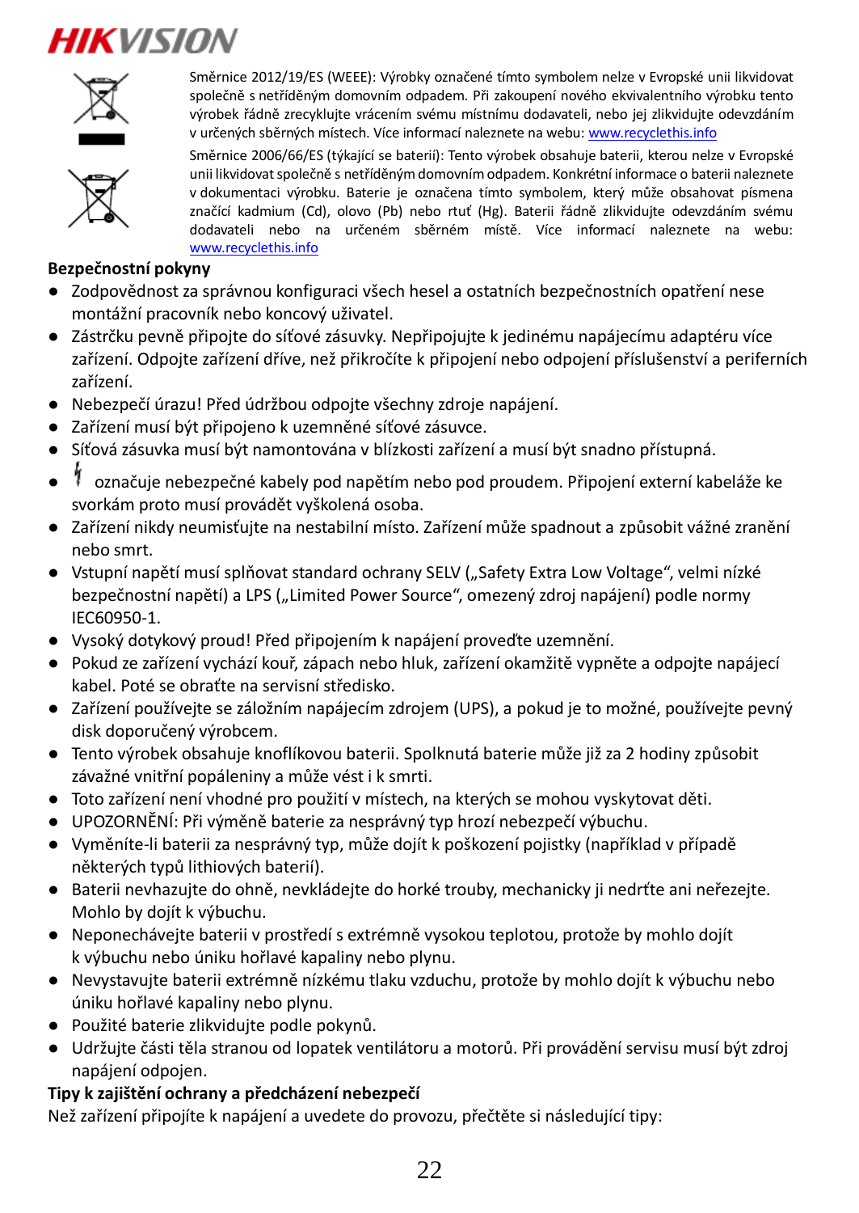Směrnice 2012/19/ES (WEEE): Výrobky označené tímto symbolem nelze v Evropské unii likvidovat společně s netříděným domovním odpadem. Při zakoupení nového ekvivalentního výrobku tento výrobek řádně zrecyklujte vrácením svému místnímu dodavateli, nebo jej zlikvidujte odevzdáním v určených sběrných místech. Více informací naleznete na webu: www.recyclethis.info

Směrnice 2006/66/ES (týkající se baterií): Tento výrobek obsahuje baterii, kterou nelze v Evropské unii likvidovat společně s netříděným domovním odpadem. Konkrétní informace o baterii naleznete v dokumentaci výrobku. Baterie je označena tímto symbolem, který může obsahovat písmena značící kadmium (Cd), olovo (Pb) nebo rtuť (Hg). Baterii řádně zlikvidujte odevzdáním svému dodavateli nebo na určeném sběrném místě. Více informací naleznete na webu: www.recyclethis.info

**Bezpečnostní pokyny**

- Zodpovědnost za správnou konfiguraci všech hesel a ostatních bezpečnostních opatření nese montážní pracovník nebo koncový uživatel.
- Zástrčku pevně připojte do síťové zásuvky. Nepřipojujte k jedinému napájecímu adaptéru více zařízení. Odpojte zařízení dříve, než přikročíte k připojení nebo odpojení příslušenství a periferních zařízení.
- Nebezpečí úrazu! Před údržbou odpojte všechny zdroje napájení.
- Zařízení musí být připojeno k uzemněné síťové zásuvce.
- Síťová zásuvka musí být namontována v blízkosti zařízení a musí být snadno přístupná.
- ⚡ označuje nebezpečné kabely pod napětím nebo pod proudem. Připojení externí kabeláže ke svorkám proto musí provádět vyškolená osoba.
- Zařízení nikdy neumisťujte na nestabilní místo. Zařízení může spadnout a způsobit vážné zranění nebo smrt.
- Vstupní napětí musí splňovat standard ochrany SELV („Safety Extra Low Voltage“, velmi nízké bezpečnostní napětí) a LPS („Limited Power Source“, omezený zdroj napájení) podle normy IEC60950-1.
- Vysoký dotykový proud! Před připojením k napájení proveďte uzemnění.
- Pokud ze zařízení vychází kouř, zápach nebo hluk, zařízení okamžitě vypněte a odpojte napájecí kabel. Poté se obraťte na servisní středisko.
- Zařízení používejte se záložním napájecím zdrojem (UPS), a pokud je to možné, používejte pevný disk doporučený výrobcem.
- Tento výrobek obsahuje knoflíkovou baterii. Spolknutá baterie může již za 2 hodiny způsobit závažné vnitřní popáleniny a může vést i k smrti.
- Toto zařízení není vhodné pro použití v místech, na kterých se mohou vyskytovat děti.
- UPOZORNĚNÍ: Při výměně baterie za nesprávný typ hrozí nebezpečí výbuchu.
- Vyměníte-li baterii za nesprávný typ, může dojít k poškození pojistky (například v případě některých typů lithiových baterií).
- Baterii nevhazujte do ohně, nevkládejte do horké trouby, mechanicky ji nedrťte ani neřezejte. Mohlo by dojít k výbuchu.
- Neponechávejte baterii v prostředí s extrémně vysokou teplotou, protože by mohlo dojít k výbuchu nebo úniku hořlavé kapaliny nebo plynu.
- Nevystavujte baterii extrémně nízkému tlaku vzduchu, protože by mohlo dojít k výbuchu nebo úniku hořlavé kapaliny nebo plynu.
- Použité baterie zlikvidujte podle pokynů.
- Udržujte části těla stranou od lopatek ventilátoru a motorů. Při provádění servisu musí být zdroj napájení odpojen.

**Tipy k zajištění ochrany a předcházení nebezpečí**

Než zařízení připojíte k napájení a uvedete do provozu, přečtěte si následující tipy: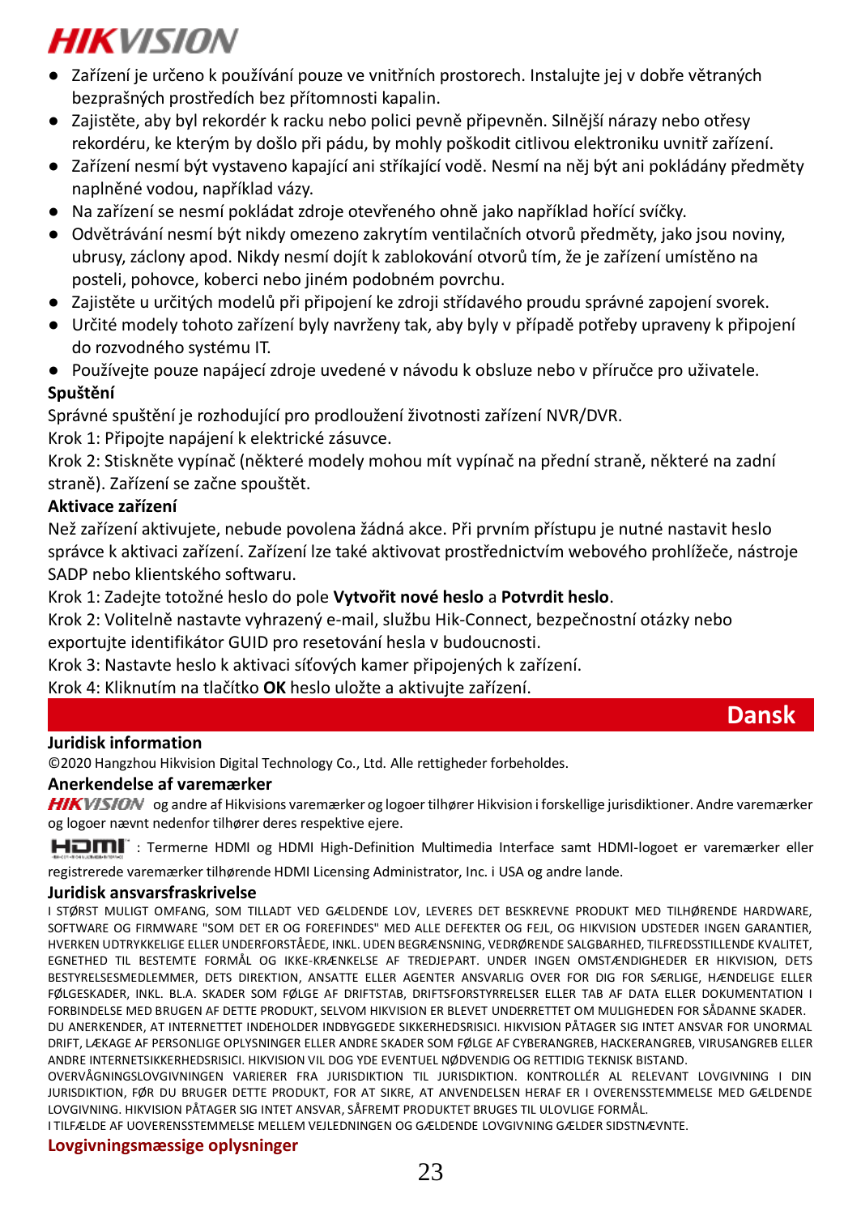- Zařízení je určeno k používání pouze ve vnitřních prostorech. Instalujte jej v dobře větraných bezprašných prostředích bez přítomnosti kapalin.
- Zajistěte, aby byl rekordér k racku nebo polici pevně připevněn. Silnější nárazy nebo otřesy rekordéru, ke kterým by došlo při pádu, by mohly poškodit citlivou elektroniku uvnitř zařízení.
- Zařízení nesmí být vystaveno kapající ani stříkající vodě. Nesmí na něj být ani pokládány předměty naplněné vodou, například vázy.
- Na zařízení se nesmí pokládat zdroje otevřeného ohně jako například hořící svíčky.
- Odvětrávání nesmí být nikdy omezeno zakrytím ventilačních otvorů předměty, jako jsou noviny, ubrusy, záclony apod. Nikdy nesmí dojít k zablokování otvorů tím, že je zařízení umístěno na posteli, pohovce, koberci nebo jiném podobném povrchu.
- Zajistěte u určitých modelů při připojení ke zdroji střídavého proudu správné zapojení svorek.
- Určité modely tohoto zařízení byly navrženy tak, aby byly v případě potřeby upraveny k připojení do rozvodného systému IT.
- Používejte pouze napájecí zdroje uvedené v návodu k obsluze nebo v příručce pro uživatele.

**Spuštění**

Správné spuštění je rozhodující pro prodloužení životnosti zařízení NVR/DVR.

Krok 1: Připojte napájení k elektrické zásuvce.

Krok 2: Stiskněte vypínač (některé modely mohou mít vypínač na přední straně, některé na zadní straně). Zařízení se začne spouštět.

**Aktivace zařízení**

Než zařízení aktivujete, nebude povolena žádná akce. Při prvním přístupu je nutné nastavit heslo správce k aktivaci zařízení. Zařízení lze také aktivovat prostřednictvím webového prohlížeče, nástroje SADP nebo klientského softwaru.

Krok 1: Zadejte totožné heslo do pole **Vytvořit nové heslo** a **Potvrdit heslo**.

Krok 2: Volitelně nastavte vyhrazený e-mail, službu Hik-Connect, bezpečnostní otázky nebo exportujte identifikátor GUID pro resetování hesla v budoucnosti.

Krok 3: Nastavte heslo k aktivaci síťových kamer připojených k zařízení.

Krok 4: Kliknutím na tlačítko **OK** heslo uložte a aktivujte zařízení.

# Dansk

**Juridisk information**

©2020 Hangzhou Hikvision Digital Technology Co., Ltd. Alle rettigheder forbeholdes.

**Anerkendelse af varemærker**

HIKVISION og andre af Hikvisions varemærker og logoer tilhører Hikvision i forskellige jurisdiktioner. Andre varemærker og logoer nævnt nedenfor tilhører deres respektive ejere.

HDMI: Termerne HDMI og HDMI High-Definition Multimedia Interface samt HDMI-logoet er varemærker eller registrerede varemærker tilhørende HDMI Licensing Administrator, Inc. i USA og andre lande.

**Juridisk ansvarsfraskrivelse**

I STØRST MULIGT OMFANG, SOM TILLADT VED GÆLDENDE LOV, LEVERES DET BESKREVNE PRODUKT MED TILHØRENDE HARDWARE, SOFTWARE OG FIRMWARE "SOM DET ER OG FOREFINDES" MED ALLE DEFEKTER OG FEJL, OG HIKVISION UDSTEDER INGEN GARANTIER, HVERKEN UDTRYKKELIGE ELLER UNDERFORSTÅEDE, INKL. UDEN BEGRÆNSNING, VEDRØRENDE SALGBARHED, TILFREDSSTILLENDE KVALITET, EGNETHED TIL BESTEMTE FORMÅL OG IKKE-KRÆNKELSE AF TREDJEPART. UNDER INGEN OMSTÆNDIGHEDER ER HIKVISION, DETS BESTYRELSESMEDLEMMER, DETS DIREKTION, ANSATTE ELLER AGENTER ANSVARLIG OVER FOR DIG FOR SÆRLIGE, HÆNDELIGE ELLER FØLGESKADER, INKL. BL.A. SKADER SOM FØLGE AF DRIFTSTAB, DRIFTSFORSTYRRELSER ELLER TAB AF DATA ELLER DOKUMENTATION I FORBINDELSE MED BRUGEN AF DETTE PRODUKT, SELVOM HIKVISION ER BLEVET UNDERRETTET OM MULIGHEDEN FOR SÅDANNE SKADER.

DU ANERKENDER, AT INTERNETTET INDEHOLDER INDBYGGEDE SIKKERHEDSRISICI. HIKVISION PÅTAGER SIG INTET ANSVAR FOR UNORMAL DRIFT, LÆKAGE AF PERSONLIGE OPLYSNINGER ELLER ANDRE SKADER SOM FØLGE AF CYBERANGREB, HACKERANGREB, VIRUSANGREB ELLER ANDRE INTERNETSIKKERHEDSRISICI. HIKVISION VIL DOG YDE EVENTUEL NØDVENDIG OG RETTIDIG TEKNISK BISTAND.

OVERVÅGNINGSLOVGIVNINGEN VARIERER FRA JURISDIKTION TIL JURISDIKTION. KONTROLLÉR AL RELEVANT LOVGIVNING I DIN JURISDIKTION, FØR DU BRUGER DETTE PRODUKT, FOR AT SIKRE, AT ANVENDELSEN HERAF ER I OVERENSSTEMMELSE MED GÆLDENDE LOVGIVNING. HIKVISION PÅTAGER SIG INTET ANSVAR, SÅFREMT PRODUKTET BRUGES TIL ULOVLIGE FORMÅL.

I TILFÆLDE AF UOVERENSSTEMMELSE MELLEM VEJLEDNINGEN OG GÆLDENDE LOVGIVNING GÆLDER SIDSTNÆVNTE.

**Lovgivningsmæssige oplysninger**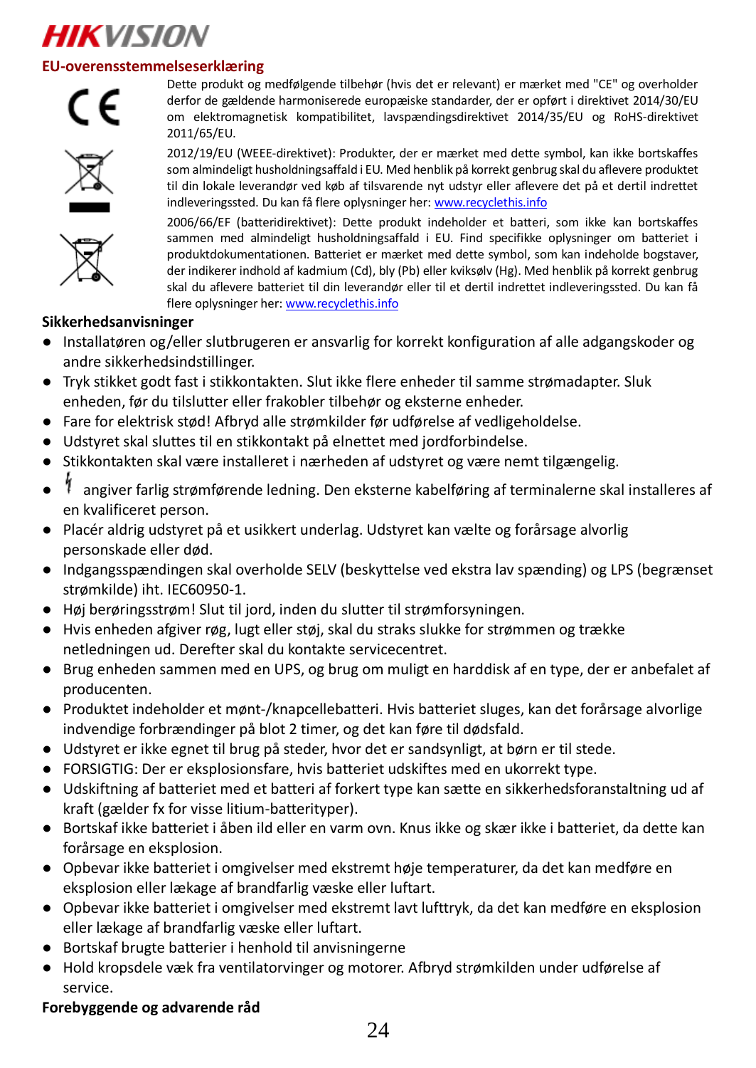**HIKVISION**

## EU-overensstemmelseserklæring

Dette produkt og medfølgende tilbehør (hvis det er relevant) er mærket med "CE" og overholder derfor de gældende harmoniserede europæiske standarder, der er opført i direktivet 2014/30/EU om elektromagnetisk kompatibilitet, lavspændingsdirektivet 2014/35/EU og RoHS-direktivet 2011/65/EU.

2012/19/EU (WEEE-direktivet): Produkter, der er mærket med dette symbol, kan ikke bortskaffes som almindeligt husholdningsaffald i EU. Med henblik på korrekt genbrug skal du aflevere produktet til din lokale leverandør ved køb af tilsvarende nyt udstyr eller aflevere det på et dertil indrettet indleveringssted. Du kan få flere oplysninger her: www.recyclethis.info

2006/66/EF (batteridirektivet): Dette produkt indeholder et batteri, som ikke kan bortskaffes sammen med almindeligt husholdningsaffald i EU. Find specifikke oplysninger om batteriet i produktdokumentationen. Batteriet er mærket med dette symbol, som kan indeholde bogstaver, der indikerer indhold af kadmium (Cd), bly (Pb) eller kviksølv (Hg). Med henblik på korrekt genbrug skal du aflevere batteriet til din leverandør eller til et dertil indrettet indleveringssted. Du kan få flere oplysninger her: www.recyclethis.info

### Sikkerhedsanvisninger

- Installatøren og/eller slutbrugeren er ansvarlig for korrekt konfiguration af alle adgangskoder og andre sikkerhedsindstillinger.
- Tryk stikket godt fast i stikkontakten. Slut ikke flere enheder til samme strømadapter. Sluk enheden, før du tilslutter eller frakobler tilbehør og eksterne enheder.
- Fare for elektrisk stød! Afbryd alle strømkilder før udførelse af vedligeholdelse.
- Udstyret skal sluttes til en stikkontakt på elnettet med jordforbindelse.
- Stikkontakten skal være installeret i nærheden af udstyret og være nemt tilgængelig.
- ϟ angiver farlig strømførende ledning. Den eksterne kabelføring af terminalerne skal installeres af en kvalificeret person.
- Placér aldrig udstyret på et usikkert underlag. Udstyret kan vælte og forårsage alvorlig personskade eller død.
- Indgangsspændingen skal overholde SELV (beskyttelse ved ekstra lav spænding) og LPS (begrænset strømkilde) iht. IEC60950-1.
- Høj berøringsstrøm! Slut til jord, inden du slutter til strømforsyningen.
- Hvis enheden afgiver røg, lugt eller støj, skal du straks slukke for strømmen og trække netledningen ud. Derefter skal du kontakte servicecentret.
- Brug enheden sammen med en UPS, og brug om muligt en harddisk af en type, der er anbefalet af producenten.
- Produktet indeholder et mønt-/knapcellebatteri. Hvis batteriet sluges, kan det forårsage alvorlige indvendige forbrændinger på blot 2 timer, og det kan føre til dødsfald.
- Udstyret er ikke egnet til brug på steder, hvor det er sandsynligt, at børn er til stede.
- FORSIGTIG: Der er eksplosionsfare, hvis batteriet udskiftes med en ukorrekt type.
- Udskiftning af batteriet med et batteri af forkert type kan sætte en sikkerhedsforanstaltning ud af kraft (gælder fx for visse litium-batterityper).
- Bortskaf ikke batteriet i åben ild eller en varm ovn. Knus ikke og skær ikke i batteriet, da dette kan forårsage en eksplosion.
- Opbevar ikke batteriet i omgivelser med ekstremt høje temperaturer, da det kan medføre en eksplosion eller lækage af brandfarlig væske eller luftart.
- Opbevar ikke batteriet i omgivelser med ekstremt lavt lufttryk, da det kan medføre en eksplosion eller lækage af brandfarlig væske eller luftart.
- Bortskaf brugte batterier i henhold til anvisningerne
- Hold kropsdele væk fra ventilatorvinger og motorer. Afbryd strømkilden under udførelse af service.

### Forebyggende og advarende råd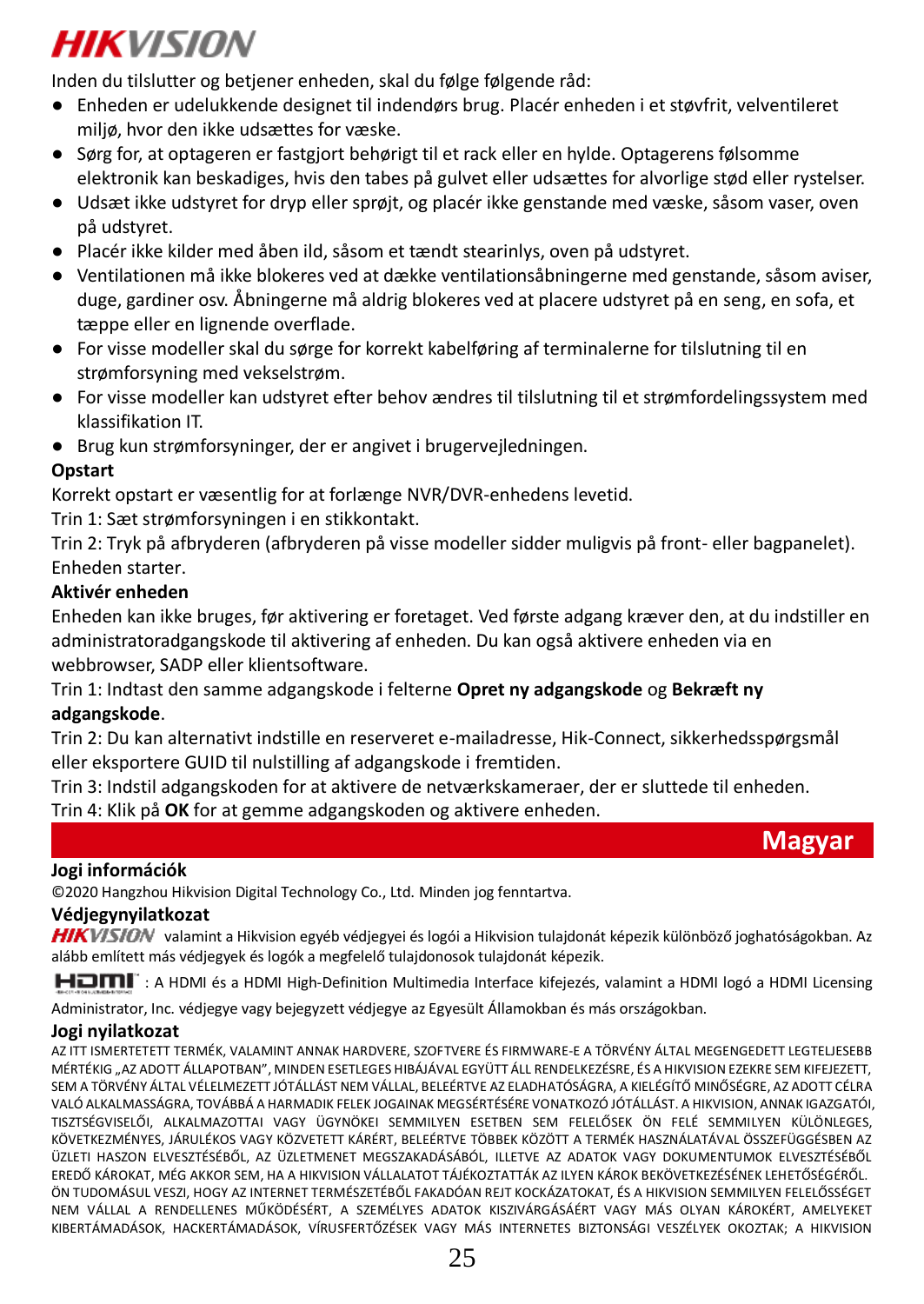HIKVISION

Inden du tilslutter og betjener enheden, skal du følge følgende råd:

- Enheden er udelukkende designet til indendørs brug. Placér enheden i et støvfrit, velventileret miljø, hvor den ikke udsættes for væske.
- Sørg for, at optageren er fastgjort behørigt til et rack eller en hylde. Optagerens følsomme elektronik kan beskadiges, hvis den tabes på gulvet eller udsættes for alvorlige stød eller rystelser.
- Udsæt ikke udstyret for dryp eller sprøjt, og placér ikke genstande med væske, såsom vaser, oven på udstyret.
- Placér ikke kilder med åben ild, såsom et tændt stearinlys, oven på udstyret.
- Ventilationen må ikke blokeres ved at dække ventilationsåbningerne med genstande, såsom aviser, duge, gardiner osv. Åbningerne må aldrig blokeres ved at placere udstyret på en seng, en sofa, et tæppe eller en lignende overflade.
- For visse modeller skal du sørge for korrekt kabelføring af terminalerne for tilslutning til en strømforsyning med vekselstrøm.
- For visse modeller kan udstyret efter behov ændres til tilslutning til et strømfordelingssystem med klassifikation IT.
- Brug kun strømforsyninger, der er angivet i brugervejledningen.

**Opstart**

Korrekt opstart er væsentlig for at forlænge NVR/DVR-enhedens levetid.

Trin 1: Sæt strømforsyningen i en stikkontakt.

Trin 2: Tryk på afbryderen (afbryderen på visse modeller sidder muligvis på front- eller bagpanelet). Enheden starter.

**Aktivér enheden**

Enheden kan ikke bruges, før aktivering er foretaget. Ved første adgang kræver den, at du indstiller en administratoradgangskode til aktivering af enheden. Du kan også aktivere enheden via en webbrowser, SADP eller klientsoftware.

Trin 1: Indtast den samme adgangskode i felterne **Opret ny adgangskode** og **Bekræft ny adgangskode**.

Trin 2: Du kan alternativt indstille en reserveret e-mailadresse, Hik-Connect, sikkerhedsspørgsmål eller eksportere GUID til nulstilling af adgangskode i fremtiden.

Trin 3: Indstil adgangskoden for at aktivere de netværkskameraer, der er sluttede til enheden.

Trin 4: Klik på **OK** for at gemme adgangskoden og aktivere enheden.

## Magyar

**Jogi információk**

©2020 Hangzhou Hikvision Digital Technology Co., Ltd. Minden jog fenntartva.

**Védjegynyilatkozat**

HIKVISION valamint a Hikvision egyéb védjegyei és logói a Hikvision tulajdonát képezik különböző joghatóságokban. Az alább említett más védjegyek és logók a megfelelő tulajdonosok tulajdonát képezik.

HDMI: A HDMI és a HDMI High-Definition Multimedia Interface kifejezés, valamint a HDMI logó a HDMI Licensing Administrator, Inc. védjegye vagy bejegyzett védjegye az Egyesült Államokban és más országokban.

**Jogi nyilatkozat**

AZ ITT ISMERTETETT TERMÉK, VALAMINT ANNAK HARDVERE, SZOFTVERE ÉS FIRMWARE-E A TÖRVÉNY ÁLTAL MEGENGEDETT LEGTELJESEBB MÉRTÉKIG „AZ ADOTT ÁLLAPOTBAN", MINDEN ESETLEGES HIBÁJÁVAL EGYÜTT ÁLL RENDELKEZÉSRE, ÉS A HIKVISION EZEKRE SEM KIFEJEZETT, SEM A TÖRVÉNY ÁLTAL VÉLELMEZETT JÓTÁLLÁST NEM VÁLLAL, BELEÉRTVE AZ ELADHATÓSÁGRA, A KIELÉGÍTŐ MINŐSÉGRE, AZ ADOTT CÉLRA VALÓ ALKALMASSÁGRA, TOVÁBBÁ A HARMADIK FELEK JOGAINAK MEGSÉRTÉSÉRE VONATKOZÓ JÓTÁLLÁST. A HIKVISION, ANNAK IGAZGATÓI, TISZTSÉGVISELŐI, ALKALMAZOTTAI VAGY ÜGYNÖKEI SEMMILYEN ESETBEN SEM FELELŐSEK ÖN FELÉ SEMMILYEN KÜLÖNLEGES, KÖVETKEZMÉNYES, JÁRULÉKOS VAGY KÖZVETETT KÁRÉRT, BELEÉRTVE TÖBBEK KÖZÖTT A TERMÉK HASZNÁLATÁVAL ÖSSZEFÜGGÉSBEN AZ ÜZLETI HASZON ELVESZTÉSÉBŐL, AZ ÜZLETMENET MEGSZAKADÁSÁBÓL, ILLETVE AZ ADATOK VAGY DOKUMENTUMOK ELVESZTÉSÉBŐL EREDŐ KÁROKAT, MÉG AKKOR SEM, HA A HIKVISION VÁLLALATOT TÁJÉKOZTATTÁK AZ ILYEN KÁROK BEKÖVETKEZÉSÉNEK LEHETŐSÉGÉRŐL.

ÖN TUDOMÁSUL VESZI, HOGY AZ INTERNET TERMÉSZETÉBŐL FAKADÓAN REJT KOCKÁZATOKAT, ÉS A HIKVISION SEMMILYEN FELELŐSSÉGET NEM VÁLLAL A RENDELLENES MŰKÖDÉSÉRT, A SZEMÉLYES ADATOK KISZIVÁRGÁSÁÉRT VAGY MÁS OLYAN KÁROKÉRT, AMELYEKET KIBERTÁMADÁSOK, HACKERTÁMADÁSOK, VÍRUSFERTŐZÉSEK VAGY MÁS INTERNETES BIZTONSÁGI VESZÉLYEK OKOZTAK; A HIKVISION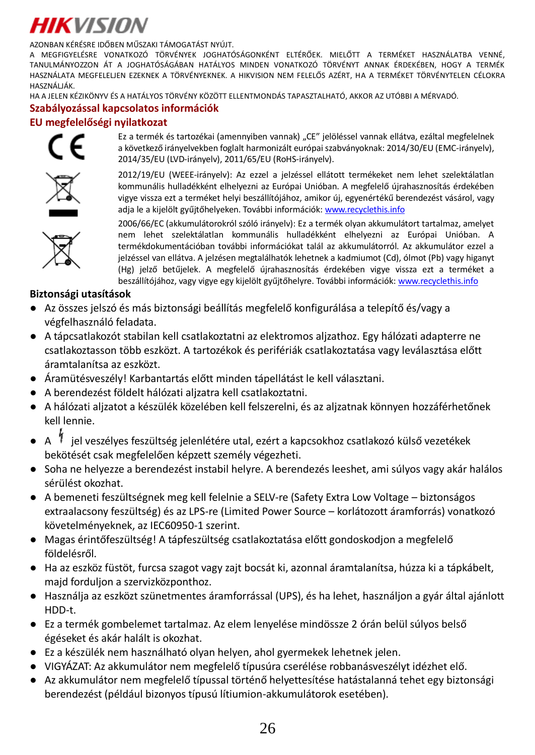AZONBAN KÉRÉSRE IDŐBEN MŰSZAKI TÁMOGATÁST NYÚJT.

A MEGFIGYELÉSRE VONATKOZÓ TÖRVÉNYEK JOGHATÓSÁGONKÉNT ELTÉRŐEK. MIELŐTT A TERMÉKET HASZNÁLATBA VENNÉ, TANULMÁNYOZZON ÁT A JOGHATÓSÁGÁBAN HATÁLYOS MINDEN VONATKOZÓ TÖRVÉNYT ANNAK ÉRDEKÉBEN, HOGY A TERMÉK HASZNÁLATA MEGFELELJEN EZEKNEK A TÖRVÉNYEKNEK. A HIKVISION NEM FELELŐS AZÉRT, HA A TERMÉKET TÖRVÉNYTELEN CÉLOKRA HASZNÁLJÁK.

HA A JELEN KÉZIKÖNYV ÉS A HATÁLYOS TÖRVÉNY KÖZÖTT ELLENTMONDÁS TAPASZTALHATÓ, AKKOR AZ UTÓBBI A MÉRVADÓ.

## Szabályozással kapcsolatos információk

### EU megfelelőségi nyilatkozat

Ez a termék és tartozékai (amennyiben vannak) „CE" jelöléssel vannak ellátva, ezáltal megfelelnek a következő irányelvekben foglalt harmonizált európai szabványoknak: 2014/30/EU (EMC-irányelv), 2014/35/EU (LVD-irányelv), 2011/65/EU (RoHS-irányelv).

2012/19/EU (WEEE-irányelv): Az ezzel a jelzéssel ellátott termékeket nem lehet szelektálatlan kommunális hulladékként elhelyezni az Európai Unióban. A megfelelő újrahasznosítás érdekében vigye vissza ezt a terméket helyi beszállítójához, amikor új, egyenértékű berendezést vásárol, vagy adja le a kijelölt gyűjtőhelyeken. További információk: www.recyclethis.info

2006/66/EC (akkumulátorokról szóló irányelv): Ez a termék olyan akkumulátort tartalmaz, amelyet nem lehet szelektálatlan kommunális hulladékként elhelyezni az Európai Unióban. A termékdokumentációban további információkat talál az akkumulátorról. Az akkumulátor ezzel a jelzéssel van ellátva. A jelzésen megtalálhatók lehetnek a kadmiumot (Cd), ólmot (Pb) vagy higanyt (Hg) jelző betűjelek. A megfelelő újrahasznosítás érdekében vigye vissza ezt a terméket a beszállítójához, vagy vigye egy kijelölt gyűjtőhelyre. További információk: www.recyclethis.info

### Biztonsági utasítások

- Az összes jelszó és más biztonsági beállítás megfelelő konfigurálása a telepítő és/vagy a végfelhasználó feladata.
- A tápcsatlakozót stabilan kell csatlakoztatni az elektromos aljzathoz. Egy hálózati adapterre ne csatlakoztasson több eszközt. A tartozékok és perifériák csatlakoztatása vagy leválasztása előtt áramtalanítsa az eszközt.
- Áramütésveszély! Karbantartás előtt minden tápellátást le kell választani.
- A berendezést földelt hálózati aljzatra kell csatlakoztatni.
- A hálózati aljzatot a készülék közelében kell felszerelni, és az aljzatnak könnyen hozzáférhetőnek kell lennie.
- A ϟ jel veszélyes feszültség jelenlétére utal, ezért a kapcsokhoz csatlakozó külső vezetékek bekötését csak megfelelően képzett személy végezheti.
- Soha ne helyezze a berendezést instabil helyre. A berendezés leeshet, ami súlyos vagy akár halálos sérülést okozhat.
- A bemeneti feszültségnek meg kell felelnie a SELV-re (Safety Extra Low Voltage – biztonságos extraalacsony feszültség) és az LPS-re (Limited Power Source – korlátozott áramforrás) vonatkozó követelményeknek, az IEC60950-1 szerint.
- Magas érintőfeszültség! A tápfeszültség csatlakoztatása előtt gondoskodjon a megfelelő földelésről.
- Ha az eszköz füstöt, furcsa szagot vagy zajt bocsát ki, azonnal áramtalanítsa, húzza ki a tápkábelt, majd forduljon a szervizközponthoz.
- Használja az eszközt szünetmentes áramforrással (UPS), és ha lehet, használjon a gyár által ajánlott HDD-t.
- Ez a termék gombelemet tartalmaz. Az elem lenyelése mindössze 2 órán belül súlyos belső égéseket és akár halált is okozhat.
- Ez a készülék nem használható olyan helyen, ahol gyermekek lehetnek jelen.
- VIGYÁZAT: Az akkumulátor nem megfelelő típusúra cserélése robbanásveszélyt idézhet elő.
- Az akkumulátor nem megfelelő típussal történő helyettesítése hatástalanná tehet egy biztonsági berendezést (például bizonyos típusú lítiumion-akkumulátorok esetében).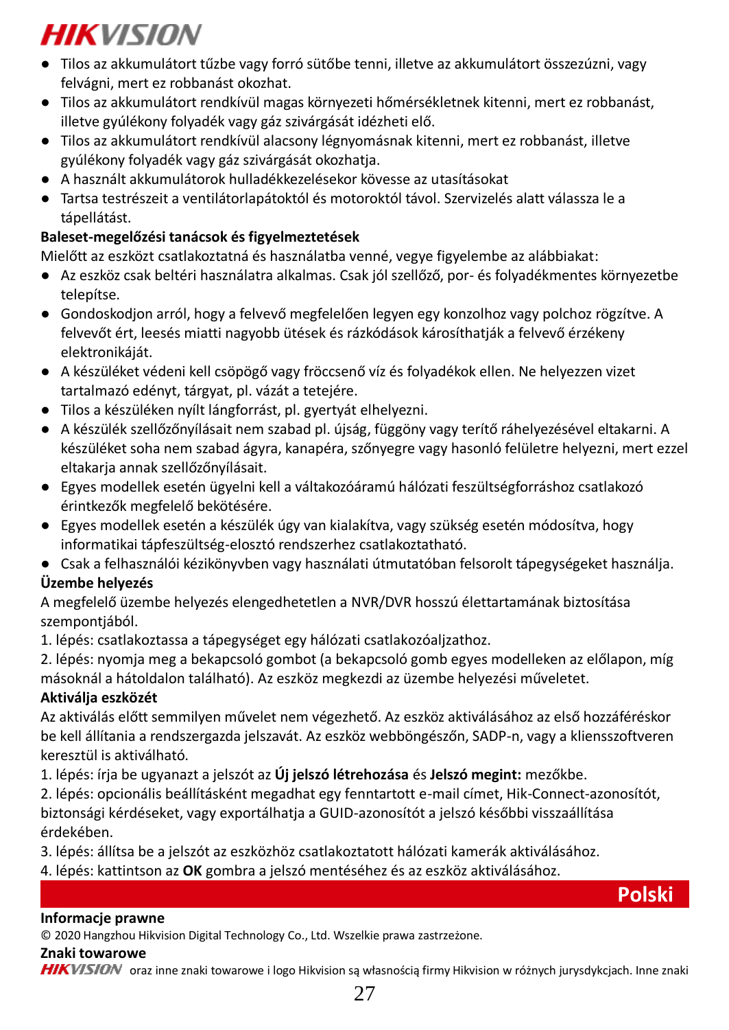- Tilos az akkumulátort tűzbe vagy forró sütőbe tenni, illetve az akkumulátort összezúzni, vagy felvágni, mert ez robbanást okozhat.
- Tilos az akkumulátort rendkívül magas környezeti hőmérsékletnek kitenni, mert ez robbanást, illetve gyúlékony folyadék vagy gáz szivárgását idézheti elő.
- Tilos az akkumulátort rendkívül alacsony légnyomásnak kitenni, mert ez robbanást, illetve gyúlékony folyadék vagy gáz szivárgását okozhatja.
- A használt akkumulátorok hulladékkezelésekor kövesse az utasításokat
- Tartsa testrészeit a ventilátorlapátoktól és motoroktól távol. Szervizelés alatt válassza le a tápellátást.

**Baleset-megelőzési tanácsok és figyelmeztetések**

Mielőtt az eszközt csatlakoztatná és használatba venné, vegye figyelembe az alábbiakat:

- Az eszköz csak beltéri használatra alkalmas. Csak jól szellőző, por- és folyadékmentes környezetbe telepítse.
- Gondoskodjon arról, hogy a felvevő megfelelően legyen egy konzolhoz vagy polchoz rögzítve. A felvevőt ért, leesés miatti nagyobb ütések és rázkódások károsíthatják a felvevő érzékeny elektronikáját.
- A készüléket védeni kell csöpögő vagy fröccsenő víz és folyadékok ellen. Ne helyezzen vizet tartalmazó edényt, tárgyat, pl. vázát a tetejére.
- Tilos a készüléken nyílt lángforrást, pl. gyertyát elhelyezni.
- A készülék szellőzőnyílásait nem szabad pl. újság, függöny vagy terítő ráhelyezésével eltakarni. A készüléket soha nem szabad ágyra, kanapéra, szőnyegre vagy hasonló felületre helyezni, mert ezzel eltakarja annak szellőzőnyílásait.
- Egyes modellek esetén ügyelni kell a váltakozóáramú hálózati feszültségforráshoz csatlakozó érintkezők megfelelő bekötésére.
- Egyes modellek esetén a készülék úgy van kialakítva, vagy szükség esetén módosítva, hogy informatikai tápfeszültség-elosztó rendszerhez csatlakoztatható.
- Csak a felhasználói kézikönyvben vagy használati útmutatóban felsorolt tápegységeket használja.

**Üzembe helyezés**

A megfelelő üzembe helyezés elengedhetetlen a NVR/DVR hosszú élettartamának biztosítása szempontjából.

1. lépés: csatlakoztassa a tápegységet egy hálózati csatlakozóaljzathoz.

2. lépés: nyomja meg a bekapcsoló gombot (a bekapcsoló gomb egyes modelleken az előlapon, míg másoknál a hátoldalon található). Az eszköz megkezdi az üzembe helyezési műveletet.

**Aktiválja eszközét**

Az aktiválás előtt semmilyen művelet nem végezhető. Az eszköz aktiválásához az első hozzáféréskor be kell állítania a rendszergazda jelszavát. Az eszköz webböngészőn, SADP-n, vagy a kliensszoftveren keresztül is aktiválható.

1. lépés: írja be ugyanazt a jelszót az **Új jelszó létrehozása** és **Jelszó megint:** mezőkbe.

2. lépés: opcionális beállításként megadhat egy fenntartott e-mail címet, Hik-Connect-azonosítót, biztonsági kérdéseket, vagy exportálhatja a GUID-azonosítót a jelszó későbbi visszaállítása érdekében.

3. lépés: állítsa be a jelszót az eszközhöz csatlakoztatott hálózati kamerák aktiválásához.

4. lépés: kattintson az **OK** gombra a jelszó mentéséhez és az eszköz aktiválásához.

# Polski

**Informacje prawne**

© 2020 Hangzhou Hikvision Digital Technology Co., Ltd. Wszelkie prawa zastrzeżone.

**Znaki towarowe**

HIKVISION oraz inne znaki towarowe i logo Hikvision są własnością firmy Hikvision w różnych jurysdykcjach. Inne znaki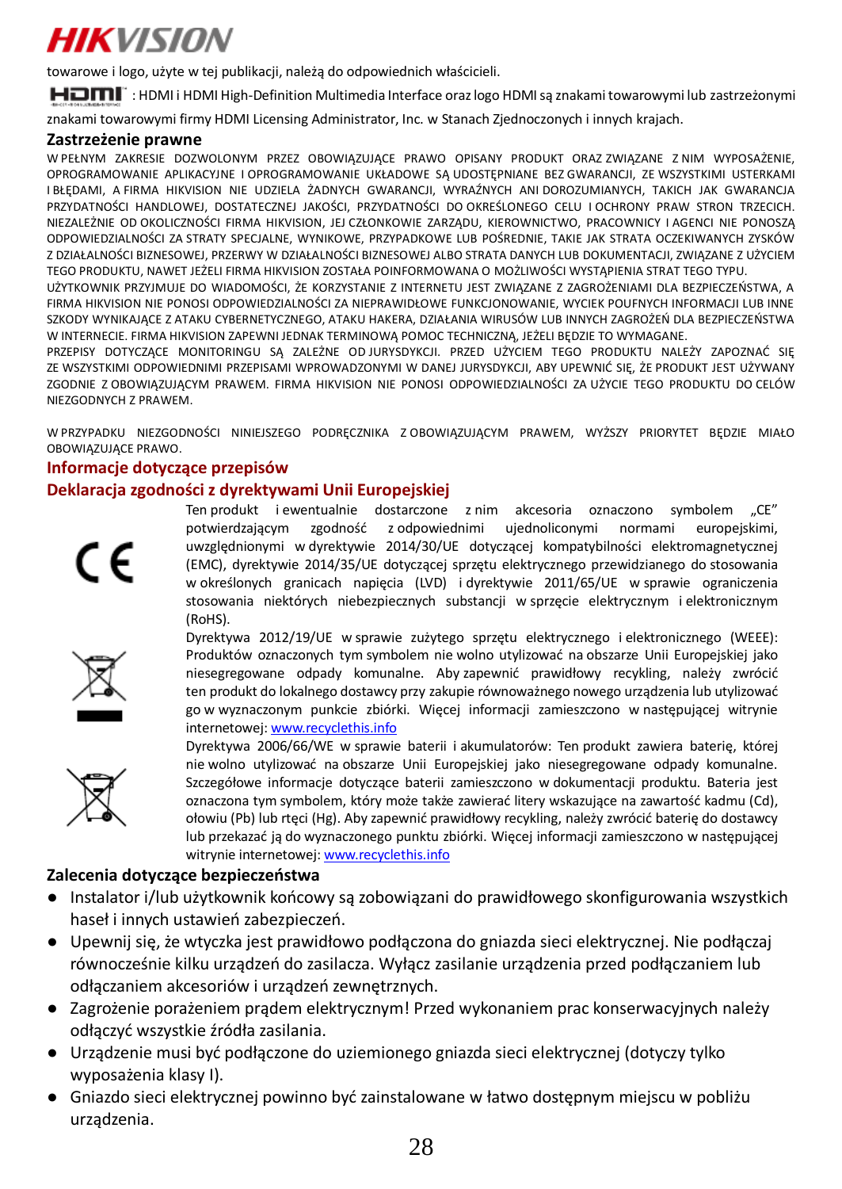towarowe i logo, użyte w tej publikacji, należą do odpowiednich właścicieli.

HDMI : HDMI i HDMI High-Definition Multimedia Interface oraz logo HDMI są znakami towarowymi lub zastrzeżonymi znakami towarowymi firmy HDMI Licensing Administrator, Inc. w Stanach Zjednoczonych i innych krajach.

## Zastrzeżenie prawne

W PEŁNYM ZAKRESIE DOZWOLONYM PRZEZ OBOWIĄZUJĄCE PRAWO OPISANY PRODUKT ORAZ ZWIĄZANE Z NIM WYPOSAŻENIE, OPROGRAMOWANIE APLIKACYJNE I OPROGRAMOWANIE UKŁADOWE SĄ UDOSTĘPNIANE BEZ GWARANCJI, ZE WSZYSTKIMI USTERKAMI I BŁĘDAMI, A FIRMA HIKVISION NIE UDZIELA ŻADNYCH GWARANCJI, WYRAŹNYCH ANI DOROZUMIANYCH, TAKICH JAK GWARANCJA PRZYDATNOŚCI HANDLOWEJ, DOSTATECZNEJ JAKOŚCI, PRZYDATNOŚCI DO OKREŚLONEGO CELU I OCHRONY PRAW STRON TRZECICH. NIEZALEŻNIE OD OKOLICZNOŚCI FIRMA HIKVISION, JEJ CZŁONKOWIE ZARZĄDU, KIEROWNICTWO, PRACOWNICY I AGENCI NIE PONOSZĄ ODPOWIEDZIALNOŚCI ZA STRATY SPECJALNE, WYNIKOWE, PRZYPADKOWE LUB POŚREDNIE, TAKIE JAK STRATA OCZEKIWANYCH ZYSKÓW Z DZIAŁALNOŚCI BIZNESOWEJ, PRZERWY W DZIAŁALNOŚCI BIZNESOWEJ ALBO STRATA DANYCH LUB DOKUMENTACJI, ZWIĄZANE Z UŻYCIEM TEGO PRODUKTU, NAWET JEŻELI FIRMA HIKVISION ZOSTAŁA POINFORMOWANA O MOŻLIWOŚCI WYSTĄPIENIA STRAT TEGO TYPU.

UŻYTKOWNIK PRZYJMUJE DO WIADOMOŚCI, ŻE KORZYSTANIE Z INTERNETU JEST ZWIĄZANE Z ZAGROŻENIAMI DLA BEZPIECZEŃSTWA, A FIRMA HIKVISION NIE PONOSI ODPOWIEDZIALNOŚCI ZA NIEPRAWIDŁOWE FUNKCJONOWANIE, WYCIEK POUFNYCH INFORMACJI LUB INNE SZKODY WYNIKAJĄCE Z ATAKU CYBERNETYCZNEGO, ATAKU HAKERA, DZIAŁANIA WIRUSÓW LUB INNYCH ZAGROŻEŃ DLA BEZPIECZEŃSTWA W INTERNECIE. FIRMA HIKVISION ZAPEWNI JEDNAK TERMINOWĄ POMOC TECHNICZNĄ, JEŻELI BĘDZIE TO WYMAGANE.

PRZEPISY DOTYCZĄCE MONITORINGU SĄ ZALEŻNE OD JURYSDYKCJI. PRZED UŻYCIEM TEGO PRODUKTU NALEŻY ZAPOZNAĆ SIĘ ZE WSZYSTKIMI ODPOWIEDNIMI PRZEPISAMI WPROWADZONYMI W DANEJ JURYSDYKCJI, ABY UPEWNIĆ SIĘ, ŻE PRODUKT JEST UŻYWANY ZGODNIE Z OBOWIĄZUJĄCYM PRAWEM. FIRMA HIKVISION NIE PONOSI ODPOWIEDZIALNOŚCI ZA UŻYCIE TEGO PRODUKTU DO CELÓW NIEZGODNYCH Z PRAWEM.

W PRZYPADKU NIEZGODNOŚCI NINIEJSZEGO PODRĘCZNIKA Z OBOWIĄZUJĄCYM PRAWEM, WYŻSZY PRIORYTET BĘDZIE MIAŁO OBOWIĄZUJĄCE PRAWO.

## Informacje dotyczące przepisów

### Deklaracja zgodności z dyrektywami Unii Europejskiej

Ten produkt i ewentualnie dostarczone z nim akcesoria oznaczono symbolem „CE" potwierdzającym zgodność z odpowiednimi ujednoliconymi normami europejskimi, uwzględnionymi w dyrektywie 2014/30/UE dotyczącej kompatybilności elektromagnetycznej (EMC), dyrektywie 2014/35/UE dotyczącej sprzętu elektrycznego przewidzianego do stosowania w określonych granicach napięcia (LVD) i dyrektywie 2011/65/UE w sprawie ograniczenia stosowania niektórych niebezpiecznych substancji w sprzęcie elektrycznym i elektronicznym (RoHS).

Dyrektywa 2012/19/UE w sprawie zużytego sprzętu elektrycznego i elektronicznego (WEEE): Produktów oznaczonych tym symbolem nie wolno utylizować na obszarze Unii Europejskiej jako niesegregowane odpady komunalne. Aby zapewnić prawidłowy recykling, należy zwrócić ten produkt do lokalnego dostawcy przy zakupie równoważnego nowego urządzenia lub utylizować go w wyznaczonym punkcie zbiórki. Więcej informacji zamieszczono w następującej witrynie internetowej: www.recyclethis.info

Dyrektywa 2006/66/WE w sprawie baterii i akumulatorów: Ten produkt zawiera baterię, której nie wolno utylizować na obszarze Unii Europejskiej jako niesegregowane odpady komunalne. Szczegółowe informacje dotyczące baterii zamieszczono w dokumentacji produktu. Bateria jest oznaczona tym symbolem, który może także zawierać litery wskazujące na zawartość kadmu (Cd), ołowiu (Pb) lub rtęci (Hg). Aby zapewnić prawidłowy recykling, należy zwrócić baterię do dostawcy lub przekazać ją do wyznaczonego punktu zbiórki. Więcej informacji zamieszczono w następującej witrynie internetowej: www.recyclethis.info

## Zalecenia dotyczące bezpieczeństwa

- Instalator i/lub użytkownik końcowy są zobowiązani do prawidłowego skonfigurowania wszystkich haseł i innych ustawień zabezpieczeń.
- Upewnij się, że wtyczka jest prawidłowo podłączona do gniazda sieci elektrycznej. Nie podłączaj równocześnie kilku urządzeń do zasilacza. Wyłącz zasilanie urządzenia przed podłączaniem lub odłączaniem akcesoriów i urządzeń zewnętrznych.
- Zagrożenie porażeniem prądem elektrycznym! Przed wykonaniem prac konserwacyjnych należy odłączyć wszystkie źródła zasilania.
- Urządzenie musi być podłączone do uziemionego gniazda sieci elektrycznej (dotyczy tylko wyposażenia klasy I).
- Gniazdo sieci elektrycznej powinno być zainstalowane w łatwo dostępnym miejscu w pobliżu urządzenia.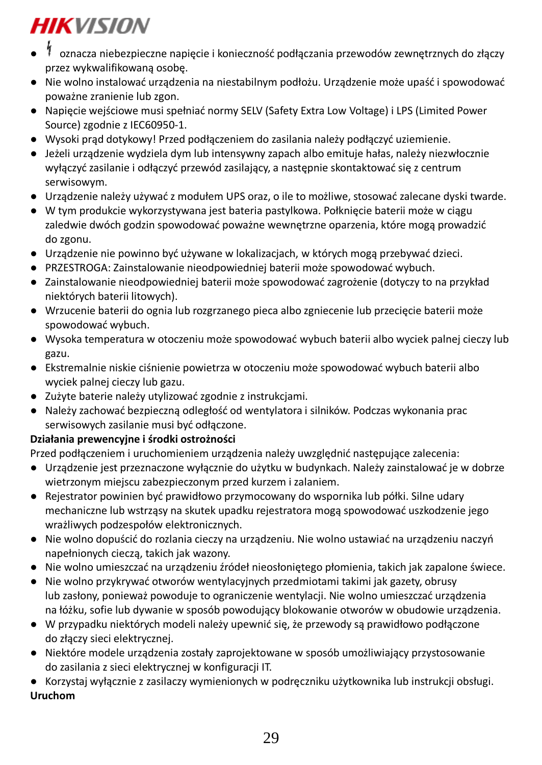- ϟ oznacza niebezpieczne napięcie i konieczność podłączania przewodów zewnętrznych do złączy przez wykwalifikowaną osobę.
- Nie wolno instalować urządzenia na niestabilnym podłożu. Urządzenie może upaść i spowodować poważne zranienie lub zgon.
- Napięcie wejściowe musi spełniać normy SELV (Safety Extra Low Voltage) i LPS (Limited Power Source) zgodnie z IEC60950-1.
- Wysoki prąd dotykowy! Przed podłączeniem do zasilania należy podłączyć uziemienie.
- Jeżeli urządzenie wydziela dym lub intensywny zapach albo emituje hałas, należy niezwłocznie wyłączyć zasilanie i odłączyć przewód zasilający, a następnie skontaktować się z centrum serwisowym.
- Urządzenie należy używać z modułem UPS oraz, o ile to możliwe, stosować zalecane dyski twarde.
- W tym produkcie wykorzystywana jest bateria pastylkowa. Połknięcie baterii może w ciągu zaledwie dwóch godzin spowodować poważne wewnętrzne oparzenia, które mogą prowadzić do zgonu.
- Urządzenie nie powinno być używane w lokalizacjach, w których mogą przebywać dzieci.
- PRZESTROGA: Zainstalowanie nieodpowiedniej baterii może spowodować wybuch.
- Zainstalowanie nieodpowiedniej baterii może spowodować zagrożenie (dotyczy to na przykład niektórych baterii litowych).
- Wrzucenie baterii do ognia lub rozgrzanego pieca albo zgniecenie lub przecięcie baterii może spowodować wybuch.
- Wysoka temperatura w otoczeniu może spowodować wybuch baterii albo wyciek palnej cieczy lub gazu.
- Ekstremalnie niskie ciśnienie powietrza w otoczeniu może spowodować wybuch baterii albo wyciek palnej cieczy lub gazu.
- Zużyte baterie należy utylizować zgodnie z instrukcjami.
- Należy zachować bezpieczną odległość od wentylatora i silników. Podczas wykonania prac serwisowych zasilanie musi być odłączone.

**Działania prewencyjne i środki ostrożności**

Przed podłączeniem i uruchomieniem urządzenia należy uwzględnić następujące zalecenia:

- Urządzenie jest przeznaczone wyłącznie do użytku w budynkach. Należy zainstalować je w dobrze wietrzonym miejscu zabezpieczonym przed kurzem i zalaniem.
- Rejestrator powinien być prawidłowo przymocowany do wspornika lub półki. Silne udary mechaniczne lub wstrząsy na skutek upadku rejestratora mogą spowodować uszkodzenie jego wrażliwych podzespołów elektronicznych.
- Nie wolno dopuścić do rozlania cieczy na urządzeniu. Nie wolno ustawiać na urządzeniu naczyń napełnionych cieczą, takich jak wazony.
- Nie wolno umieszczać na urządzeniu źródeł nieosłoniętego płomienia, takich jak zapalone świece.
- Nie wolno przykrywać otworów wentylacyjnych przedmiotami takimi jak gazety, obrusy lub zasłony, ponieważ powoduje to ograniczenie wentylacji. Nie wolno umieszczać urządzenia na łóżku, sofie lub dywanie w sposób powodujący blokowanie otworów w obudowie urządzenia.
- W przypadku niektórych modeli należy upewnić się, że przewody są prawidłowo podłączone do złączy sieci elektrycznej.
- Niektóre modele urządzenia zostały zaprojektowane w sposób umożliwiający przystosowanie do zasilania z sieci elektrycznej w konfiguracji IT.
- Korzystaj wyłącznie z zasilaczy wymienionych w podręczniku użytkownika lub instrukcji obsługi.

**Uruchom**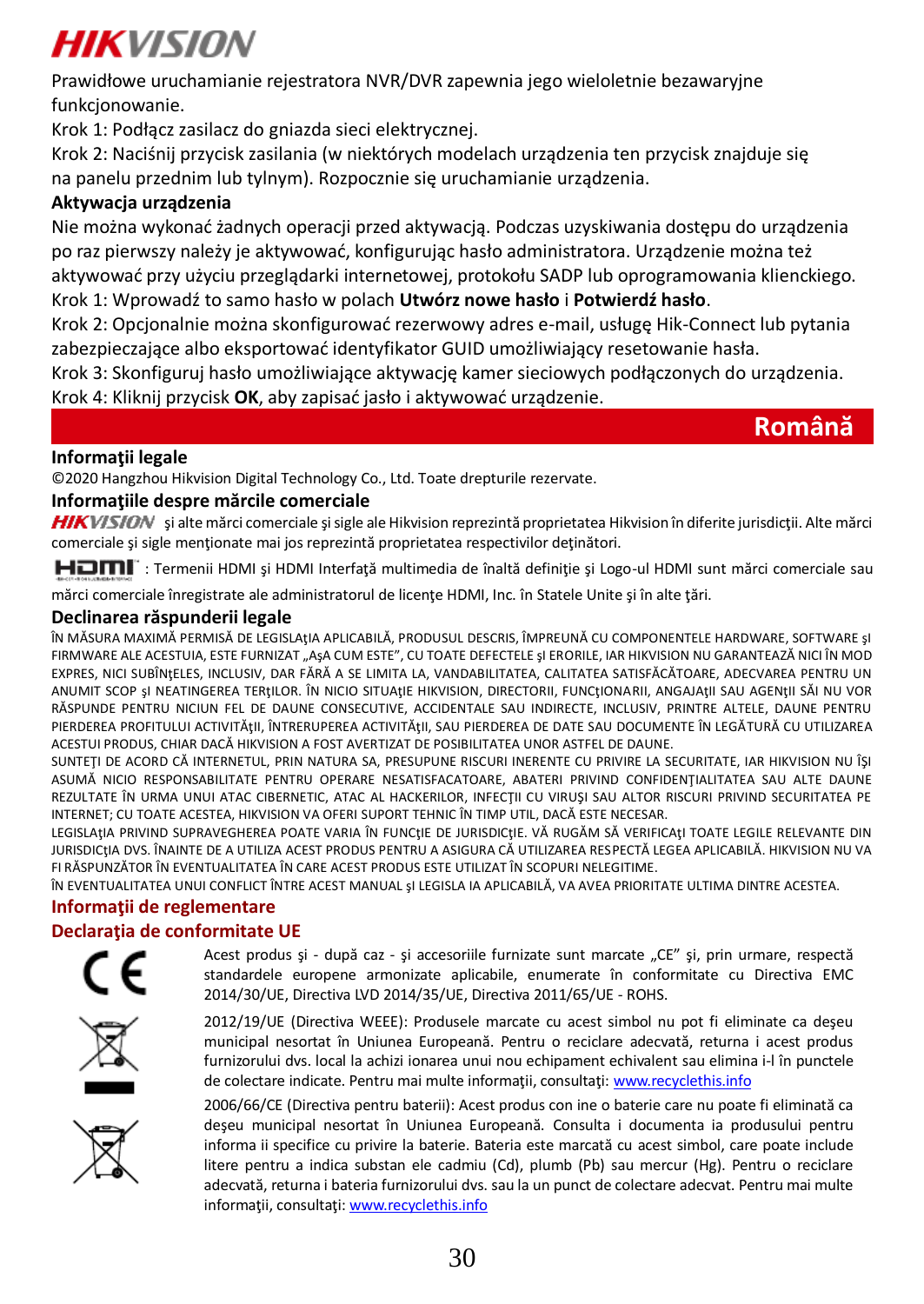Prawidłowe uruchamianie rejestratora NVR/DVR zapewnia jego wieloletnie bezawaryjne funkcjonowanie.

Krok 1: Podłącz zasilacz do gniazda sieci elektrycznej.

Krok 2: Naciśnij przycisk zasilania (w niektórych modelach urządzenia ten przycisk znajduje się na panelu przednim lub tylnym). Rozpocznie się uruchamianie urządzenia.

**Aktywacja urządzenia**

Nie można wykonać żadnych operacji przed aktywacją. Podczas uzyskiwania dostępu do urządzenia po raz pierwszy należy je aktywować, konfigurując hasło administratora. Urządzenie można też aktywować przy użyciu przeglądarki internetowej, protokołu SADP lub oprogramowania klienckiego.

Krok 1: Wprowadź to samo hasło w polach **Utwórz nowe hasło** i **Potwierdź hasło**.

Krok 2: Opcjonalnie można skonfigurować rezerwowy adres e-mail, usługę Hik-Connect lub pytania zabezpieczające albo eksportować identyfikator GUID umożliwiający resetowanie hasła.

Krok 3: Skonfiguruj hasło umożliwiające aktywację kamer sieciowych podłączonych do urządzenia.

Krok 4: Kliknij przycisk **OK**, aby zapisać jasło i aktywować urządzenie.

# Română

## Informaţii legale

©2020 Hangzhou Hikvision Digital Technology Co., Ltd. Toate drepturile rezervate.

## Informaţiile despre mărcile comerciale

HIKVISION şi alte mărci comerciale şi sigle ale Hikvision reprezintă proprietatea Hikvision în diferite jurisdicţii. Alte mărci comerciale şi sigle menţionate mai jos reprezintă proprietatea respectivilor deţinători.

HDMI : Termenii HDMI şi HDMI Interfaţă multimedia de înaltă definiţie şi Logo-ul HDMI sunt mărci comerciale sau mărci comerciale înregistrate ale administratorul de licenţe HDMI, Inc. în Statele Unite şi în alte ţări.

## Declinarea răspunderii legale

ÎN MĂSURA MAXIMĂ PERMISĂ DE LEGISLAţIA APLICABILĂ, PRODUSUL DESCRIS, ÎMPREUNĂ CU COMPONENTELE HARDWARE, SOFTWARE şI FIRMWARE ALE ACESTUIA, ESTE FURNIZAT „AşA CUM ESTE", CU TOATE DEFECTELE şI ERORILE, IAR HIKVISION NU GARANTEAZĂ NICI ÎN MOD EXPRES, NICI SUBÎNţELES, INCLUSIV, DAR FĂRĂ A SE LIMITA LA, VANDABILITATEA, CALITATEA SATISFĂCĂTOARE, ADECVAREA PENTRU UN ANUMIT SCOP şI NEATINGEREA TERţILOR. ÎN NICIO SITUAţIE HIKVISION, DIRECTORII, FUNCţIONARII, ANGAJAţII SAU AGENţII SĂI NU VOR RĂSPUNDE PENTRU NICIUN FEL DE DAUNE CONSECUTIVE, ACCIDENTALE SAU INDIRECTE, INCLUSIV, PRINTRE ALTELE, DAUNE PENTRU PIERDEREA PROFITULUI ACTIVITĂţII, ÎNTRERUPEREA ACTIVITĂţII, SAU PIERDEREA DE DATE SAU DOCUMENTE ÎN LEGĂTURĂ CU UTILIZAREA ACESTUI PRODUS, CHIAR DACĂ HIKVISION A FOST AVERTIZAT DE POSIBILITATEA UNOR ASTFEL DE DAUNE.

SUNTEŢI DE ACORD CĂ INTERNETUL, PRIN NATURA SA, PRESUPUNE RISCURI INERENTE CU PRIVIRE LA SECURITATE, IAR HIKVISION NU ÎŞI ASUMĂ NICIO RESPONSABILITATE PENTRU OPERARE NESATISFACATOARE, ABATERI PRIVIND CONFIDENŢIALITATEA SAU ALTE DAUNE REZULTATE ÎN URMA UNUI ATAC CIBERNETIC, ATAC AL HACKERILOR, INFECŢII CU VIRUŞI SAU ALTOR RISCURI PRIVIND SECURITATEA PE INTERNET; CU TOATE ACESTEA, HIKVISION VA OFERI SUPORT TEHNIC ÎN TIMP UTIL, DACĂ ESTE NECESAR.

LEGISLAţIA PRIVIND SUPRAVEGHEREA POATE VARIA ÎN FUNCţIE DE JURISDICţIE. VĂ RUGĂM SĂ VERIFICAţI TOATE LEGILE RELEVANTE DIN JURISDICţIA DVS. ÎNAINTE DE A UTILIZA ACEST PRODUS PENTRU A ASIGURA CĂ UTILIZAREA RESPECTĂ LEGEA APLICABILĂ. HIKVISION NU VA FI RĂSPUNZĂTOR ÎN EVENTUALITATEA ÎN CARE ACEST PRODUS ESTE UTILIZAT ÎN SCOPURI NELEGITIME.

ÎN EVENTUALITATEA UNUI CONFLICT ÎNTRE ACEST MANUAL şI LEGISLA IA APLICABILĂ, VA AVEA PRIORITATE ULTIMA DINTRE ACESTEA.

## Informaţii de reglementare

### Declaraţia de conformitate UE

Acest produs şi - după caz - şi accesoriile furnizate sunt marcate „CE" şi, prin urmare, respectă standardele europene armonizate aplicabile, enumerate în conformitate cu Directiva EMC 2014/30/UE, Directiva LVD 2014/35/UE, Directiva 2011/65/UE - ROHS.

2012/19/UE (Directiva WEEE): Produsele marcate cu acest simbol nu pot fi eliminate ca deşeu municipal nesortat în Uniunea Europeană. Pentru o reciclare adecvată, returna i acest produs furnizorului dvs. local la achizi ionarea unui nou echipament echivalent sau elimina i-l în punctele de colectare indicate. Pentru mai multe informaţii, consultaţi: www.recyclethis.info

2006/66/CE (Directiva pentru baterii): Acest produs con ine o baterie care nu poate fi eliminată ca deşeu municipal nesortat în Uniunea Europeană. Consulta i documenta ia produsului pentru informa ii specifice cu privire la baterie. Bateria este marcată cu acest simbol, care poate include litere pentru a indica substan ele cadmiu (Cd), plumb (Pb) sau mercur (Hg). Pentru o reciclare adecvată, returna i bateria furnizorului dvs. sau la un punct de colectare adecvat. Pentru mai multe informaţii, consultaţi: www.recyclethis.info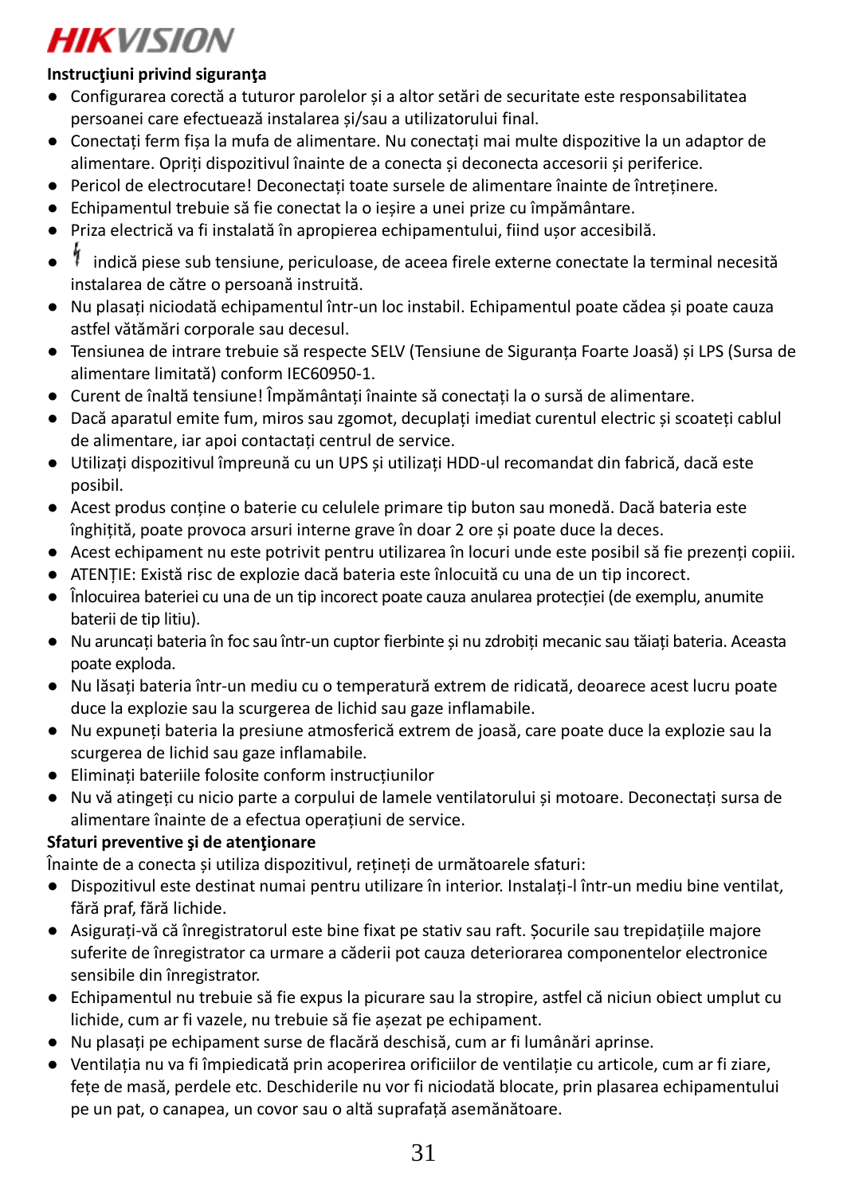**Instrucţiuni privind siguranţa**

- Configurarea corectă a tuturor parolelor și a altor setări de securitate este responsabilitatea persoanei care efectuează instalarea și/sau a utilizatorului final.
- Conectați ferm fișa la mufa de alimentare. Nu conectați mai multe dispozitive la un adaptor de alimentare. Opriți dispozitivul înainte de a conecta și deconecta accesorii și periferice.
- Pericol de electrocutare! Deconectați toate sursele de alimentare înainte de întreținere.
- Echipamentul trebuie să fie conectat la o ieșire a unei prize cu împământare.
- Priza electrică va fi instalată în apropierea echipamentului, fiind ușor accesibilă.
- ϟ indică piese sub tensiune, periculoase, de aceea firele externe conectate la terminal necesită instalarea de către o persoană instruită.
- Nu plasați niciodată echipamentul într-un loc instabil. Echipamentul poate cădea și poate cauza astfel vătămări corporale sau decesul.
- Tensiunea de intrare trebuie să respecte SELV (Tensiune de Siguranța Foarte Joasă) și LPS (Sursa de alimentare limitată) conform IEC60950-1.
- Curent de înaltă tensiune! Împământați înainte să conectați la o sursă de alimentare.
- Dacă aparatul emite fum, miros sau zgomot, decuplați imediat curentul electric și scoateți cablul de alimentare, iar apoi contactați centrul de service.
- Utilizați dispozitivul împreună cu un UPS și utilizați HDD-ul recomandat din fabrică, dacă este posibil.
- Acest produs conține o baterie cu celulele primare tip buton sau monedă. Dacă bateria este înghițită, poate provoca arsuri interne grave în doar 2 ore și poate duce la deces.
- Acest echipament nu este potrivit pentru utilizarea în locuri unde este posibil să fie prezenți copiii.
- ATENȚIE: Există risc de explozie dacă bateria este înlocuită cu una de un tip incorect.
- Înlocuirea bateriei cu una de un tip incorect poate cauza anularea protecției (de exemplu, anumite baterii de tip litiu).
- Nu aruncați bateria în foc sau într-un cuptor fierbinte și nu zdrobiți mecanic sau tăiați bateria. Aceasta poate exploda.
- Nu lăsați bateria într-un mediu cu o temperatură extrem de ridicată, deoarece acest lucru poate duce la explozie sau la scurgerea de lichid sau gaze inflamabile.
- Nu expuneți bateria la presiune atmosferică extrem de joasă, care poate duce la explozie sau la scurgerea de lichid sau gaze inflamabile.
- Eliminați bateriile folosite conform instrucțiunilor
- Nu vă atingeți cu nicio parte a corpului de lamele ventilatorului și motoare. Deconectați sursa de alimentare înainte de a efectua operațiuni de service.

**Sfaturi preventive şi de atenţionare**

Înainte de a conecta și utiliza dispozitivul, rețineți de următoarele sfaturi:

- Dispozitivul este destinat numai pentru utilizare în interior. Instalați-l într-un mediu bine ventilat, fără praf, fără lichide.
- Asigurați-vă că înregistratorul este bine fixat pe stativ sau raft. Șocurile sau trepidațiile majore suferite de înregistrator ca urmare a căderii pot cauza deteriorarea componentelor electronice sensibile din înregistrator.
- Echipamentul nu trebuie să fie expus la picurare sau la stropire, astfel că niciun obiect umplut cu lichide, cum ar fi vazele, nu trebuie să fie așezat pe echipament.
- Nu plasați pe echipament surse de flacără deschisă, cum ar fi lumânări aprinse.
- Ventilația nu va fi împiedicată prin acoperirea orificiilor de ventilație cu articole, cum ar fi ziare, fețe de masă, perdele etc. Deschiderile nu vor fi niciodată blocate, prin plasarea echipamentului pe un pat, o canapea, un covor sau o altă suprafață asemănătoare.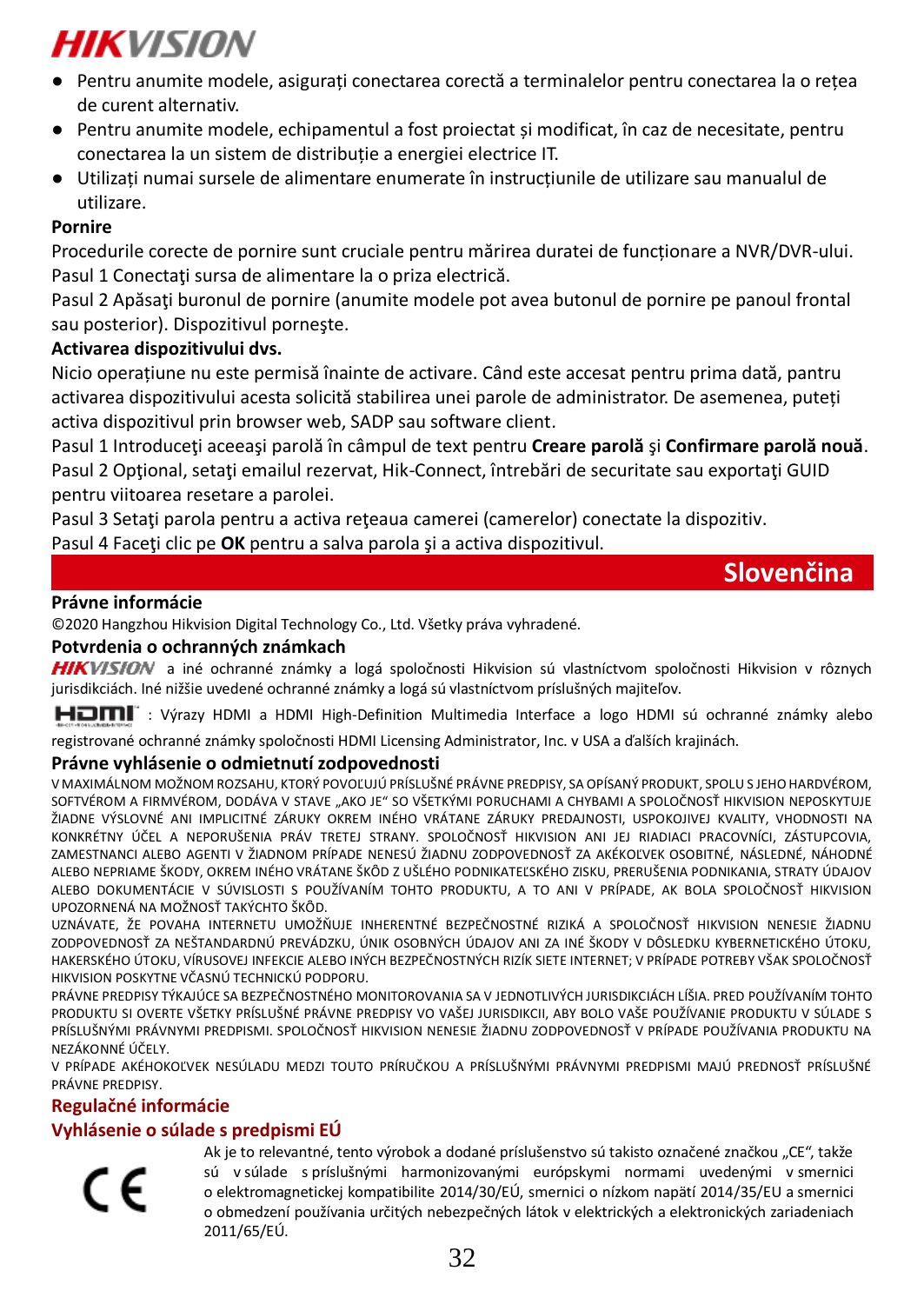- Pentru anumite modele, asigurați conectarea corectă a terminalelor pentru conectarea la o rețea de curent alternativ.
- Pentru anumite modele, echipamentul a fost proiectat și modificat, în caz de necesitate, pentru conectarea la un sistem de distribuție a energiei electrice IT.
- Utilizați numai sursele de alimentare enumerate în instrucțiunile de utilizare sau manualul de utilizare.

**Pornire**

Procedurile corecte de pornire sunt cruciale pentru mărirea duratei de funcționare a NVR/DVR-ului.

Pasul 1 Conectaţi sursa de alimentare la o priza electrică.

Pasul 2 Apăsaţi buronul de pornire (anumite modele pot avea butonul de pornire pe panoul frontal sau posterior). Dispozitivul porneşte.

**Activarea dispozitivului dvs.**

Nicio operațiune nu este permisă înainte de activare. Când este accesat pentru prima dată, pantru activarea dispozitivului acesta solicită stabilirea unei parole de administrator. De asemenea, puteți activa dispozitivul prin browser web, SADP sau software client.

Pasul 1 Introduceţi aceeaşi parolă în câmpul de text pentru **Creare parolă** şi **Confirmare parolă nouă**.

Pasul 2 Opţional, setaţi emailul rezervat, Hik-Connect, întrebări de securitate sau exportaţi GUID pentru viitoarea resetare a parolei.

Pasul 3 Setaţi parola pentru a activa reţeaua camerei (camerelor) conectate la dispozitiv.

Pasul 4 Faceţi clic pe **OK** pentru a salva parola şi a activa dispozitivul.

# Slovenčina

## Právne informácie

©2020 Hangzhou Hikvision Digital Technology Co., Ltd. Všetky práva vyhradené.

## Potvrdenia o ochranných známkach

HIKVISION a iné ochranné známky a logá spoločnosti Hikvision sú vlastníctvom spoločnosti Hikvision v rôznych jurisdikciách. Iné nižšie uvedené ochranné známky a logá sú vlastníctvom príslušných majiteľov.

HDMI : Výrazy HDMI a HDMI High-Definition Multimedia Interface a logo HDMI sú ochranné známky alebo registrované ochranné známky spoločnosti HDMI Licensing Administrator, Inc. v USA a ďalších krajinách.

## Právne vyhlásenie o odmietnutí zodpovednosti

V MAXIMÁLNOM MOŽNOM ROZSAHU, KTORÝ POVOĽUJÚ PRÍSLUŠNÉ PRÁVNE PREDPISY, SA OPÍSANÝ PRODUKT, SPOLU S JEHO HARDVÉROM, SOFTVÉROM A FIRMVÉROM, DODÁVA V STAVE „AKO JE" SO VŠETKÝMI PORUCHAMI A CHYBAMI A SPOLOČNOSŤ HIKVISION NEPOSKYTUJE ŽIADNE VÝSLOVNÉ ANI IMPLICITNÉ ZÁRUKY OKREM INÉHO VRÁTANE ZÁRUKY PREDAJNOSTI, USPOKOJIVEJ KVALITY, VHODNOSTI NA KONKRÉTNY ÚČEL A NEPORUŠENIA PRÁV TRETEJ STRANY. SPOLOČNOSŤ HIKVISION ANI JEJ RIADIACI PRACOVNÍCI, ZÁSTUPCOVIA, ZAMESTNANCI ALEBO AGENTI V ŽIADNOM PRÍPADE NENESÚ ŽIADNU ZODPOVEDNOSŤ ZA AKÉKOĽVEK OSOBITNÉ, NÁSLEDNÉ, NÁHODNÉ ALEBO NEPRIAME ŠKODY, OKREM INÉHO VRÁTANE ŠKÔD Z UŠLÉHO PODNIKATEĽSKÉHO ZISKU, PRERUŠENIA PODNIKANIA, STRATY ÚDAJOV ALEBO DOKUMENTÁCIE V SÚVISLOSTI S POUŽÍVANÍM TOHTO PRODUKTU, A TO ANI V PRÍPADE, AK BOLA SPOLOČNOSŤ HIKVISION UPOZORNENÁ NA MOŽNOSŤ TAKÝCHTO ŠKÔD.

UZNÁVATE, ŽE POVAHA INTERNETU UMOŽŇUJE INHERENTNÉ BEZPEČNOSTNÉ RIZIKÁ A SPOLOČNOSŤ HIKVISION NENESIE ŽIADNU ZODPOVEDNOSŤ ZA NEŠTANDARDNÚ PREVÁDZKU, ÚNIK OSOBNÝCH ÚDAJOV ANI ZA INÉ ŠKODY V DÔSLEDKU KYBERNETICKÉHO ÚTOKU, HAKERSKÉHO ÚTOKU, VÍRUSOVEJ INFEKCIE ALEBO INÝCH BEZPEČNOSTNÝCH RIZÍK SIETE INTERNET; V PRÍPADE POTREBY VŠAK SPOLOČNOSŤ HIKVISION POSKYTNE VČASNÚ TECHNICKÚ PODPORU.

PRÁVNE PREDPISY TÝKAJÚCE SA BEZPEČNOSTNÉHO MONITOROVANIA SA V JEDNOTLIVÝCH JURISDIKCIÁCH LÍŠIA. PRED POUŽÍVANÍM TOHTO PRODUKTU SI OVERTE VŠETKY PRÍSLUŠNÉ PRÁVNE PREDPISY VO VAŠEJ JURISDIKCII, ABY BOLO VAŠE POUŽÍVANIE PRODUKTU V SÚLADE S PRÍSLUŠNÝMI PRÁVNYMI PREDPISMI. SPOLOČNOSŤ HIKVISION NENESIE ŽIADNU ZODPOVEDNOSŤ V PRÍPADE POUŽÍVANIA PRODUKTU NA NEZÁKONNÉ ÚČELY.

V PRÍPADE AKÉHOKOĽVEK NESÚLADU MEDZI TOUTO PRÍRUČKOU A PRÍSLUŠNÝMI PRÁVNYMI PREDPISMI MAJÚ PREDNOSŤ PRÍSLUŠNÉ PRÁVNE PREDPISY.

## Regulačné informácie

### Vyhlásenie o súlade s predpismi EÚ

CE

Ak je to relevantné, tento výrobok a dodané príslušenstvo sú takisto označené značkou „CE", takže sú v súlade s príslušnými harmonizovanými európskymi normami uvedenými v smernici o elektromagnetickej kompatibilite 2014/30/EÚ, smernici o nízkom napätí 2014/35/EU a smernici o obmedzení používania určitých nebezpečných látok v elektrických a elektronických zariadeniach 2011/65/EÚ.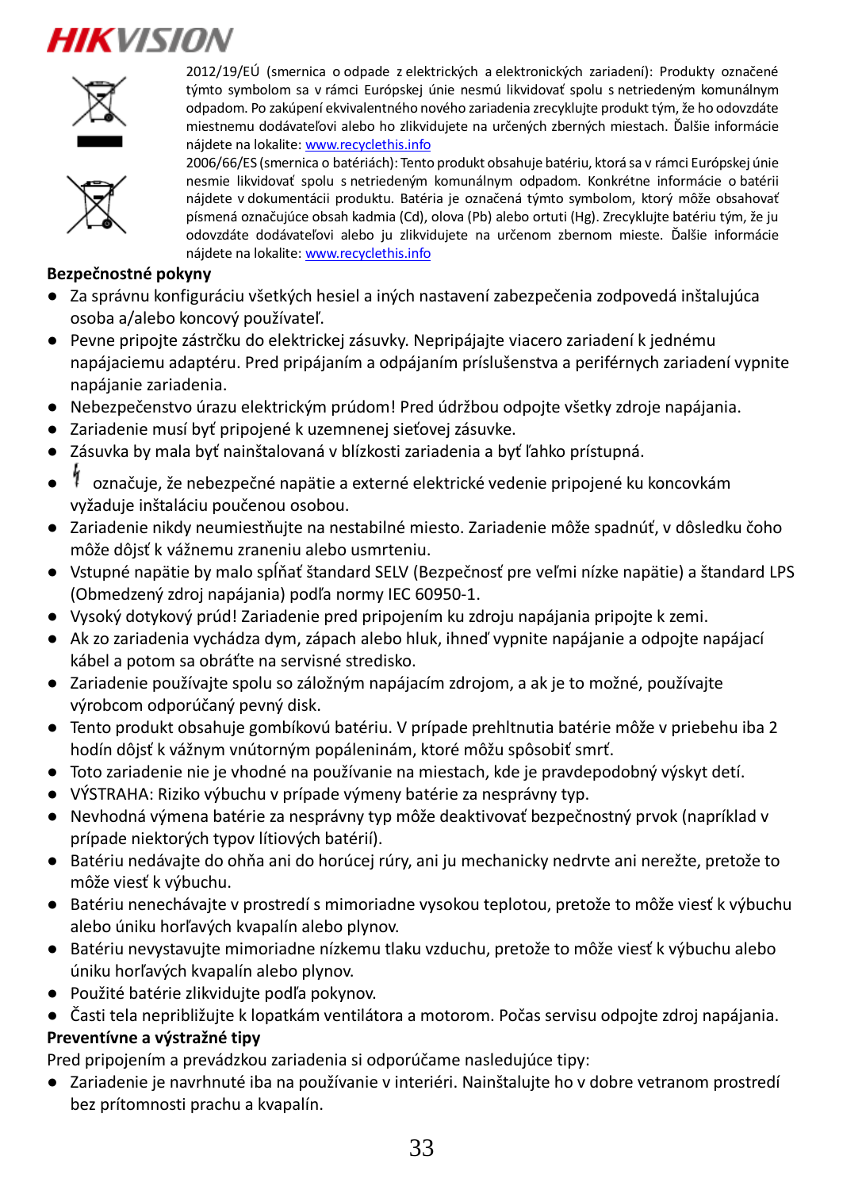2012/19/EÚ (smernica o odpade z elektrických a elektronických zariadení): Produkty označené týmto symbolom sa v rámci Európskej únie nesmú likvidovať spolu s netriedeným komunálnym odpadom. Po zakúpení ekvivalentného nového zariadenia zrecyklujte produkt tým, že ho odovzdáte miestnemu dodávateľovi alebo ho zlikvidujete na určených zberných miestach. Ďalšie informácie nájdete na lokalite: www.recyclethis.info

2006/66/ES (smernica o batériách): Tento produkt obsahuje batériu, ktorá sa v rámci Európskej únie nesmie likvidovať spolu s netriedeným komunálnym odpadom. Konkrétne informácie o batérii nájdete v dokumentácii produktu. Batéria je označená týmto symbolom, ktorý môže obsahovať písmená označujúce obsah kadmia (Cd), olova (Pb) alebo ortuti (Hg). Zrecyklujte batériu tým, že ju odovzdáte dodávateľovi alebo ju zlikvidujete na určenom zbernom mieste. Ďalšie informácie nájdete na lokalite: www.recyclethis.info

**Bezpečnostné pokyny**

- Za správnu konfiguráciu všetkých hesiel a iných nastavení zabezpečenia zodpovedá inštalujúca osoba a/alebo koncový používateľ.
- Pevne pripojte zástrčku do elektrickej zásuvky. Nepripájajte viacero zariadení k jednému napájaciemu adaptéru. Pred pripájaním a odpájaním príslušenstva a periférnych zariadení vypnite napájanie zariadenia.
- Nebezpečenstvo úrazu elektrickým prúdom! Pred údržbou odpojte všetky zdroje napájania.
- Zariadenie musí byť pripojené k uzemnenej sieťovej zásuvke.
- Zásuvka by mala byť nainštalovaná v blízkosti zariadenia a byť ľahko prístupná.
- ⚡ označuje, že nebezpečné napätie a externé elektrické vedenie pripojené ku koncovkám vyžaduje inštaláciu poučenou osobou.
- Zariadenie nikdy neumiestňujte na nestabilné miesto. Zariadenie môže spadnúť, v dôsledku čoho môže dôjsť k vážnemu zraneniu alebo usmrteniu.
- Vstupné napätie by malo spĺňať štandard SELV (Bezpečnosť pre veľmi nízke napätie) a štandard LPS (Obmedzený zdroj napájania) podľa normy IEC 60950-1.
- Vysoký dotykový prúd! Zariadenie pred pripojením ku zdroju napájania pripojte k zemi.
- Ak zo zariadenia vychádza dym, zápach alebo hluk, ihneď vypnite napájanie a odpojte napájací kábel a potom sa obráťte na servisné stredisko.
- Zariadenie používajte spolu so záložným napájacím zdrojom, a ak je to možné, používajte výrobcom odporúčaný pevný disk.
- Tento produkt obsahuje gombíkovú batériu. V prípade prehltnutia batérie môže v priebehu iba 2 hodín dôjsť k vážnym vnútorným popáleninám, ktoré môžu spôsobiť smrť.
- Toto zariadenie nie je vhodné na používanie na miestach, kde je pravdepodobný výskyt detí.
- VÝSTRAHA: Riziko výbuchu v prípade výmeny batérie za nesprávny typ.
- Nevhodná výmena batérie za nesprávny typ môže deaktivovať bezpečnostný prvok (napríklad v prípade niektorých typov lítiových batérií).
- Batériu nedávajte do ohňa ani do horúcej rúry, ani ju mechanicky nedrvte ani nerežte, pretože to môže viesť k výbuchu.
- Batériu nenechávajte v prostredí s mimoriadne vysokou teplotou, pretože to môže viesť k výbuchu alebo úniku horľavých kvapalín alebo plynov.
- Batériu nevystavujte mimoriadne nízkemu tlaku vzduchu, pretože to môže viesť k výbuchu alebo úniku horľavých kvapalín alebo plynov.
- Použité batérie zlikvidujte podľa pokynov.
- Časti tela nepribližujte k lopatkám ventilátora a motorom. Počas servisu odpojte zdroj napájania.

**Preventívne a výstražné tipy**

Pred pripojením a prevádzkou zariadenia si odporúčame nasledujúce tipy:

- Zariadenie je navrhnuté iba na používanie v interiéri. Nainštalujte ho v dobre vetranom prostredí bez prítomnosti prachu a kvapalín.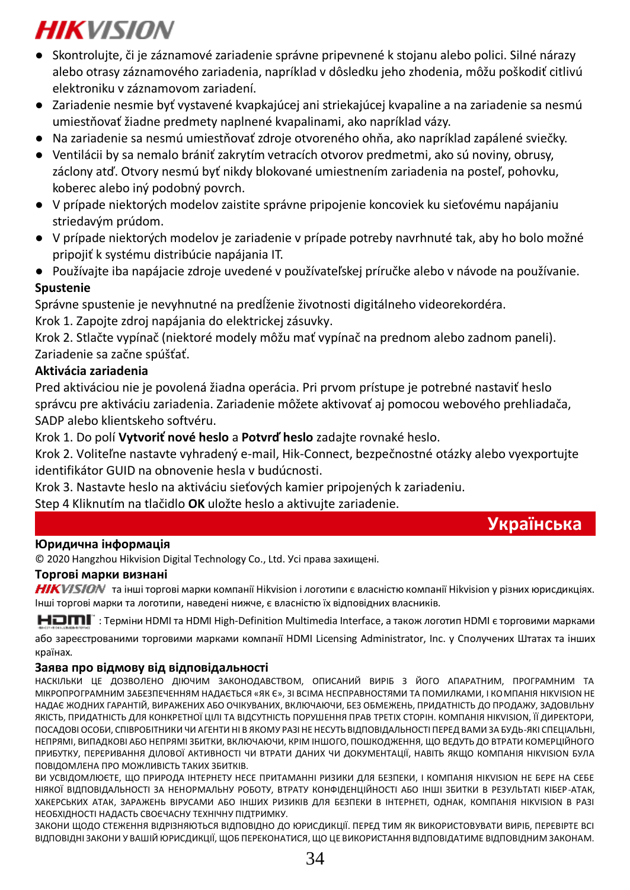- Skontrolujte, či je záznamové zariadenie správne pripevnené k stojanu alebo polici. Silné nárazy alebo otrasy záznamového zariadenia, napríklad v dôsledku jeho zhodenia, môžu poškodiť citlivú elektroniku v záznamovom zariadení.
- Zariadenie nesmie byť vystavené kvapkajúcej ani striekajúcej kvapaline a na zariadenie sa nesmú umiestňovať žiadne predmety naplnené kvapalinami, ako napríklad vázy.
- Na zariadenie sa nesmú umiestňovať zdroje otvoreného ohňa, ako napríklad zapálené sviečky.
- Ventilácii by sa nemalo brániť zakrytím vetracích otvorov predmetmi, ako sú noviny, obrusy, záclony atď. Otvory nesmú byť nikdy blokované umiestnením zariadenia na posteľ, pohovku, koberec alebo iný podobný povrch.
- V prípade niektorých modelov zaistite správne pripojenie koncoviek ku sieťovému napájaniu striedavým prúdom.
- V prípade niektorých modelov je zariadenie v prípade potreby navrhnuté tak, aby ho bolo možné pripojiť k systému distribúcie napájania IT.
- Používajte iba napájacie zdroje uvedené v používateľskej príručke alebo v návode na používanie.

**Spustenie**

Správne spustenie je nevyhnutné na predĺženie životnosti digitálneho videorekordéra.

Krok 1. Zapojte zdroj napájania do elektrickej zásuvky.

Krok 2. Stlačte vypínač (niektoré modely môžu mať vypínač na prednom alebo zadnom paneli). Zariadenie sa začne spúšťať.

**Aktivácia zariadenia**

Pred aktiváciou nie je povolená žiadna operácia. Pri prvom prístupe je potrebné nastaviť heslo správcu pre aktiváciu zariadenia. Zariadenie môžete aktivovať aj pomocou webového prehliadača, SADP alebo klientskeho softvéru.

Krok 1. Do polí **Vytvoriť nové heslo** a **Potvrď heslo** zadajte rovnaké heslo.

Krok 2. Voliteľne nastavte vyhradený e-mail, Hik-Connect, bezpečnostné otázky alebo vyexportujte identifikátor GUID na obnovenie hesla v budúcnosti.

Krok 3. Nastavte heslo na aktiváciu sieťových kamier pripojených k zariadeniu.

Step 4 Kliknutím na tlačidlo **OK** uložte heslo a aktivujte zariadenie.

# Українська

**Юридична інформація**

© 2020 Hangzhou Hikvision Digital Technology Co., Ltd. Усі права захищені.

**Торгові марки визнані**

HIKVISION та інші торгові марки компанії Hikvision і логотипи є власністю компанії Hikvision у різних юрисдикціях. Інші торгові марки та логотипи, наведені нижче, є власністю їх відповідних власників.

HDMI : Терміни HDMI та HDMI High-Definition Multimedia Interface, а також логотип HDMI є торговими марками або зареєстрованими торговими марками компанії HDMI Licensing Administrator, Inc. у Сполучених Штатах та інших країнах.

**Заява про відмову від відповідальності**

НАСКІЛЬКИ ЦЕ ДОЗВОЛЕНО ДІЮЧИМ ЗАКОНОДАВСТВОМ, ОПИСАНИЙ ВИРІБ З ЙОГО АПАРАТНИМ, ПРОГРАМНИМ ТА МІКРОПРОГРАМНИМ ЗАБЕЗПЕЧЕННЯМ НАДАЄТЬСЯ «ЯК Є», ЗІ ВСІМА НЕСПРАВНОСТЯМИ ТА ПОМИЛКАМИ, І КОМПАНІЯ HIKVISION НЕ НАДАЄ ЖОДНИХ ГАРАНТІЙ, ВИРАЖЕНИХ АБО ОЧІКУВАНИХ, ВКЛЮЧАЮЧИ, БЕЗ ОБМЕЖЕНЬ, ПРИДАТНІСТЬ ДО ПРОДАЖУ, ЗАДОВІЛЬНУ ЯКІСТЬ, ПРИДАТНІСТЬ ДЛЯ КОНКРЕТНОЇ ЦІЛІ ТА ВІДСУТНІСТЬ ПОРУШЕННЯ ПРАВ ТРЕТІХ СТОРІН. КОМПАНІЯ HIKVISION, ЇЇ ДИРЕКТОРИ, ПОСАДОВІ ОСОБИ, СПІВРОБІТНИКИ ЧИ АГЕНТИ НІ В ЯКОМУ РАЗІ НЕ НЕСУТЬ ВІДПОВІДАЛЬНОСТІ ПЕРЕД ВАМИ ЗА БУДЬ-ЯКІ СПЕЦІАЛЬНІ, НЕПРЯМІ, ВИПАДКОВІ АБО НЕПРЯМІ ЗБИТКИ, ВКЛЮЧАЮЧИ, КРІМ ІНШОГО, ПОШКОДЖЕННЯ, ЩО ВЕДУТЬ ДО ВТРАТИ КОМЕРЦІЙНОГО ПРИБУТКУ, ПЕРЕРИВАННЯ ДІЛОВОЇ АКТИВНОСТІ ЧИ ВТРАТИ ДАНИХ ЧИ ДОКУМЕНТАЦІЇ, НАВІТЬ ЯКЩО КОМПАНІЯ HIKVISION БУЛА ПОВІДОМЛЕНА ПРО МОЖЛИВІСТЬ ТАКИХ ЗБИТКІВ.

ВИ УСВІДОМЛЮЄТЕ, ЩО ПРИРОДА ІНТЕРНЕТУ НЕСЕ ПРИТАМАННІ РИЗИКИ ДЛЯ БЕЗПЕКИ, І КОМПАНІЯ HIKVISION НЕ БЕРЕ НА СЕБЕ НІЯКОЇ ВІДПОВІДАЛЬНОСТІ ЗА НЕНОРМАЛЬНУ РОБОТУ, ВТРАТУ КОНФІДЕНЦІЙНОСТІ АБО ІНШІ ЗБИТКИ В РЕЗУЛЬТАТІ КІБЕР-АТАК, ХАКЕРСЬКИХ АТАК, ЗАРАЖЕННЬ ВІРУСАМИ АБО ІНШИХ РИЗИКІВ ДЛЯ БЕЗПЕКИ В ІНТЕРНЕТІ, ОДНАК, КОМПАНІЯ HIKVISION В РАЗІ НЕОБХІДНОСТІ НАДАСТЬ СВОЄЧАСНУ ТЕХНІЧНУ ПІДТРИМКУ.

ЗАКОНИ ЩОДО СТЕЖЕННЯ ВІДРІЗНЯЮТЬСЯ ВІДПОВІДНО ДО ЮРИСДИКЦІЇ. ПЕРЕД ТИМ ЯК ВИКОРИСТОВУВАТИ ВИРІБ, ПЕРЕВІРТЕ ВСІ ВІДПОВІДНІ ЗАКОНИ У ВАШІЙ ЮРИСДИКЦІЇ, ЩОБ ПЕРЕКОНАТИСЯ, ЩО ЦЕ ВИКОРИСТАННЯ ВІДПОВІДАТИМЕ ВІДПОВІДНИМ ЗАКОНАМ.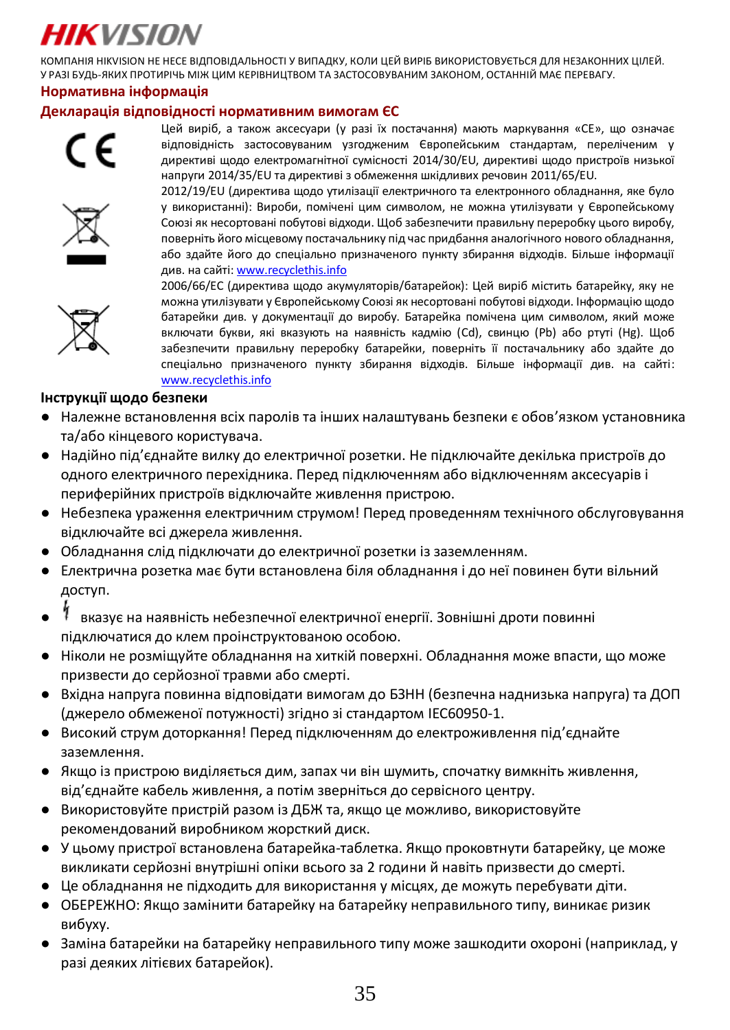КОМПАНІЯ HIKVISION НЕ НЕСЕ ВІДПОВІДАЛЬНОСТІ У ВИПАДКУ, КОЛИ ЦЕЙ ВИРІБ ВИКОРИСТОВУЄТЬСЯ ДЛЯ НЕЗАКОННИХ ЦІЛЕЙ. У РАЗІ БУДЬ-ЯКИХ ПРОТИРІЧЬ МІЖ ЦИМ КЕРІВНИЦТВОМ ТА ЗАСТОСОВУВАНИМ ЗАКОНОМ, ОСТАННІЙ МАЄ ПЕРЕВАГУ.

## Нормативна інформація

### Декларація відповідності нормативним вимогам ЄС

Цей виріб, а також аксесуари (у разі їх постачання) мають маркування «CE», що означає відповідність застосовуваним узгодженим Європейським стандартам, переліченим у директиві щодо електромагнітної сумісності 2014/30/EU, директиві щодо пристроїв низької напруги 2014/35/EU та директиві з обмеження шкідливих речовин 2011/65/EU.

2012/19/EU (директива щодо утилізації електричного та електронного обладнання, яке було у використанні): Вироби, помічені цим символом, не можна утилізувати у Європейському Союзі як несортовані побутові відходи. Щоб забезпечити правильну переробку цього виробу, поверніть його місцевому постачальнику під час придбання аналогічного нового обладнання, або здайте його до спеціально призначеного пункту збирання відходів. Більше інформації див. на сайті: www.recyclethis.info

2006/66/EC (директива щодо акумуляторів/батарейок): Цей виріб містить батарейку, яку не можна утилізувати у Європейському Союзі як несортовані побутові відходи. Інформацію щодо батарейки див. у документації до виробу. Батарейка помічена цим символом, який може включати букви, які вказують на наявність кадмію (Cd), свинцю (Pb) або ртуті (Hg). Щоб забезпечити правильну переробку батарейки, поверніть її постачальнику або здайте до спеціально призначеного пункту збирання відходів. Більше інформації див. на сайті: www.recyclethis.info

### Інструкції щодо безпеки

- Належне встановлення всіх паролів та інших налаштувань безпеки є обов'язком установника та/або кінцевого користувача.
- Надійно під'єднайте вилку до електричної розетки. Не підключайте декілька пристроїв до одного електричного перехідника. Перед підключенням або відключенням аксесуарів і периферійних пристроїв відключайте живлення пристрою.
- Небезпека ураження електричним струмом! Перед проведенням технічного обслуговування відключайте всі джерела живлення.
- Обладнання слід підключати до електричної розетки із заземленням.
- Електрична розетка має бути встановлена біля обладнання і до неї повинен бути вільний доступ.
- ϟ вказує на наявність небезпечної електричної енергії. Зовнішні дроти повинні підключатися до клем проінструктованою особою.
- Ніколи не розміщуйте обладнання на хиткій поверхні. Обладнання може впасти, що може призвести до серйозної травми або смерті.
- Вхідна напруга повинна відповідати вимогам до БЗНН (безпечна наднизька напруга) та ДОП (джерело обмеженої потужності) згідно зі стандартом IEC60950-1.
- Високий струм доторкання! Перед підключенням до електроживлення під'єднайте заземлення.
- Якщо із пристрою виділяється дим, запах чи він шумить, спочатку вимкніть живлення, від'єднайте кабель живлення, а потім зверніться до сервісного центру.
- Використовуйте пристрій разом із ДБЖ та, якщо це можливо, використовуйте рекомендований виробником жорсткий диск.
- У цьому пристрої встановлена батарейка-таблетка. Якщо проковтнути батарейку, це може викликати серйозні внутрішні опіки всього за 2 години й навіть призвести до смерті.
- Це обладнання не підходить для використання у місцях, де можуть перебувати діти.
- ОБЕРЕЖНО: Якщо замінити батарейку на батарейку неправильного типу, виникає ризик вибуху.
- Заміна батарейки на батарейку неправильного типу може зашкодити охороні (наприклад, у разі деяких літієвих батарейок).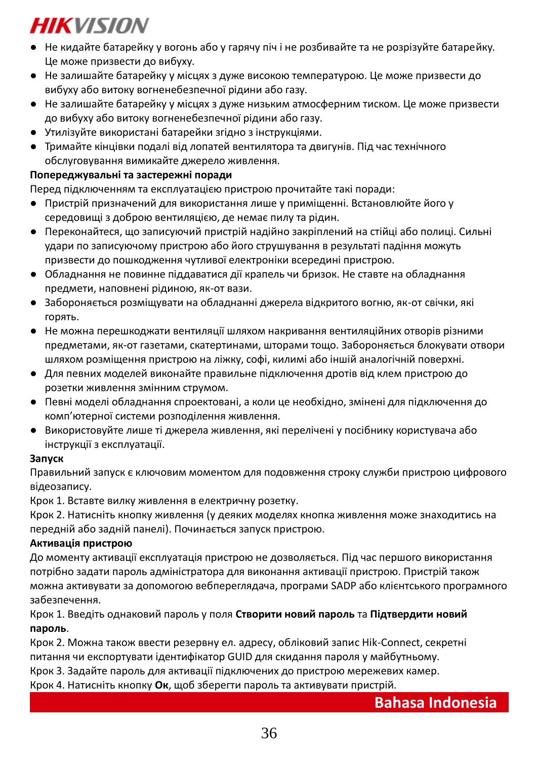- Не кидайте батарейку у вогонь або у гарячу піч і не розбивайте та не розрізуйте батарейку. Це може призвести до вибуху.
- Не залишайте батарейку у місцях з дуже високою температурою. Це може призвести до вибуху або витоку вогненебезпечної рідини або газу.
- Не залишайте батарейку у місцях з дуже низьким атмосферним тиском. Це може призвести до вибуху або витоку вогненебезпечної рідини або газу.
- Утилізуйте використані батарейки згідно з інструкціями.
- Тримайте кінцівки подалі від лопатей вентилятора та двигунів. Під час технічного обслуговування вимикайте джерело живлення.

**Попереджувальні та застережні поради**

Перед підключенням та експлуатацією пристрою прочитайте такі поради:

- Пристрій призначений для використання лише у приміщенні. Встановлюйте його у середовищі з доброю вентиляцією, де немає пилу та рідин.
- Переконайтеся, що записуючий пристрій надійно закріплений на стійці або полиці. Сильні удари по записуючому пристрою або його струшування в результаті падіння можуть призвести до пошкодження чутливої електроніки всередині пристрою.
- Обладнання не повинне піддаватися дії крапель чи бризок. Не ставте на обладнання предмети, наповнені рідиною, як-от вази.
- Забороняється розміщувати на обладнанні джерела відкритого вогню, як-от свічки, які горять.
- Не можна перешкоджати вентиляції шляхом накривання вентиляційних отворів різними предметами, як-от газетами, скатертинами, шторами тощо. Забороняється блокувати отвори шляхом розміщення пристрою на ліжку, софі, килимі або іншій аналогічній поверхні.
- Для певних моделей виконайте правильне підключення дротів від клем пристрою до розетки живлення змінним струмом.
- Певні моделі обладнання спроектовані, а коли це необхідно, змінені для підключення до комп'ютерної системи розподілення живлення.
- Використовуйте лише ті джерела живлення, які перелічені у посібнику користувача або інструкції з експлуатації.

**Запуск**

Правильний запуск є ключовим моментом для подовження строку служби пристрою цифрового відеозапису.

Крок 1. Вставте вилку живлення в електричну розетку.

Крок 2. Натисніть кнопку живлення (у деяких моделях кнопка живлення може знаходитись на передній або задній панелі). Починається запуск пристрою.

**Активація пристрою**

До моменту активації експлуатація пристрою не дозволяється. Під час першого використання потрібно задати пароль адміністратора для виконання активації пристрою. Пристрій також можна активувати за допомогою веб­переглядача, програми SADP або клієнтського програмного забезпечення.

Крок 1. Введіть однаковий пароль у поля **Створити новий пароль** та **Підтвердити новий пароль**.

Крок 2. Можна також ввести резервну ел. адресу, обліковий запис Hik-Connect, секретні питання чи експортувати ідентифікатор GUID для скидання пароля у майбутньому.

Крок 3. Задайте пароль для активації підключених до пристрою мережевих камер.

Крок 4. Натисніть кнопку **Ок**, щоб зберегти пароль та активувати пристрій.

# Bahasa Indonesia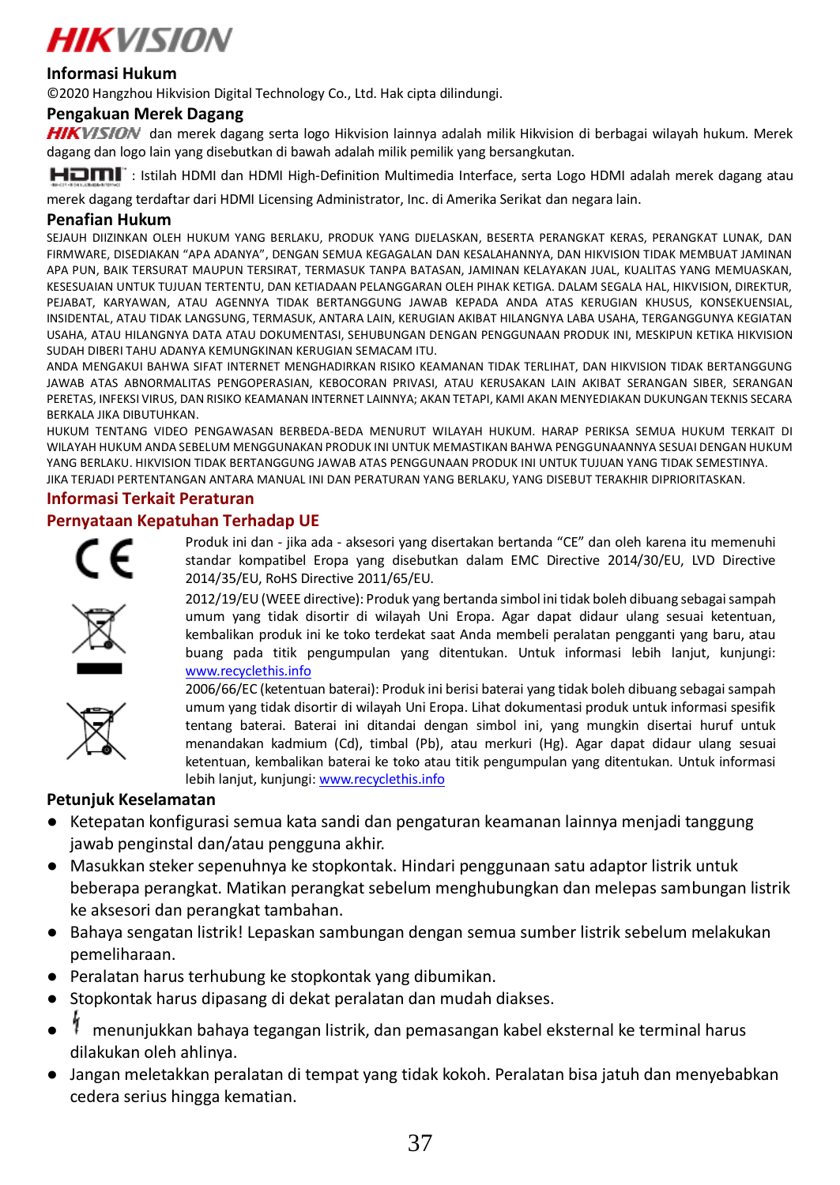## Informasi Hukum

©2020 Hangzhou Hikvision Digital Technology Co., Ltd. Hak cipta dilindungi.

## Pengakuan Merek Dagang

HIKVISION dan merek dagang serta logo Hikvision lainnya adalah milik Hikvision di berbagai wilayah hukum. Merek dagang dan logo lain yang disebutkan di bawah adalah milik pemilik yang bersangkutan.

HDMI : Istilah HDMI dan HDMI High-Definition Multimedia Interface, serta Logo HDMI adalah merek dagang atau merek dagang terdaftar dari HDMI Licensing Administrator, Inc. di Amerika Serikat dan negara lain.

## Penafian Hukum

SEJAUH DIIZINKAN OLEH HUKUM YANG BERLAKU, PRODUK YANG DIJELASKAN, BESERTA PERANGKAT KERAS, PERANGKAT LUNAK, DAN FIRMWARE, DISEDIAKAN "APA ADANYA", DENGAN SEMUA KEGAGALAN DAN KESALAHANNYA, DAN HIKVISION TIDAK MEMBUAT JAMINAN APA PUN, BAIK TERSURAT MAUPUN TERSIRAT, TERMASUK TANPA BATASAN, JAMINAN KELAYAKAN JUAL, KUALITAS YANG MEMUASKAN, KESESUAIAN UNTUK TUJUAN TERTENTU, DAN KETIADAAN PELANGGARAN OLEH PIHAK KETIGA. DALAM SEGALA HAL, HIKVISION, DIREKTUR, PEJABAT, KARYAWAN, ATAU AGENNYA TIDAK BERTANGGUNG JAWAB KEPADA ANDA ATAS KERUGIAN KHUSUS, KONSEKUENSIAL, INSIDENTAL, ATAU TIDAK LANGSUNG, TERMASUK, ANTARA LAIN, KERUGIAN AKIBAT HILANGNYA LABA USAHA, TERGANGGUNYA KEGIATAN USAHA, ATAU HILANGNYA DATA ATAU DOKUMENTASI, SEHUBUNGAN DENGAN PENGGUNAAN PRODUK INI, MESKIPUN KETIKA HIKVISION SUDAH DIBERI TAHU ADANYA KEMUNGKINAN KERUGIAN SEMACAM ITU.

ANDA MENGAKUI BAHWA SIFAT INTERNET MENGHADIRKAN RISIKO KEAMANAN TIDAK TERLIHAT, DAN HIKVISION TIDAK BERTANGGUNG JAWAB ATAS ABNORMALITAS PENGOPERASIAN, KEBOCORAN PRIVASI, ATAU KERUSAKAN LAIN AKIBAT SERANGAN SIBER, SERANGAN PERETAS, INFEKSI VIRUS, DAN RISIKO KEAMANAN INTERNET LAINNYA; AKAN TETAPI, KAMI AKAN MENYEDIAKAN DUKUNGAN TEKNIS SECARA BERKALA JIKA DIBUTUHKAN.

HUKUM TENTANG VIDEO PENGAWASAN BERBEDA-BEDA MENURUT WILAYAH HUKUM. HARAP PERIKSA SEMUA HUKUM TERKAIT DI WILAYAH HUKUM ANDA SEBELUM MENGGUNAKAN PRODUK INI UNTUK MEMASTIKAN BAHWA PENGGUNAANNYA SESUAI DENGAN HUKUM YANG BERLAKU. HIKVISION TIDAK BERTANGGUNG JAWAB ATAS PENGGUNAAN PRODUK INI UNTUK TUJUAN YANG TIDAK SEMESTINYA.

JIKA TERJADI PERTENTANGAN ANTARA MANUAL INI DAN PERATURAN YANG BERLAKU, YANG DISEBUT TERAKHIR DIPRIORITASKAN.

## Informasi Terkait Peraturan

### Pernyataan Kepatuhan Terhadap UE

Produk ini dan - jika ada - aksesori yang disertakan bertanda "CE" dan oleh karena itu memenuhi standar kompatibel Eropa yang disebutkan dalam EMC Directive 2014/30/EU, LVD Directive 2014/35/EU, RoHS Directive 2011/65/EU.

2012/19/EU (WEEE directive): Produk yang bertanda simbol ini tidak boleh dibuang sebagai sampah umum yang tidak disortir di wilayah Uni Eropa. Agar dapat didaur ulang sesuai ketentuan, kembalikan produk ini ke toko terdekat saat Anda membeli peralatan pengganti yang baru, atau buang pada titik pengumpulan yang ditentukan. Untuk informasi lebih lanjut, kunjungi: www.recyclethis.info

2006/66/EC (ketentuan baterai): Produk ini berisi baterai yang tidak boleh dibuang sebagai sampah umum yang tidak disortir di wilayah Uni Eropa. Lihat dokumentasi produk untuk informasi spesifik tentang baterai. Baterai ini ditandai dengan simbol ini, yang mungkin disertai huruf untuk menandakan kadmium (Cd), timbal (Pb), atau merkuri (Hg). Agar dapat didaur ulang sesuai ketentuan, kembalikan baterai ke toko atau titik pengumpulan yang ditentukan. Untuk informasi lebih lanjut, kunjungi: www.recyclethis.info

## Petunjuk Keselamatan

- Ketepatan konfigurasi semua kata sandi dan pengaturan keamanan lainnya menjadi tanggung jawab penginstal dan/atau pengguna akhir.
- Masukkan steker sepenuhnya ke stopkontak. Hindari penggunaan satu adaptor listrik untuk beberapa perangkat. Matikan perangkat sebelum menghubungkan dan melepas sambungan listrik ke aksesori dan perangkat tambahan.
- Bahaya sengatan listrik! Lepaskan sambungan dengan semua sumber listrik sebelum melakukan pemeliharaan.
- Peralatan harus terhubung ke stopkontak yang dibumikan.
- Stopkontak harus dipasang di dekat peralatan dan mudah diakses.
- ⚡ menunjukkan bahaya tegangan listrik, dan pemasangan kabel eksternal ke terminal harus dilakukan oleh ahlinya.
- Jangan meletakkan peralatan di tempat yang tidak kokoh. Peralatan bisa jatuh dan menyebabkan cedera serius hingga kematian.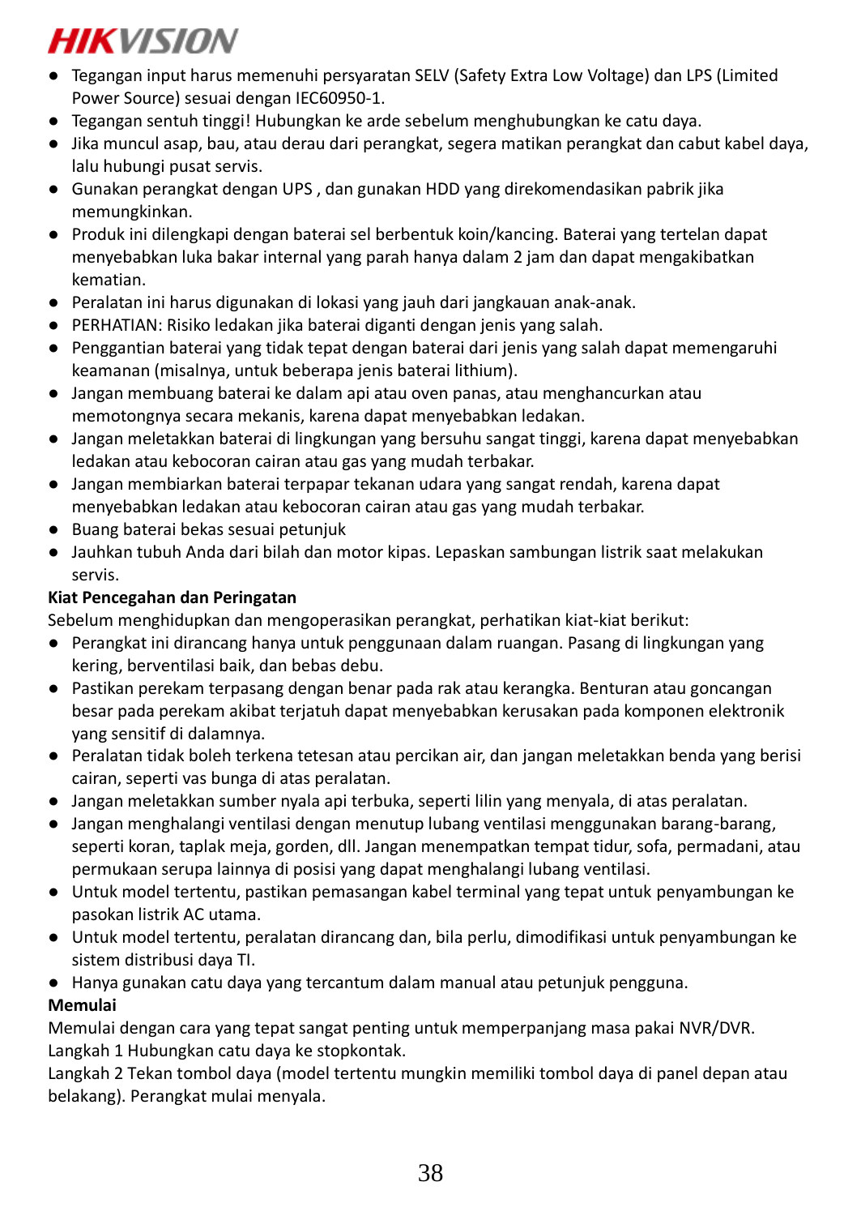- Tegangan input harus memenuhi persyaratan SELV (Safety Extra Low Voltage) dan LPS (Limited Power Source) sesuai dengan IEC60950-1.
- Tegangan sentuh tinggi! Hubungkan ke arde sebelum menghubungkan ke catu daya.
- Jika muncul asap, bau, atau derau dari perangkat, segera matikan perangkat dan cabut kabel daya, lalu hubungi pusat servis.
- Gunakan perangkat dengan UPS , dan gunakan HDD yang direkomendasikan pabrik jika memungkinkan.
- Produk ini dilengkapi dengan baterai sel berbentuk koin/kancing. Baterai yang tertelan dapat menyebabkan luka bakar internal yang parah hanya dalam 2 jam dan dapat mengakibatkan kematian.
- Peralatan ini harus digunakan di lokasi yang jauh dari jangkauan anak-anak.
- PERHATIAN: Risiko ledakan jika baterai diganti dengan jenis yang salah.
- Penggantian baterai yang tidak tepat dengan baterai dari jenis yang salah dapat memengaruhi keamanan (misalnya, untuk beberapa jenis baterai lithium).
- Jangan membuang baterai ke dalam api atau oven panas, atau menghancurkan atau memotongnya secara mekanis, karena dapat menyebabkan ledakan.
- Jangan meletakkan baterai di lingkungan yang bersuhu sangat tinggi, karena dapat menyebabkan ledakan atau kebocoran cairan atau gas yang mudah terbakar.
- Jangan membiarkan baterai terpapar tekanan udara yang sangat rendah, karena dapat menyebabkan ledakan atau kebocoran cairan atau gas yang mudah terbakar.
- Buang baterai bekas sesuai petunjuk
- Jauhkan tubuh Anda dari bilah dan motor kipas. Lepaskan sambungan listrik saat melakukan servis.

**Kiat Pencegahan dan Peringatan**

Sebelum menghidupkan dan mengoperasikan perangkat, perhatikan kiat-kiat berikut:

- Perangkat ini dirancang hanya untuk penggunaan dalam ruangan. Pasang di lingkungan yang kering, berventilasi baik, dan bebas debu.
- Pastikan perekam terpasang dengan benar pada rak atau kerangka. Benturan atau goncangan besar pada perekam akibat terjatuh dapat menyebabkan kerusakan pada komponen elektronik yang sensitif di dalamnya.
- Peralatan tidak boleh terkena tetesan atau percikan air, dan jangan meletakkan benda yang berisi cairan, seperti vas bunga di atas peralatan.
- Jangan meletakkan sumber nyala api terbuka, seperti lilin yang menyala, di atas peralatan.
- Jangan menghalangi ventilasi dengan menutup lubang ventilasi menggunakan barang-barang, seperti koran, taplak meja, gorden, dll. Jangan menempatkan tempat tidur, sofa, permadani, atau permukaan serupa lainnya di posisi yang dapat menghalangi lubang ventilasi.
- Untuk model tertentu, pastikan pemasangan kabel terminal yang tepat untuk penyambungan ke pasokan listrik AC utama.
- Untuk model tertentu, peralatan dirancang dan, bila perlu, dimodifikasi untuk penyambungan ke sistem distribusi daya TI.
- Hanya gunakan catu daya yang tercantum dalam manual atau petunjuk pengguna.

**Memulai**

Memulai dengan cara yang tepat sangat penting untuk memperpanjang masa pakai NVR/DVR.

Langkah 1 Hubungkan catu daya ke stopkontak.

Langkah 2 Tekan tombol daya (model tertentu mungkin memiliki tombol daya di panel depan atau belakang). Perangkat mulai menyala.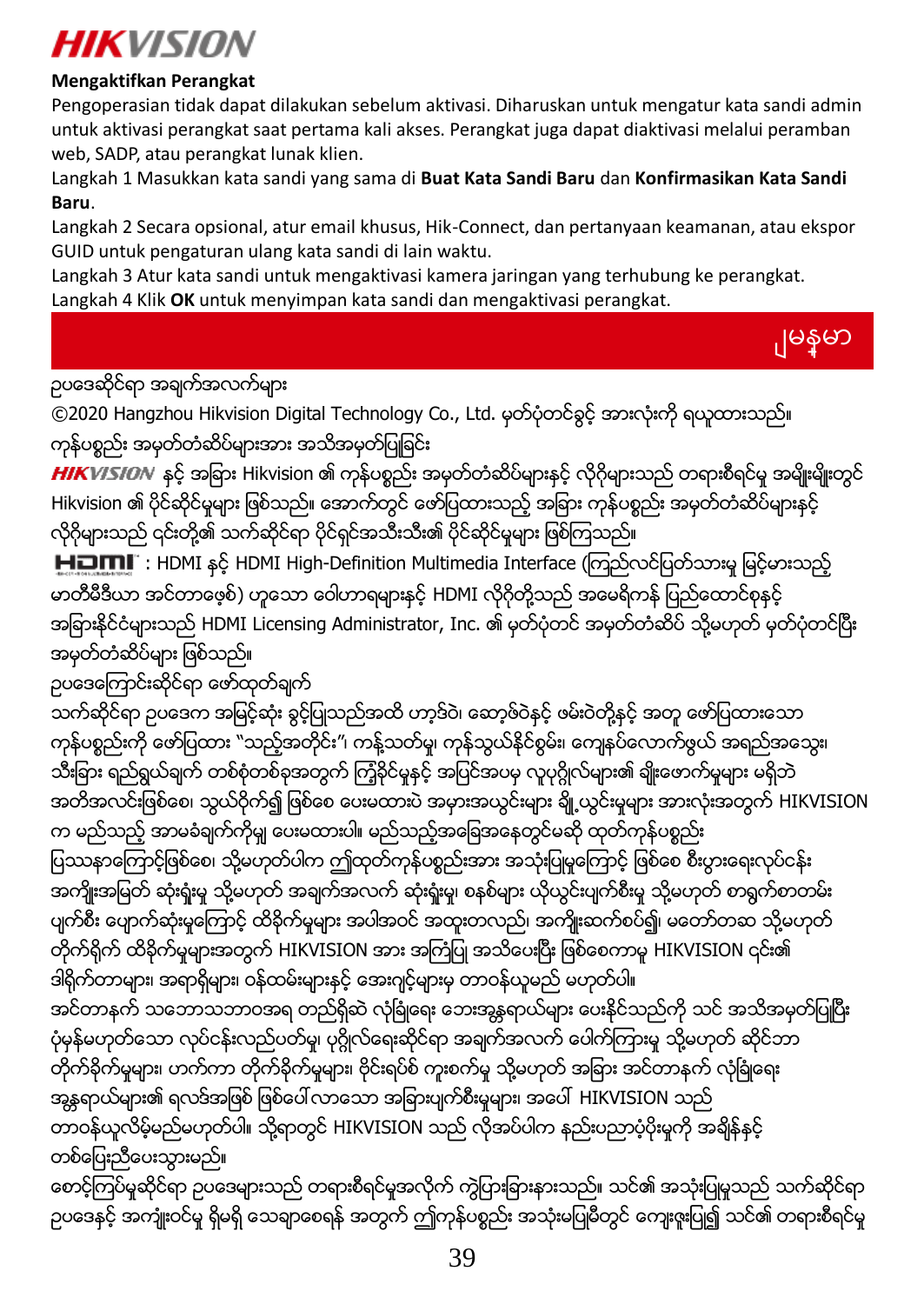**HIKVISION**

**Mengaktifkan Perangkat**

Pengoperasian tidak dapat dilakukan sebelum aktivasi. Diharuskan untuk mengatur kata sandi admin untuk aktivasi perangkat saat pertama kali akses. Perangkat juga dapat diaktivasi melalui peramban web, SADP, atau perangkat lunak klien.

Langkah 1 Masukkan kata sandi yang sama di **Buat Kata Sandi Baru** dan **Konfirmasikan Kata Sandi Baru**.

Langkah 2 Secara opsional, atur email khusus, Hik-Connect, dan pertanyaan keamanan, atau ekspor GUID untuk pengaturan ulang kata sandi di lain waktu.

Langkah 3 Atur kata sandi untuk mengaktivasi kamera jaringan yang terhubung ke perangkat.

Langkah 4 Klik **OK** untuk menyimpan kata sandi dan mengaktivasi perangkat.

## မြန်မာ

ဥပဒေဆိုင်ရာ အချက်အလက်များ

©2020 Hangzhou Hikvision Digital Technology Co., Ltd. မူပိုင်ခွင့် အားလုံးကို ရယူထားသည်။

ကုန်ပစ္စည်း အမှတ်တံဆိပ်များအား အသိအမှတ်ပြုခြင်း

HIKVISION နှင့် အခြား Hikvision ၏ ကုန်ပစ္စည်း အမှတ်တံဆိပ်များနှင့် လိုဂိုများသည် တရားစီရင်မှု အမျိုးမျိုးတွင် Hikvision ၏ ပိုင်ဆိုင်မှုများ ဖြစ်သည်။ အောက်တွင် ဖော်ပြထားသည့် အခြား ကုန်ပစ္စည်း အမှတ်တံဆိပ်များနှင့် လိုဂိုများသည် ၎င်းတို့၏ သက်ဆိုင်ရာ ပိုင်ရှင်အသီးသီး၏ ပိုင်ဆိုင်မှုများ ဖြစ်ကြသည်။

HDMI : HDMI နှင့် HDMI High-Definition Multimedia Interface (ကြည်လင်ပြတ်သားမှု မြင့်မားသည့် မာတီမီဒီယာ အင်တာဖေ့စ်) ဟူသော ဝေါဟာရများနှင့် HDMI လိုဂိုတို့သည် အမေရိကန် ပြည်ထောင်စုနှင့် အခြားနိုင်ငံများသည် HDMI Licensing Administrator, Inc. ၏ မှတ်ပုံတင် အမှတ်တံဆိပ် သို့မဟုတ် မှတ်ပုံတင်ပြီး အမှတ်တံဆိပ်များ ဖြစ်သည်။

ဥပဒေကြောင်းဆိုင်ရာ ဖော်ထုတ်ချက်

သက်ဆိုင်ရာ ဥပဒေက အမြင့်ဆုံး ခွင့်ပြုသည်အထိ ဟာ့ဒ်ဝဲ၊ ဆော့ဖ်ဝဲနှင့် ဖမ်းဝဲတို့နှင့် အတူ ဖော်ပြထားသော ကုန်ပစ္စည်းကို ဖော်ပြထား "သည့်အတိုင်း"၊ ကန့်သတ်မှု၊ ကုန်သွယ်နိုင်စွမ်း၊ ကျေနပ်လောက်ဖွယ် အရည်အသွေး၊ သီးခြား ရည်ရွယ်ချက် တစ်စုံတစ်ခုအတွက် ကြံ့ခိုင်မှုနှင့် အပြင်အပမှ လူပုဂ္ဂိုလ်များ၏ ချိုးဖောက်မှုများ မရှိဘဲ အတိအလင်းဖြစ်စေ၊ သွယ်ဝိုက်၍ ဖြစ်စေ ပေးမထားပဲ အမှားအယွင်းများ ချို့ယွင်းမှုများ အားလုံးအတွက် HIKVISION က မည်သည့် အာမခံချက်ကိုမျှ ပေးမထားပါ။ မည်သည့်အခြေအနေတွင်မဆို ထုတ်ကုန်ပစ္စည်း ပြဿနာကြောင့်ဖြစ်စေ၊ သို့မဟုတ်ပါက ဤထုတ်ကုန်ပစ္စည်းအား အသုံးပြုမှုကြောင့် ဖြစ်စေ စီးပွားရေးလုပ်ငန်း အကျိုးအမြတ် ဆုံးရှုံးမှု သို့မဟုတ် အချက်အလက် ဆုံးရှုံးမှု၊ စနစ်များ ယိုယွင်းပျက်စီးမှု သို့မဟုတ် စာရွက်စာတမ်း ပျက်စီး ပျောက်ဆုံးမှုကြောင့် ထိခိုက်မှုများ အပါအဝင် အထူးတလည်၊ အကျိုးဆက်စပ်၍၊ မတော်တဆ သို့မဟုတ် တိုက်ရိုက် ထိခိုက်မှုများအတွက် HIKVISION အား အကြံပြု အသိပေးပြီး ဖြစ်စေကာမူ HIKVISION ၎င်း၏ ဒါရိုက်တာများ၊ အရာရှိများ၊ ဝန်ထမ်းများနှင့် အေးဂျင့်များမှ တာဝန်ယူမည် မဟုတ်ပါ။

အင်တာနက် သဘောသဘာဝအရ တည်ရှိဆဲ လုံခြုံရေး ဘေးအန္တရာယ်များ ပေးနိုင်သည်ကို သင် အသိအမှတ်ပြုပြီး ပုံမှန်မဟုတ်သော လုပ်ငန်းလည်ပတ်မှု၊ ပုဂ္ဂိုလ်ရေးဆိုင်ရာ အချက်အလက် ပေါက်ကြားမှု သို့မဟုတ် ဆိုင်ဘာ တိုက်ခိုက်မှုများ၊ ဟက်ကာ တိုက်ခိုက်မှုများ၊ ဗိုင်းရပ်စ် ကူးစက်မှု သို့မဟုတ် အခြား အင်တာနက် လုံခြုံရေး အန္တရာယ်များ၏ ရလဒ်အဖြစ် ဖြစ်ပေါ်လာသော အခြားပျက်စီးမှုများ၊ အပေါ် HIKVISION သည် တာဝန်ယူလိမ့်မည်မဟုတ်ပါ။ သို့ရာတွင် HIKVISION သည် လိုအပ်ပါက နည်းပညာပံ့ပိုးမှုကို အချိန်နှင့် တစ်ပြေးညီပေးသွားမည်။

စောင့်ကြပ်မှုဆိုင်ရာ ဥပဒေများသည် တရားစီရင်မှုအလိုက် ကွဲပြားခြားနားသည်။ သင်၏ အသုံးပြုမှုသည် သက်ဆိုင်ရာ ဥပဒေနှင့် အကျုံးဝင်မှု ရှိမရှိ သေချာစေရန် အတွက် ဤကုန်ပစ္စည်း အသုံးမပြုမီတွင် ကျေးဇူးပြု၍ သင်၏ တရားစီရင်မှု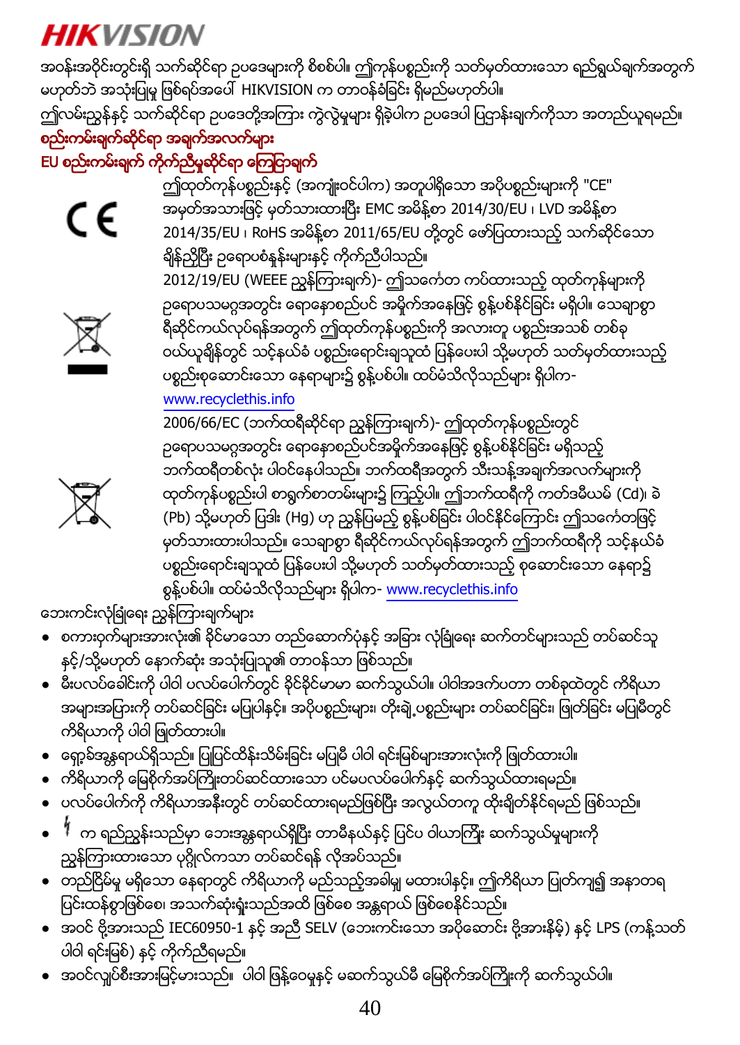အဝန်းအဝိုင်းတွင်းရှိ သက်ဆိုင်ရာ ဥပဒေများကို စိစစ်ပါ။ ဤကုန်ပစ္စည်းကို သတ်မှတ်ထားသော ရည်ရွယ်ချက်အတွက် မဟုတ်ဘဲ အသုံးပြုမှု ဖြစ်ရပ်အပေါ် HIKVISION က တာဝန်ခံခြင်း ရှိမည်မဟုတ်ပါ။

ဤလမ်းညွှန်နှင့် သက်ဆိုင်ရာ ဥပဒေတို့အကြား ကွဲလွဲမှုများ ရှိခဲ့ပါက ဥပဒေပါ ပြဋ္ဌာန်းချက်ကိုသာ အတည်ယူရမည်။

**စည်းကမ်းချက်ဆိုင်ရာ အချက်အလက်များ**

**EU စည်းကမ်းချက် ကိုက်ညီမှုဆိုင်ရာ ကြေငြာချက်**

ဤထုတ်ကုန်ပစ္စည်းနှင့် (အကျုံးဝင်ပါက) အတူပါရှိသော အပိုပစ္စည်းများကို "CE" အမှတ်အသားဖြင့် မှတ်သားထားပြီး EMC အမိန့်စာ 2014/30/EU ၊ LVD အမိန့်စာ 2014/35/EU ၊ RoHS အမိန့်စာ 2011/65/EU တို့တွင် ဖော်ပြထားသည့် သက်ဆိုင်သော ချိန်ညှိပြီး ဥရောပစံနှုန်းများနှင့် ကိုက်ညီပါသည်။

2012/19/EU (WEEE ညွှန်ကြားချက်)- ဤသင်္ကေတ ကပ်ထားသည့် ထုတ်ကုန်များကို ဥရောပသမဂ္ဂအတွင်း ရေနေ့စဉ်ပင် အမှိုက်အနေဖြင့် စွန့်ပစ်နိုင်ခြင်း မရှိပါ။ သေချာစွာ ရီဆိုင်ကယ်လုပ်ရန်အတွက် ဤထုတ်ကုန်ပစ္စည်းကို အလားတူ ပစ္စည်းအသစ် တစ်ခု ဝယ်ယူချိန်တွင် သင့်နယ်ခံ ပစ္စည်းရောင်းချသူထံ ပြန်ပေးပါ သို့မဟုတ် သတ်မှတ်ထားသည့် ပစ္စည်းစုဆောင်းသော နေရာများ၌ စွန့်ပစ်ပါ။ ထပ်မံသိလိုသည်များ ရှိပါက- www.recyclethis.info

2006/66/EC (ဘက်ထရီဆိုင်ရာ ညွှန်ကြားချက်)- ဤထုတ်ကုန်ပစ္စည်းတွင် ဥရောပသမဂ္ဂအတွင်း ရေနေ့စဉ်ပင်အမှိုက်အနေဖြင့် စွန့်ပစ်နိုင်ခြင်း မရှိသည့် ဘက်ထရီတစ်လုံး ပါဝင်နေပါသည်။ ဘက်ထရီအတွက် သီးသန့်အချက်အလက်များကို ထုတ်ကုန်ပစ္စည်းပါ စာရွက်စာတမ်းများ၌ ကြည့်ပါ။ ဤဘက်ထရီကို ကတ်ဒမီယမ် (Cd)၊ ခဲ (Pb) သို့မဟုတ် ပြဒါး (Hg) ဟု ညွှန်ပြမည့် စွန့်ပစ်ခြင်း ပါဝင်နိုင်ကြောင်း ဤသင်္ကေတဖြင့် မှတ်သားထားပါသည်။ သေချာစွာ ရီဆိုင်ကယ်လုပ်ရန်အတွက် ဤဘက်ထရီကို သင့်နယ်ခံ ပစ္စည်းရောင်းချသူထံ ပြန်ပေးပါ သို့မဟုတ် သတ်မှတ်ထားသည့် စုဆောင်းသော နေရာ၌ စွန့်ပစ်ပါ။ ထပ်မံသိလိုသည်များ ရှိပါက- www.recyclethis.info

ဘေးကင်းလုံခြုံရေး ညွှန်ကြားချက်များ

- စကားဝှက်များအားလုံး၏ ခိုင်မာသော တည်ဆောက်ပုံနှင့် အခြား လုံခြုံရေး ဆက်တင်များသည် တပ်ဆင်သူ နှင့်/သို့မဟုတ် နောက်ဆုံး အသုံးပြုသူ၏ တာဝန်သာ ဖြစ်သည်။
- မီးပလပ်ခေါင်းကို ပါဝါ ပလပ်ပေါက်တွင် ခိုင်ခိုင်မာမာ ဆက်သွယ်ပါ။ ပါဝါအဒက်ပတာ တစ်ခုထဲတွင် ကိရိယာ အများအပြားကို တပ်ဆင်ခြင်း မပြုပါနှင့်။ အပိုပစ္စည်းများ၊ တိုးချဲ့ပစ္စည်းများ တပ်ဆင်ခြင်း၊ ဖြုတ်ခြင်း မပြုမီတွင် ကိရိယာကို ပါဝါ ဖြုတ်ထားပါ။
- ရှော့ခ်အန္တရာယ်ရှိသည်။ ပြုပြင်ထိန်းသိမ်းခြင်း မပြုမီ ပါဝါ ရင်းမြစ်များအားလုံးကို ဖြုတ်ထားပါ။
- ကိရိယာကို မြေစိုက်အပ်ကြိုးတပ်ဆင်ထားသော ပင်မပလပ်ပေါက်နှင့် ဆက်သွယ်ထားရမည်။
- ပလပ်ပေါက်ကို ကိရိယာအနီးတွင် တပ်ဆင်ထားရမည်ဖြစ်ပြီး အလွယ်တကူ ထိုးချိတ်နိုင်ရမည် ဖြစ်သည်။
- ϟ က ရည်ညွှန်းသည်မှာ ဘေးအန္တရာယ်ရှိပြီး တာမီနယ်နှင့် ပြင်ပ ဝါယာကြိုး ဆက်သွယ်မှုများကို ညွှန်ကြားထားသော ပုဂ္ဂိုလ်ကသာ တပ်ဆင်ရန် လိုအပ်သည်။
- တည်ငြိမ်မှု မရှိသော နေရာတွင် ကိရိယာကို မည်သည့်အခါမျှ မထားပါနှင့်။ ဤကိရိယာ ပြုတ်ကျ၍ အနာတရ ပြင်းထန်စွာဖြစ်စေ၊ အသက်ဆုံးရှုံးသည်အထိ ဖြစ်စေ အန္တရာယ် ဖြစ်စေနိုင်သည်။
- အဝင် ဗို့အားသည် IEC60950-1 နှင့် အညီ SELV (ဘေးကင်းသော အပိုဆောင်း ဗို့အားနိမ့်) နှင့် LPS (ကန့်သတ် ပါဝါ ရင်းမြစ်) နှင့် ကိုက်ညီရမည်။
- အဝင်လျှပ်စီးအားမြင့်မားသည်။ ပါဝါ ဖြန့်ဝေမှုနှင့် မဆက်သွယ်မီ မြေစိုက်အပ်ကြိုးကို ဆက်သွယ်ပါ။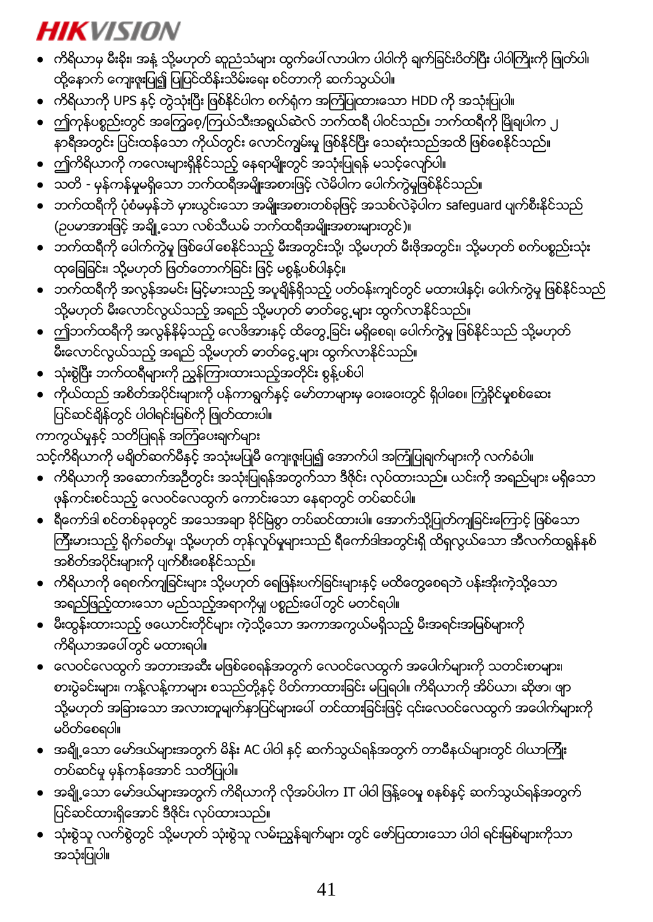- ကိရိယာမှ မီးခိုး၊ အနံ့ သို့မဟုတ် ဆူညံသံများ ထွက်ပေါ်လာပါက ပါဝါကို ချက်ခြင်းပိတ်ပြီး ပါဝါကြိုးကို ဖြုတ်ပါ၊ ထို့နောက် ကျေးဇူးပြု၍ ပြုပြင်ထိန်းသိမ်းရေး စင်တာကို ဆက်သွယ်ပါ။
- ကိရိယာကို UPS နှင့် တွဲသုံးပြီး ဖြစ်နိုင်ပါက စက်ရုံက အကြံပြုထားသော HDD ကို အသုံးပြုပါ။
- ဤကုန်ပစ္စည်းတွင် အကြွေစေ့/ကြယ်သီးအရွယ်ဆဲလ် ဘက်ထရီ ပါဝင်သည်။ ဘက်ထရီကို မြိုချပါက ၂ နာရီအတွင်း ပြင်းထန်သော ကိုယ်တွင်း လောင်ကျွမ်းမှု ဖြစ်နိုင်ပြီး သေဆုံးသည်အထိ ဖြစ်စေနိုင်သည်။
- ဤကိရိယာကို ကလေးများရှိနိုင်သည့် နေရာမျိုးတွင် အသုံးပြုရန် မသင့်လျော်ပါ။
- သတိ - မှန်ကန်မှုမရှိသော ဘက်ထရီအမျိုးအစားဖြင့် လဲမိပါက ပေါက်ကွဲမှုဖြစ်နိုင်သည်။
- ဘက်ထရီကို ပုံစံမမှန်ဘဲ မှားယွင်းသော အမျိုးအစားတစ်ခုဖြင့် အသစ်လဲခဲ့ပါက safeguard ပျက်စီးနိုင်သည် (ဥပမာအားဖြင့် အချို့သော လစ်သီယမ် ဘက်ထရီအမျိုးအစားများတွင်)။
- ဘက်ထရီကို ပေါက်ကွဲမှု ဖြစ်ပေါ်စေနိုင်သည့် မီးအတွင်းသို့၊ သို့မဟုတ် မီးဖိုအတွင်း၊ သို့မဟုတ် စက်ပစ္စည်းသုံး ထုခြေခြင်း၊ သို့မဟုတ် ဖြတ်တောက်ခြင်း ဖြင့် မစွန့်ပစ်ပါနှင့်။
- ဘက်ထရီကို အလွန်အမင်း မြင့်မားသည့် အပူချိန်ရှိသည့် ပတ်ဝန်းကျင်တွင် မထားပါနှင့်၊ ပေါက်ကွဲမှု ဖြစ်နိုင်သည် သို့မဟုတ် မီးလောင်လွယ်သည့် အရည် သို့မဟုတ် ဓာတ်ငွေ့များ ထွက်လာနိုင်သည်။
- ဤဘက်ထရီကို အလွန်နိမ့်သည့် လေဖိအားနှင့် ထိတွေ့ခြင်း မရှိစေရ၊ ပေါက်ကွဲမှု ဖြစ်နိုင်သည် သို့မဟုတ် မီးလောင်လွယ်သည့် အရည် သို့မဟုတ် ဓာတ်ငွေ့များ ထွက်လာနိုင်သည်။
- သုံးစွဲပြီး ဘက်ထရီများကို ညွှန်ကြားထားသည့်အတိုင်း စွန့်ပစ်ပါ
- ကိုယ်ထည် အစိတ်အပိုင်းများကို ပန်ကာရွက်နှင့် မော်တာများမှ ဝေးဝေးတွင် ရှိပါစေ။ ကြံ့ခိုင်မှုစစ်ဆေး ပြင်ဆင်ချိန်တွင် ပါဝါရင်းမြစ်ကို ဖြုတ်ထားပါ။

ကာကွယ်မှုနှင့် သတိပြုရန် အကြံပေးချက်များ

သင့်ကိရိယာကို မချိတ်ဆက်မီနှင့် အသုံးမပြုမီ ကျေးဇူးပြု၍ အောက်ပါ အကြံပြုချက်များကို လက်ခံပါ။

- ကိရိယာကို အဆောက်အဦတွင်း အသုံးပြုရန်အတွက်သာ ဒီဇိုင်း လုပ်ထားသည်။ ယင်းကို အရည်များ မရှိသော ဖုန်ကင်းစင်သည့် လေဝင်လေထွက် ကောင်းသော နေရာတွင် တပ်ဆင်ပါ။
- ရီကော်ဒါ စင်တစ်ခုခုတွင် အသေအချာ ခိုင်မြဲစွာ တပ်ဆင်ထားပါ။ အောက်သို့ပြုတ်ကျခြင်းကြောင့် ဖြစ်သော ကြီးမားသည့် ရိုက်ခတ်မှု၊ သို့မဟုတ် တုန်လှုပ်မှုများသည် ရီကော်ဒါအတွင်းရှိ ထိရှလွယ်သော အီလက်ထရွန်နစ် အစိတ်အပိုင်းများကို ပျက်စီးစေနိုင်သည်။
- ကိရိယာကို ရေစက်ကျခြင်းများ သို့မဟုတ် ရေဖြန်းပက်ခြင်းများနှင့် မထိတွေ့စေရဘဲ ပန်းအိုးကဲ့သို့သော အရည်ဖြည့်ထားသော မည်သည့်အရာကိုမျှ ပစ္စည်းပေါ်တွင် မတင်ရပါ။
- မီးထွန်းထားသည့် ဖယောင်းတိုင်များ ကဲ့သို့သော အကာအကွယ်မရှိသည့် မီးအရင်းအမြစ်များကို ကိရိယာအပေါ်တွင် မထားရပါ။
- လေဝင်လေထွက် အတားအဆီး မဖြစ်စေရန်အတွက် လေဝင်လေထွက် အပေါက်များကို သတင်းစာများ၊ စားပွဲခင်းများ၊ ကန့်လန့်ကာများ စသည်တို့နှင့် ပိတ်ကာထားခြင်း မပြုရပါ။ ကိရိယာကို အိပ်ယာ၊ ဆိုဖာ၊ ဖျာ သို့မဟုတ် အခြားသော အလားတူမျက်နှာပြင်များပေါ် တင်ထားခြင်းဖြင့် ၎င်းလေဝင်လေထွက် အပေါက်များကို မပိတ်စေရပါ။
- အချို့သော မော်ဒယ်များအတွက် မိန်း AC ပါဝါ နှင့် ဆက်သွယ်ရန်အတွက် တာမီနယ်များတွင် ဝါယာကြိုး တပ်ဆင်မှု မှန်ကန်အောင် သတိပြုပါ။
- အချို့သော မော်ဒယ်များအတွက် ကိရိယာကို လိုအပ်ပါက IT ပါဝါ ဖြန့်ဝေမှု စနစ်နှင့် ဆက်သွယ်ရန်အတွက် ပြင်ဆင်ထားရှိအောင် ဒီဇိုင်း လုပ်ထားသည်။
- သုံးစွဲသူ လက်စွဲတွင် သို့မဟုတ် သုံးစွဲသူ လမ်းညွှန်ချက်များ တွင် ဖော်ပြထားသော ပါဝါ ရင်းမြစ်များကိုသာ အသုံးပြုပါ။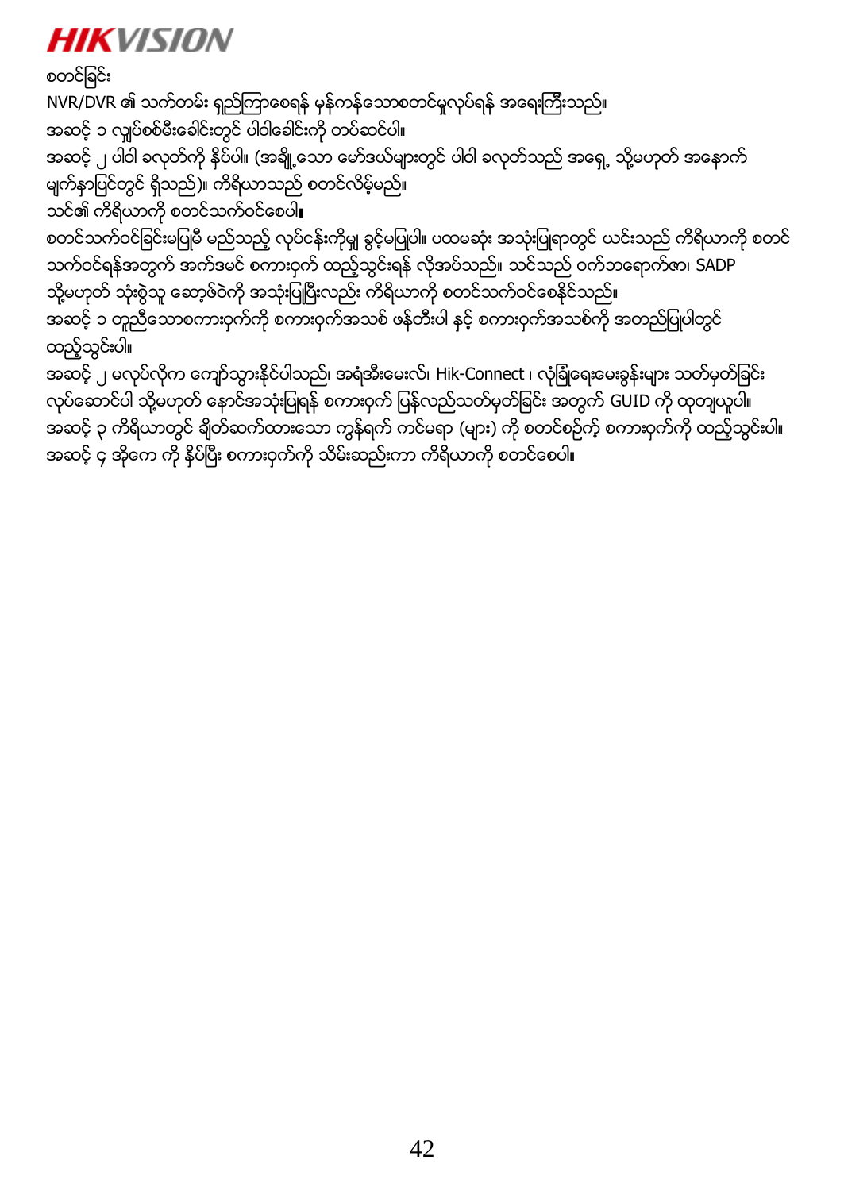စတင်ခြင်း

NVR/DVR ၏ သက်တမ်း ရှည်ကြာစေရန် မှန်ကန်သောစတင်မှုလုပ်ရန် အရေးကြီးသည်။

အဆင့် ၁ လျှပ်စစ်မီးခေါင်းတွင် ပါဝါခေါင်းကို တပ်ဆင်ပါ။

အဆင့် ၂ ပါဝါ ခလုတ်ကို နှိပ်ပါ။ (အချို့သော မော်ဒယ်များတွင် ပါဝါ ခလုတ်သည် အရှေ့ သို့မဟုတ် အနောက် မျက်နှာပြင်တွင် ရှိသည်)။ ကိရိယာသည် စတင်လိမ့်မည်။

သင်၏ ကိရိယာကို စတင်သက်ဝင်စေပါ။

စတင်သက်ဝင်ခြင်းမပြုမီ မည်သည့် လုပ်ငန်းကိုမျှ ခွင့်မပြုပါ။ ပထမဆုံး အသုံးပြုရာတွင် ယင်းသည် ကိရိယာကို စတင် သက်ဝင်ရန်အတွက် အက်ဒမင် စကားဝှက် ထည့်သွင်းရန် လိုအပ်သည်။ သင်သည် ဝက်ဘရောက်ဇာ၊ SADP သို့မဟုတ် သုံးစွဲသူ ဆော့ဖ်ဝဲကို အသုံးပြုပြီးလည်း ကိရိယာကို စတင်သက်ဝင်စေနိုင်သည်။

အဆင့် ၁ တူညီသောစကားဝှက်ကို စကားဝှက်အသစ် ဖန်တီးပါ နှင့် စကားဝှက်အသစ်ကို အတည်ပြုပါတွင် ထည့်သွင်းပါ။

အဆင့် ၂ မလုပ်လိုက ကျော်သွားနိုင်ပါသည်၊ အရံအီးမေးလ်၊ Hik-Connect ၊ လုံခြုံရေးမေးခွန်းများ သတ်မှတ်ခြင်း လုပ်ဆောင်ပါ သို့မဟုတ် နောင်အသုံးပြုရန် စကားဝှက် ပြန်လည်သတ်မှတ်ခြင်း အတွက် GUID ကို ထုတ်ယူပါ။

အဆင့် ၃ ကိရိယာတွင် ချိတ်ဆက်ထားသော ကွန်ရက် ကင်မရာ (များ) ကို စတင်စဉ်က် စကားဝှက်ကို ထည့်သွင်းပါ။

အဆင့် ၄ အိုကေ ကို နှိပ်ပြီး စကားဝှက်ကို သိမ်းဆည်းကာ ကိရိယာကို စတင်စေပါ။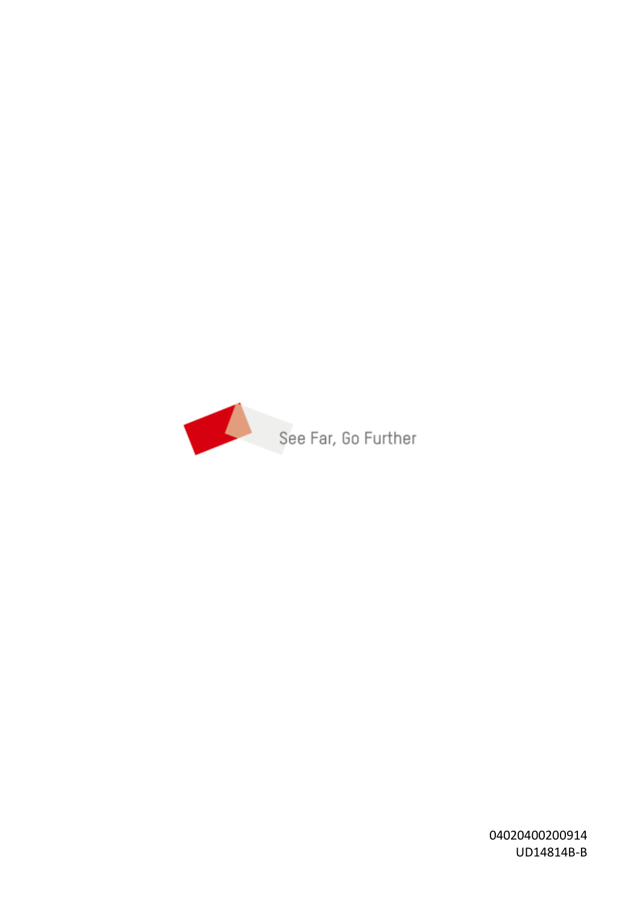See Far, Go Further

04020400200914
UD14814B-B